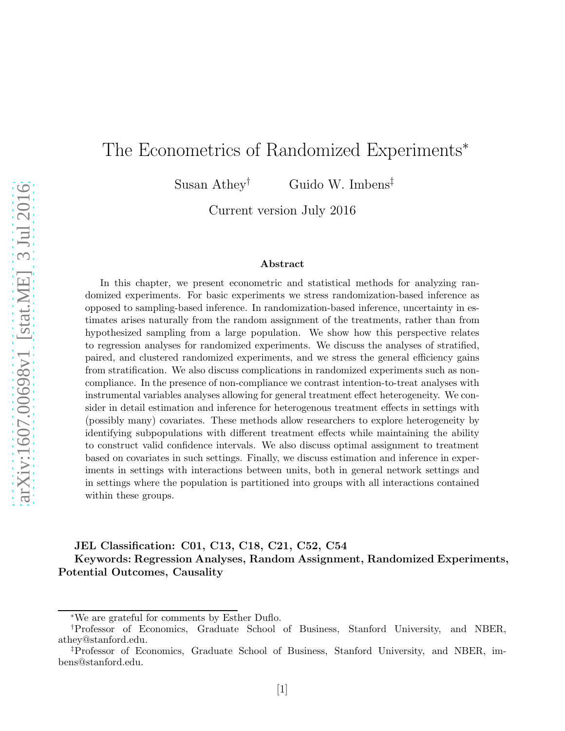# The Econometrics of Randomized Experiments[*]

Susan Athey[†] Guido W. Imbens[‡]

Current version July 2016

### Abstract

In this chapter, we present econometric and statistical methods for analyzing randomized experiments. For basic experiments we stress randomization-based inference as opposed to sampling-based inference. In randomization-based inference, uncertainty in estimates arises naturally from the random assignment of the treatments, rather than from hypothesized sampling from a large population. We show how this perspective relates to regression analyses for randomized experiments. We discuss the analyses of stratified, paired, and clustered randomized experiments, and we stress the general efficiency gains from stratification. We also discuss complications in randomized experiments such as non-compliance. In the presence of non-compliance we contrast intention-to-treat analyses with instrumental variables analyses allowing for general treatment effect heterogeneity. We consider in detail estimation and inference for heterogenous treatment effects in settings with (possibly many) covariates. These methods allow researchers to explore heterogeneity by identifying subpopulations with different treatment effects while maintaining the ability to construct valid confidence intervals. We also discuss optimal assignment to treatment based on covariates in such settings. Finally, we discuss estimation and inference in experiments in settings with interactions between units, both in general network settings and in settings where the population is partitioned into groups with all interactions contained within these groups.

**JEL Classification: C01, C13, C18, C21, C52, C54**

**Keywords: Regression Analyses, Random Assignment, Randomized Experiments, Potential Outcomes, Causality**

---

[*]We are grateful for comments by Esther Duflo.

[†]Professor of Economics, Graduate School of Business, Stanford University, and NBER, athey@stanford.edu.

[‡]Professor of Economics, Graduate School of Business, Stanford University, and NBER, imbens@stanford.edu.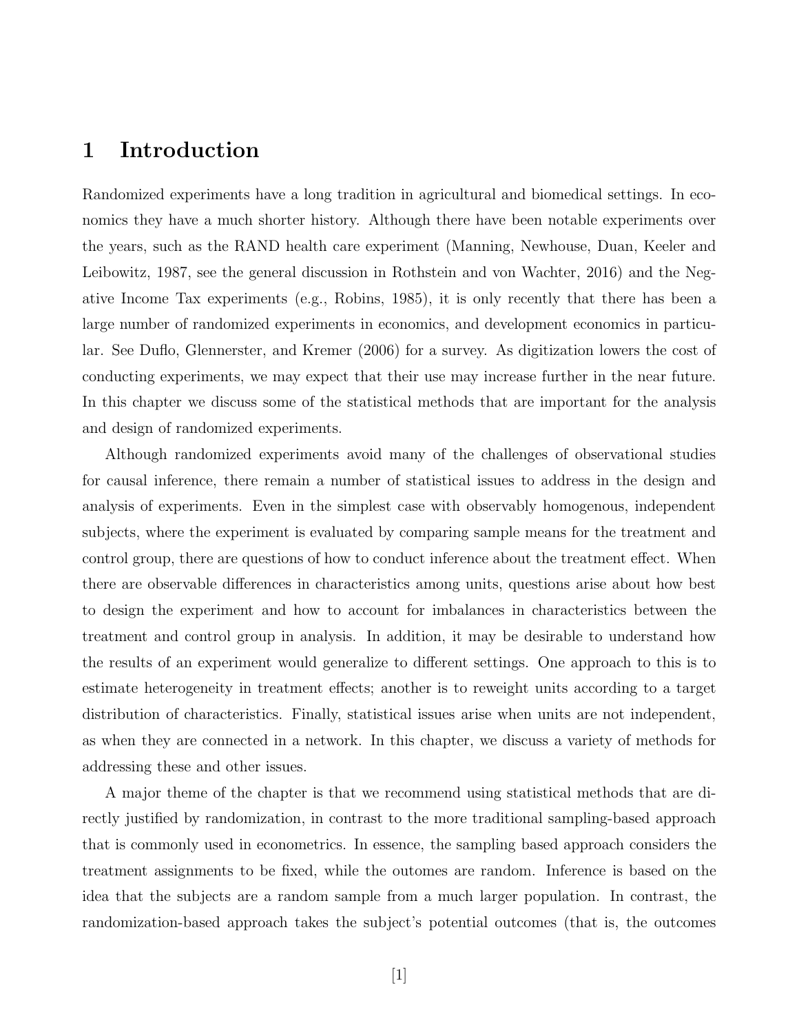# 1 Introduction

Randomized experiments have a long tradition in agricultural and biomedical settings. In economics they have a much shorter history. Although there have been notable experiments over the years, such as the RAND health care experiment (Manning, Newhouse, Duan, Keeler and Leibowitz, 1987, see the general discussion in Rothstein and von Wachter, 2016) and the Negative Income Tax experiments (e.g., Robins, 1985), it is only recently that there has been a large number of randomized experiments in economics, and development economics in particular. See Duflo, Glennerster, and Kremer (2006) for a survey. As digitization lowers the cost of conducting experiments, we may expect that their use may increase further in the near future. In this chapter we discuss some of the statistical methods that are important for the analysis and design of randomized experiments.

Although randomized experiments avoid many of the challenges of observational studies for causal inference, there remain a number of statistical issues to address in the design and analysis of experiments. Even in the simplest case with observably homogenous, independent subjects, where the experiment is evaluated by comparing sample means for the treatment and control group, there are questions of how to conduct inference about the treatment effect. When there are observable differences in characteristics among units, questions arise about how best to design the experiment and how to account for imbalances in characteristics between the treatment and control group in analysis. In addition, it may be desirable to understand how the results of an experiment would generalize to different settings. One approach to this is to estimate heterogeneity in treatment effects; another is to reweight units according to a target distribution of characteristics. Finally, statistical issues arise when units are not independent, as when they are connected in a network. In this chapter, we discuss a variety of methods for addressing these and other issues.

A major theme of the chapter is that we recommend using statistical methods that are directly justified by randomization, in contrast to the more traditional sampling-based approach that is commonly used in econometrics. In essence, the sampling based approach considers the treatment assignments to be fixed, while the outomes are random. Inference is based on the idea that the subjects are a random sample from a much larger population. In contrast, the randomization-based approach takes the subject's potential outcomes (that is, the outcomes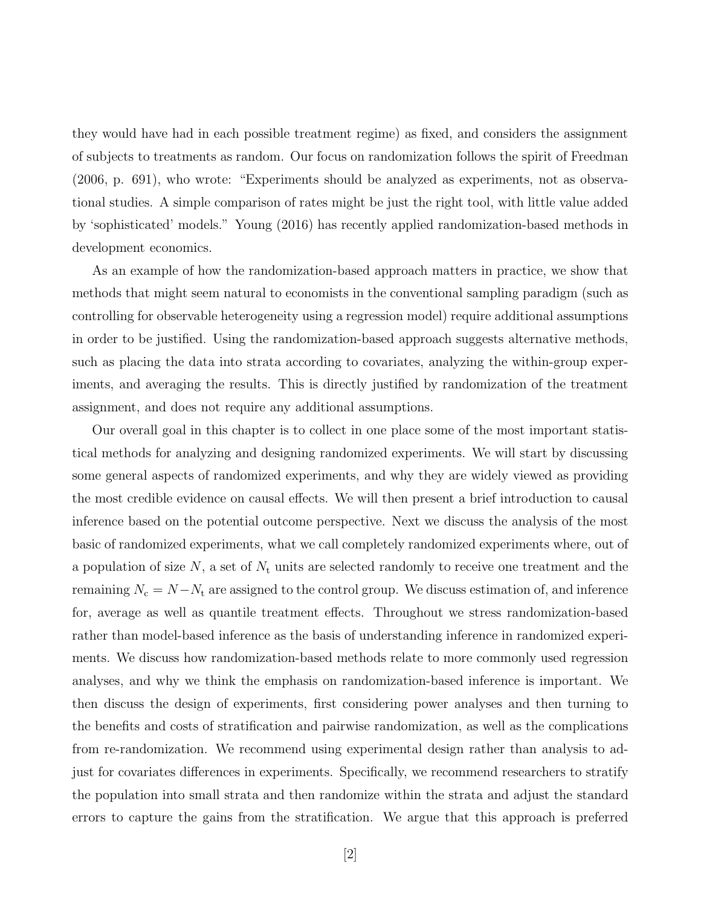they would have had in each possible treatment regime) as fixed, and considers the assignment of subjects to treatments as random. Our focus on randomization follows the spirit of Freedman (2006, p. 691), who wrote: "Experiments should be analyzed as experiments, not as observational studies. A simple comparison of rates might be just the right tool, with little value added by 'sophisticated' models." Young (2016) has recently applied randomization-based methods in development economics.

As an example of how the randomization-based approach matters in practice, we show that methods that might seem natural to economists in the conventional sampling paradigm (such as controlling for observable heterogeneity using a regression model) require additional assumptions in order to be justified. Using the randomization-based approach suggests alternative methods, such as placing the data into strata according to covariates, analyzing the within-group experiments, and averaging the results. This is directly justified by randomization of the treatment assignment, and does not require any additional assumptions.

Our overall goal in this chapter is to collect in one place some of the most important statistical methods for analyzing and designing randomized experiments. We will start by discussing some general aspects of randomized experiments, and why they are widely viewed as providing the most credible evidence on causal effects. We will then present a brief introduction to causal inference based on the potential outcome perspective. Next we discuss the analysis of the most basic of randomized experiments, what we call completely randomized experiments where, out of a population of size $N$, a set of $N_{\mathrm{t}}$ units are selected randomly to receive one treatment and the remaining $N_{\mathrm{c}} = N - N_{\mathrm{t}}$ are assigned to the control group. We discuss estimation of, and inference for, average as well as quantile treatment effects. Throughout we stress randomization-based rather than model-based inference as the basis of understanding inference in randomized experiments. We discuss how randomization-based methods relate to more commonly used regression analyses, and why we think the emphasis on randomization-based inference is important. We then discuss the design of experiments, first considering power analyses and then turning to the benefits and costs of stratification and pairwise randomization, as well as the complications from re-randomization. We recommend using experimental design rather than analysis to adjust for covariates differences in experiments. Specifically, we recommend researchers to stratify the population into small strata and then randomize within the strata and adjust the standard errors to capture the gains from the stratification. We argue that this approach is preferred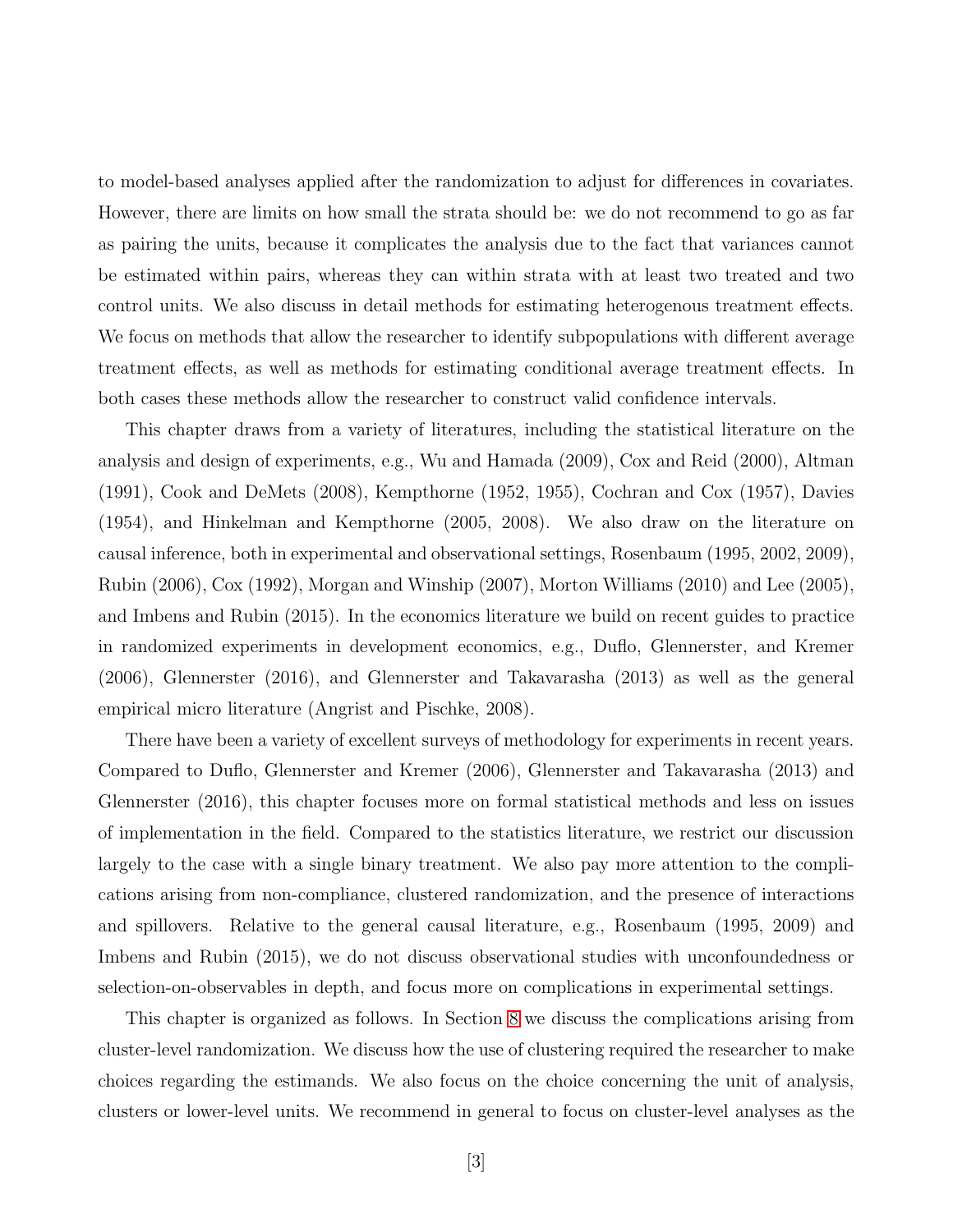to model-based analyses applied after the randomization to adjust for differences in covariates. However, there are limits on how small the strata should be: we do not recommend to go as far as pairing the units, because it complicates the analysis due to the fact that variances cannot be estimated within pairs, whereas they can within strata with at least two treated and two control units. We also discuss in detail methods for estimating heterogenous treatment effects. We focus on methods that allow the researcher to identify subpopulations with different average treatment effects, as well as methods for estimating conditional average treatment effects. In both cases these methods allow the researcher to construct valid confidence intervals.

This chapter draws from a variety of literatures, including the statistical literature on the analysis and design of experiments, e.g., Wu and Hamada (2009), Cox and Reid (2000), Altman (1991), Cook and DeMets (2008), Kempthorne (1952, 1955), Cochran and Cox (1957), Davies (1954), and Hinkelman and Kempthorne (2005, 2008). We also draw on the literature on causal inference, both in experimental and observational settings, Rosenbaum (1995, 2002, 2009), Rubin (2006), Cox (1992), Morgan and Winship (2007), Morton Williams (2010) and Lee (2005), and Imbens and Rubin (2015). In the economics literature we build on recent guides to practice in randomized experiments in development economics, e.g., Duflo, Glennerster, and Kremer (2006), Glennerster (2016), and Glennerster and Takavarasha (2013) as well as the general empirical micro literature (Angrist and Pischke, 2008).

There have been a variety of excellent surveys of methodology for experiments in recent years. Compared to Duflo, Glennerster and Kremer (2006), Glennerster and Takavarasha (2013) and Glennerster (2016), this chapter focuses more on formal statistical methods and less on issues of implementation in the field. Compared to the statistics literature, we restrict our discussion largely to the case with a single binary treatment. We also pay more attention to the complications arising from non-compliance, clustered randomization, and the presence of interactions and spillovers. Relative to the general causal literature, e.g., Rosenbaum (1995, 2009) and Imbens and Rubin (2015), we do not discuss observational studies with unconfoundedness or selection-on-observables in depth, and focus more on complications in experimental settings.

This chapter is organized as follows. In Section 8 we discuss the complications arising from cluster-level randomization. We discuss how the use of clustering required the researcher to make choices regarding the estimands. We also focus on the choice concerning the unit of analysis, clusters or lower-level units. We recommend in general to focus on cluster-level analyses as the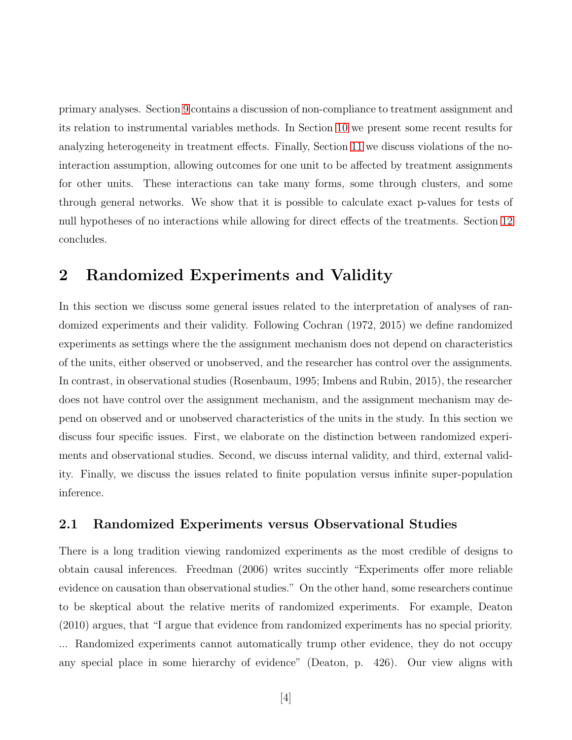primary analyses. Section 9 contains a discussion of non-compliance to treatment assignment and its relation to instrumental variables methods. In Section 10 we present some recent results for analyzing heterogeneity in treatment effects. Finally, Section 11 we discuss violations of the no-interaction assumption, allowing outcomes for one unit to be affected by treatment assignments for other units. These interactions can take many forms, some through clusters, and some through general networks. We show that it is possible to calculate exact p-values for tests of null hypotheses of no interactions while allowing for direct effects of the treatments. Section 12 concludes.

## 2 Randomized Experiments and Validity

In this section we discuss some general issues related to the interpretation of analyses of randomized experiments and their validity. Following Cochran (1972, 2015) we define randomized experiments as settings where the the assignment mechanism does not depend on characteristics of the units, either observed or unobserved, and the researcher has control over the assignments. In contrast, in observational studies (Rosenbaum, 1995; Imbens and Rubin, 2015), the researcher does not have control over the assignment mechanism, and the assignment mechanism may depend on observed and or unobserved characteristics of the units in the study. In this section we discuss four specific issues. First, we elaborate on the distinction between randomized experiments and observational studies. Second, we discuss internal validity, and third, external validity. Finally, we discuss the issues related to finite population versus infinite super-population inference.

### 2.1 Randomized Experiments versus Observational Studies

There is a long tradition viewing randomized experiments as the most credible of designs to obtain causal inferences. Freedman (2006) writes succintly "Experiments offer more reliable evidence on causation than observational studies." On the other hand, some researchers continue to be skeptical about the relative merits of randomized experiments. For example, Deaton (2010) argues, that "I argue that evidence from randomized experiments has no special priority. ... Randomized experiments cannot automatically trump other evidence, they do not occupy any special place in some hierarchy of evidence" (Deaton, p. 426). Our view aligns with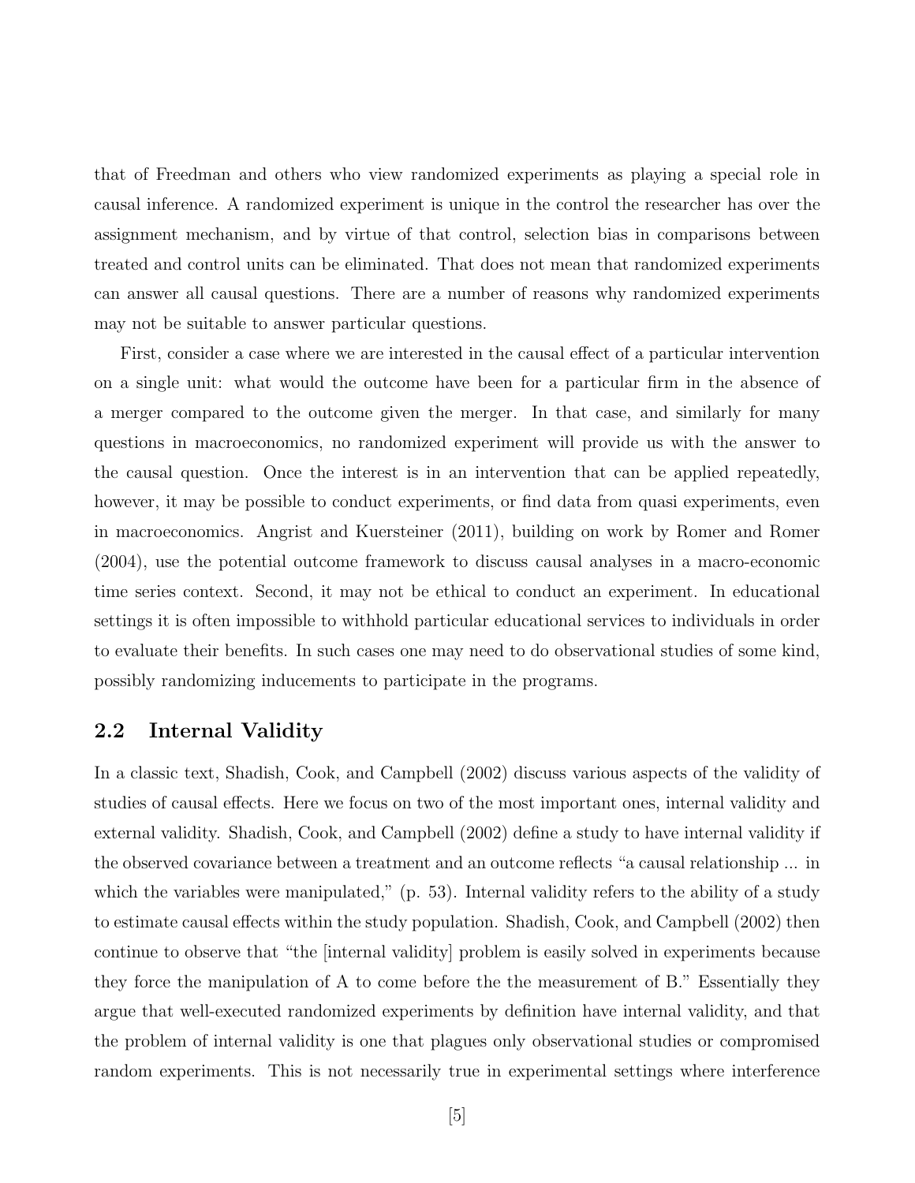that of Freedman and others who view randomized experiments as playing a special role in causal inference. A randomized experiment is unique in the control the researcher has over the assignment mechanism, and by virtue of that control, selection bias in comparisons between treated and control units can be eliminated. That does not mean that randomized experiments can answer all causal questions. There are a number of reasons why randomized experiments may not be suitable to answer particular questions.

First, consider a case where we are interested in the causal effect of a particular intervention on a single unit: what would the outcome have been for a particular firm in the absence of a merger compared to the outcome given the merger. In that case, and similarly for many questions in macroeconomics, no randomized experiment will provide us with the answer to the causal question. Once the interest is in an intervention that can be applied repeatedly, however, it may be possible to conduct experiments, or find data from quasi experiments, even in macroeconomics. Angrist and Kuersteiner (2011), building on work by Romer and Romer (2004), use the potential outcome framework to discuss causal analyses in a macro-economic time series context. Second, it may not be ethical to conduct an experiment. In educational settings it is often impossible to withhold particular educational services to individuals in order to evaluate their benefits. In such cases one may need to do observational studies of some kind, possibly randomizing inducements to participate in the programs.

## 2.2 Internal Validity

In a classic text, Shadish, Cook, and Campbell (2002) discuss various aspects of the validity of studies of causal effects. Here we focus on two of the most important ones, internal validity and external validity. Shadish, Cook, and Campbell (2002) define a study to have internal validity if the observed covariance between a treatment and an outcome reflects "a causal relationship ... in which the variables were manipulated," (p. 53). Internal validity refers to the ability of a study to estimate causal effects within the study population. Shadish, Cook, and Campbell (2002) then continue to observe that "the [internal validity] problem is easily solved in experiments because they force the manipulation of A to come before the the measurement of B." Essentially they argue that well-executed randomized experiments by definition have internal validity, and that the problem of internal validity is one that plagues only observational studies or compromised random experiments. This is not necessarily true in experimental settings where interference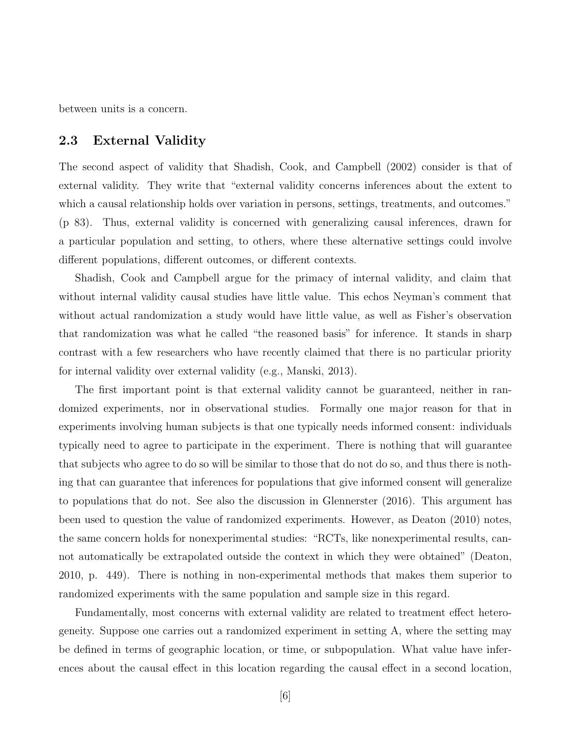between units is a concern.

## 2.3 External Validity

The second aspect of validity that Shadish, Cook, and Campbell (2002) consider is that of external validity. They write that "external validity concerns inferences about the extent to which a causal relationship holds over variation in persons, settings, treatments, and outcomes." (p 83). Thus, external validity is concerned with generalizing causal inferences, drawn for a particular population and setting, to others, where these alternative settings could involve different populations, different outcomes, or different contexts.

Shadish, Cook and Campbell argue for the primacy of internal validity, and claim that without internal validity causal studies have little value. This echos Neyman's comment that without actual randomization a study would have little value, as well as Fisher's observation that randomization was what he called "the reasoned basis" for inference. It stands in sharp contrast with a few researchers who have recently claimed that there is no particular priority for internal validity over external validity (e.g., Manski, 2013).

The first important point is that external validity cannot be guaranteed, neither in randomized experiments, nor in observational studies. Formally one major reason for that in experiments involving human subjects is that one typically needs informed consent: individuals typically need to agree to participate in the experiment. There is nothing that will guarantee that subjects who agree to do so will be similar to those that do not do so, and thus there is nothing that can guarantee that inferences for populations that give informed consent will generalize to populations that do not. See also the discussion in Glennerster (2016). This argument has been used to question the value of randomized experiments. However, as Deaton (2010) notes, the same concern holds for nonexperimental studies: "RCTs, like nonexperimental results, cannot automatically be extrapolated outside the context in which they were obtained" (Deaton, 2010, p. 449). There is nothing in non-experimental methods that makes them superior to randomized experiments with the same population and sample size in this regard.

Fundamentally, most concerns with external validity are related to treatment effect heterogeneity. Suppose one carries out a randomized experiment in setting A, where the setting may be defined in terms of geographic location, or time, or subpopulation. What value have inferences about the causal effect in this location regarding the causal effect in a second location,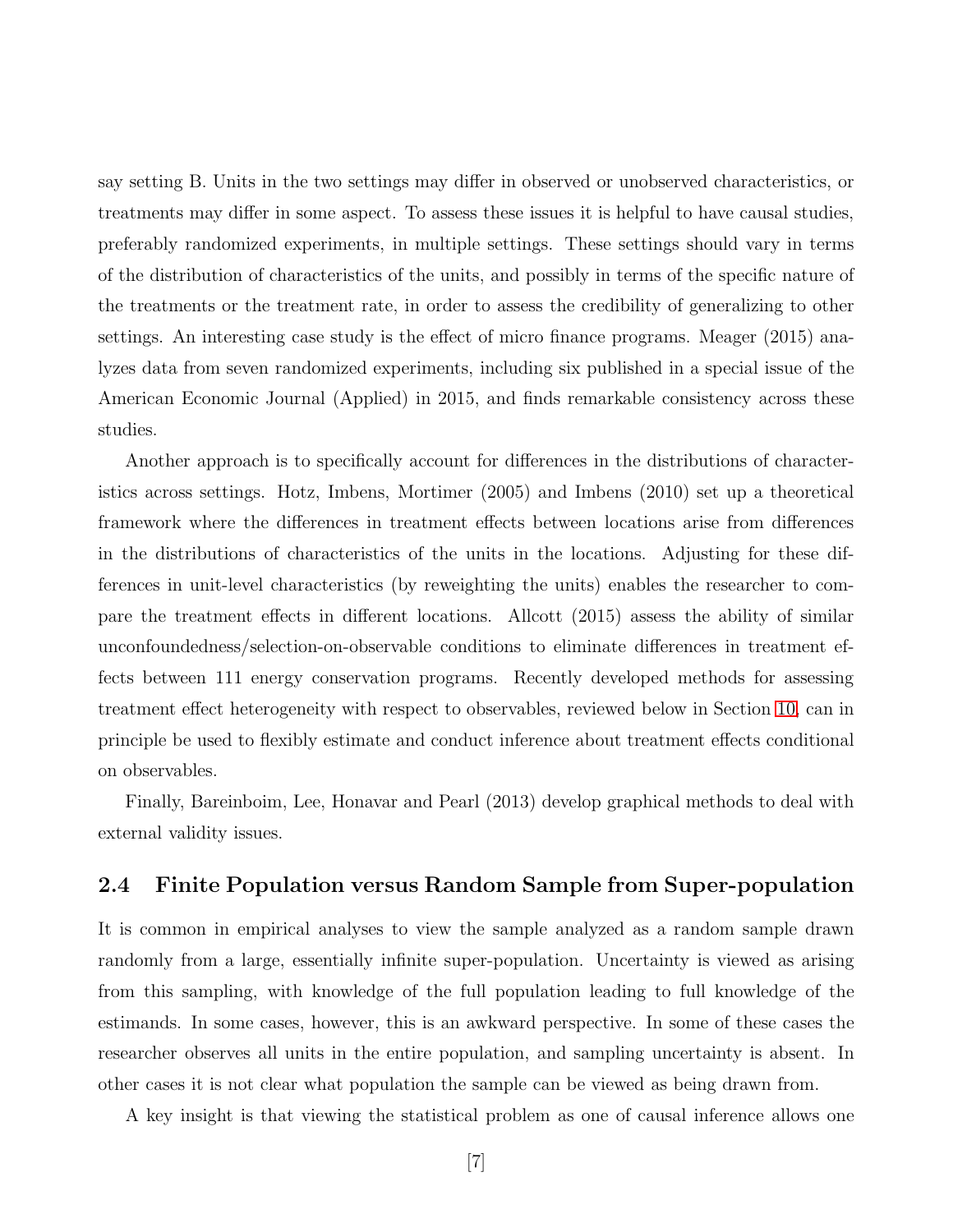say setting B. Units in the two settings may differ in observed or unobserved characteristics, or treatments may differ in some aspect. To assess these issues it is helpful to have causal studies, preferably randomized experiments, in multiple settings. These settings should vary in terms of the distribution of characteristics of the units, and possibly in terms of the specific nature of the treatments or the treatment rate, in order to assess the credibility of generalizing to other settings. An interesting case study is the effect of micro finance programs. Meager (2015) analyzes data from seven randomized experiments, including six published in a special issue of the American Economic Journal (Applied) in 2015, and finds remarkable consistency across these studies.

Another approach is to specifically account for differences in the distributions of characteristics across settings. Hotz, Imbens, Mortimer (2005) and Imbens (2010) set up a theoretical framework where the differences in treatment effects between locations arise from differences in the distributions of characteristics of the units in the locations. Adjusting for these differences in unit-level characteristics (by reweighting the units) enables the researcher to compare the treatment effects in different locations. Allcott (2015) assess the ability of similar unconfoundedness/selection-on-observable conditions to eliminate differences in treatment effects between 111 energy conservation programs. Recently developed methods for assessing treatment effect heterogeneity with respect to observables, reviewed below in Section 10, can in principle be used to flexibly estimate and conduct inference about treatment effects conditional on observables.

Finally, Bareinboim, Lee, Honavar and Pearl (2013) develop graphical methods to deal with external validity issues.

## 2.4 Finite Population versus Random Sample from Super-population

It is common in empirical analyses to view the sample analyzed as a random sample drawn randomly from a large, essentially infinite super-population. Uncertainty is viewed as arising from this sampling, with knowledge of the full population leading to full knowledge of the estimands. In some cases, however, this is an awkward perspective. In some of these cases the researcher observes all units in the entire population, and sampling uncertainty is absent. In other cases it is not clear what population the sample can be viewed as being drawn from.

A key insight is that viewing the statistical problem as one of causal inference allows one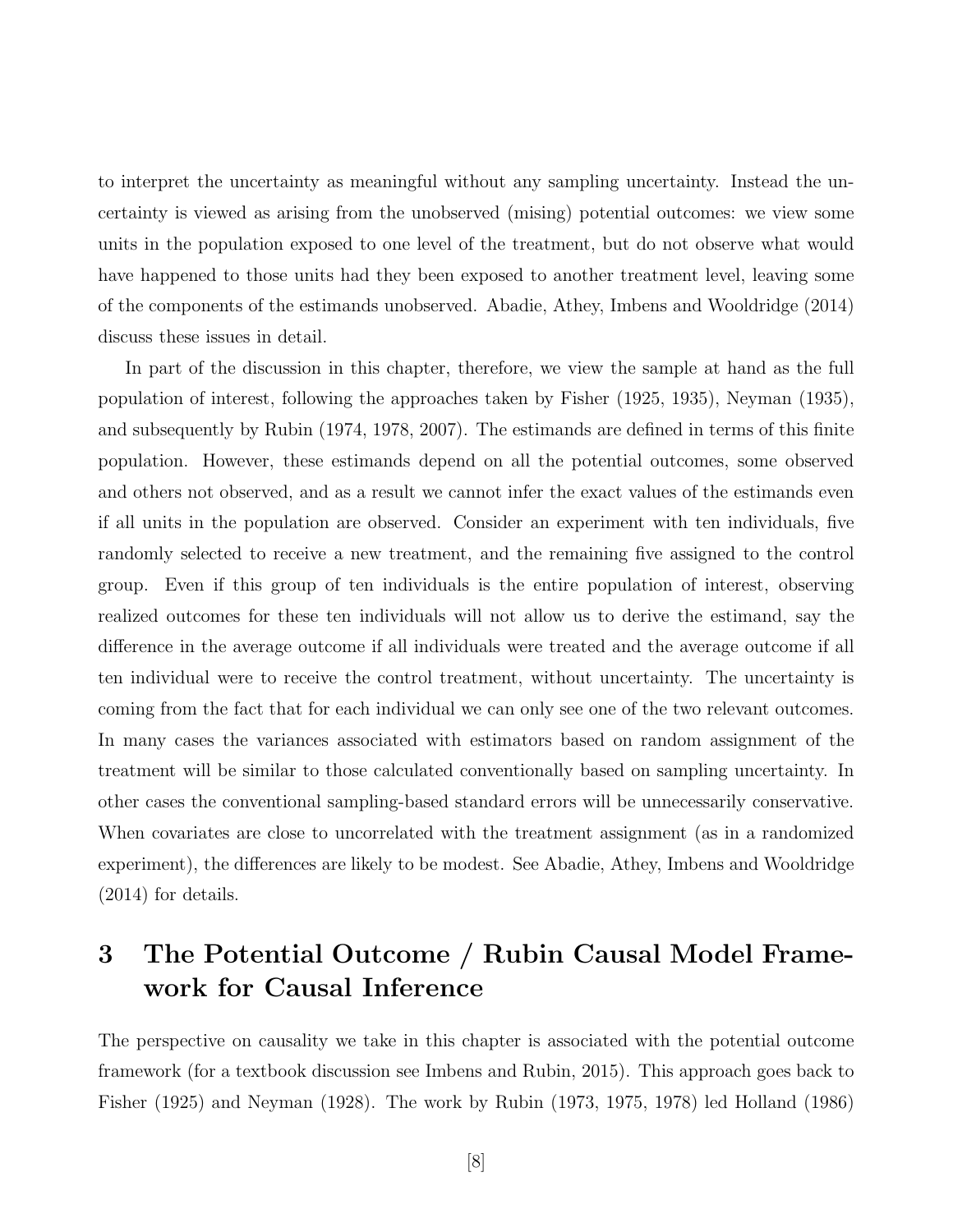to interpret the uncertainty as meaningful without any sampling uncertainty. Instead the uncertainty is viewed as arising from the unobserved (mising) potential outcomes: we view some units in the population exposed to one level of the treatment, but do not observe what would have happened to those units had they been exposed to another treatment level, leaving some of the components of the estimands unobserved. Abadie, Athey, Imbens and Wooldridge (2014) discuss these issues in detail.

In part of the discussion in this chapter, therefore, we view the sample at hand as the full population of interest, following the approaches taken by Fisher (1925, 1935), Neyman (1935), and subsequently by Rubin (1974, 1978, 2007). The estimands are defined in terms of this finite population. However, these estimands depend on all the potential outcomes, some observed and others not observed, and as a result we cannot infer the exact values of the estimands even if all units in the population are observed. Consider an experiment with ten individuals, five randomly selected to receive a new treatment, and the remaining five assigned to the control group. Even if this group of ten individuals is the entire population of interest, observing realized outcomes for these ten individuals will not allow us to derive the estimand, say the difference in the average outcome if all individuals were treated and the average outcome if all ten individual were to receive the control treatment, without uncertainty. The uncertainty is coming from the fact that for each individual we can only see one of the two relevant outcomes. In many cases the variances associated with estimators based on random assignment of the treatment will be similar to those calculated conventionally based on sampling uncertainty. In other cases the conventional sampling-based standard errors will be unnecessarily conservative. When covariates are close to uncorrelated with the treatment assignment (as in a randomized experiment), the differences are likely to be modest. See Abadie, Athey, Imbens and Wooldridge (2014) for details.

# 3 The Potential Outcome / Rubin Causal Model Framework for Causal Inference

The perspective on causality we take in this chapter is associated with the potential outcome framework (for a textbook discussion see Imbens and Rubin, 2015). This approach goes back to Fisher (1925) and Neyman (1928). The work by Rubin (1973, 1975, 1978) led Holland (1986)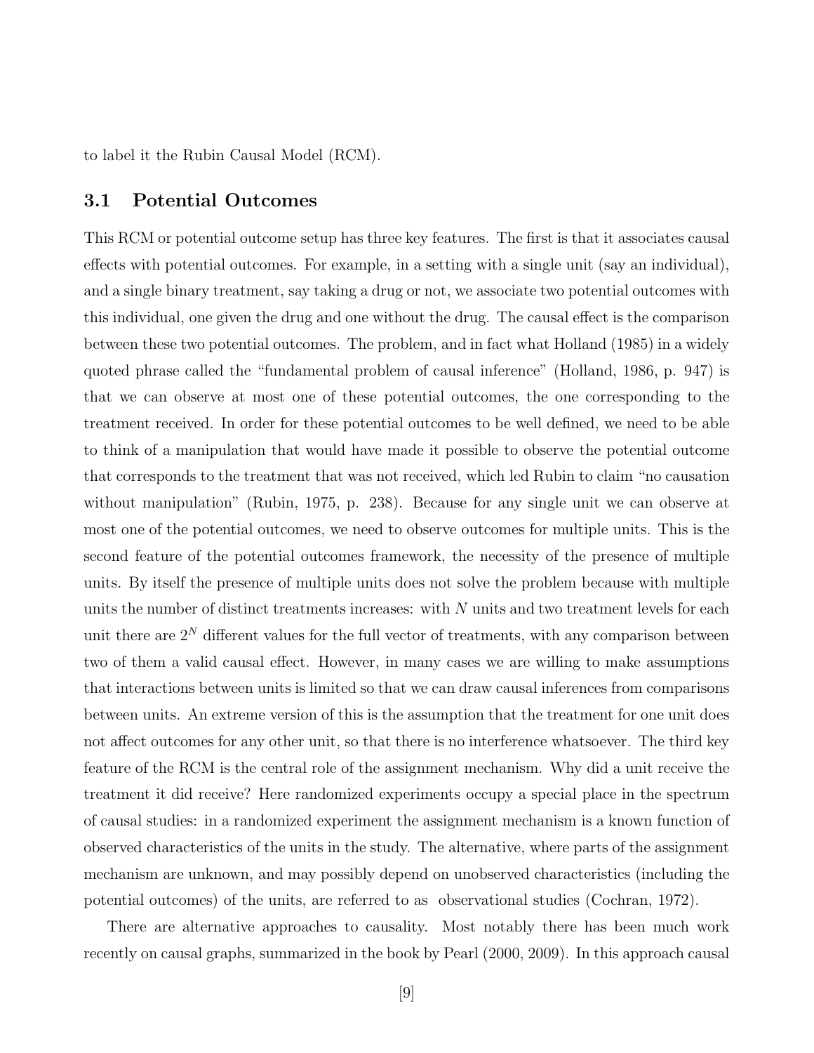to label it the Rubin Causal Model (RCM).

### 3.1 Potential Outcomes

This RCM or potential outcome setup has three key features. The first is that it associates causal effects with potential outcomes. For example, in a setting with a single unit (say an individual), and a single binary treatment, say taking a drug or not, we associate two potential outcomes with this individual, one given the drug and one without the drug. The causal effect is the comparison between these two potential outcomes. The problem, and in fact what Holland (1985) in a widely quoted phrase called the "fundamental problem of causal inference" (Holland, 1986, p. 947) is that we can observe at most one of these potential outcomes, the one corresponding to the treatment received. In order for these potential outcomes to be well defined, we need to be able to think of a manipulation that would have made it possible to observe the potential outcome that corresponds to the treatment that was not received, which led Rubin to claim "no causation without manipulation" (Rubin, 1975, p. 238). Because for any single unit we can observe at most one of the potential outcomes, we need to observe outcomes for multiple units. This is the second feature of the potential outcomes framework, the necessity of the presence of multiple units. By itself the presence of multiple units does not solve the problem because with multiple units the number of distinct treatments increases: with $N$ units and two treatment levels for each unit there are $2^N$ different values for the full vector of treatments, with any comparison between two of them a valid causal effect. However, in many cases we are willing to make assumptions that interactions between units is limited so that we can draw causal inferences from comparisons between units. An extreme version of this is the assumption that the treatment for one unit does not affect outcomes for any other unit, so that there is no interference whatsoever. The third key feature of the RCM is the central role of the assignment mechanism. Why did a unit receive the treatment it did receive? Here randomized experiments occupy a special place in the spectrum of causal studies: in a randomized experiment the assignment mechanism is a known function of observed characteristics of the units in the study. The alternative, where parts of the assignment mechanism are unknown, and may possibly depend on unobserved characteristics (including the potential outcomes) of the units, are referred to as observational studies (Cochran, 1972).

There are alternative approaches to causality. Most notably there has been much work recently on causal graphs, summarized in the book by Pearl (2000, 2009). In this approach causal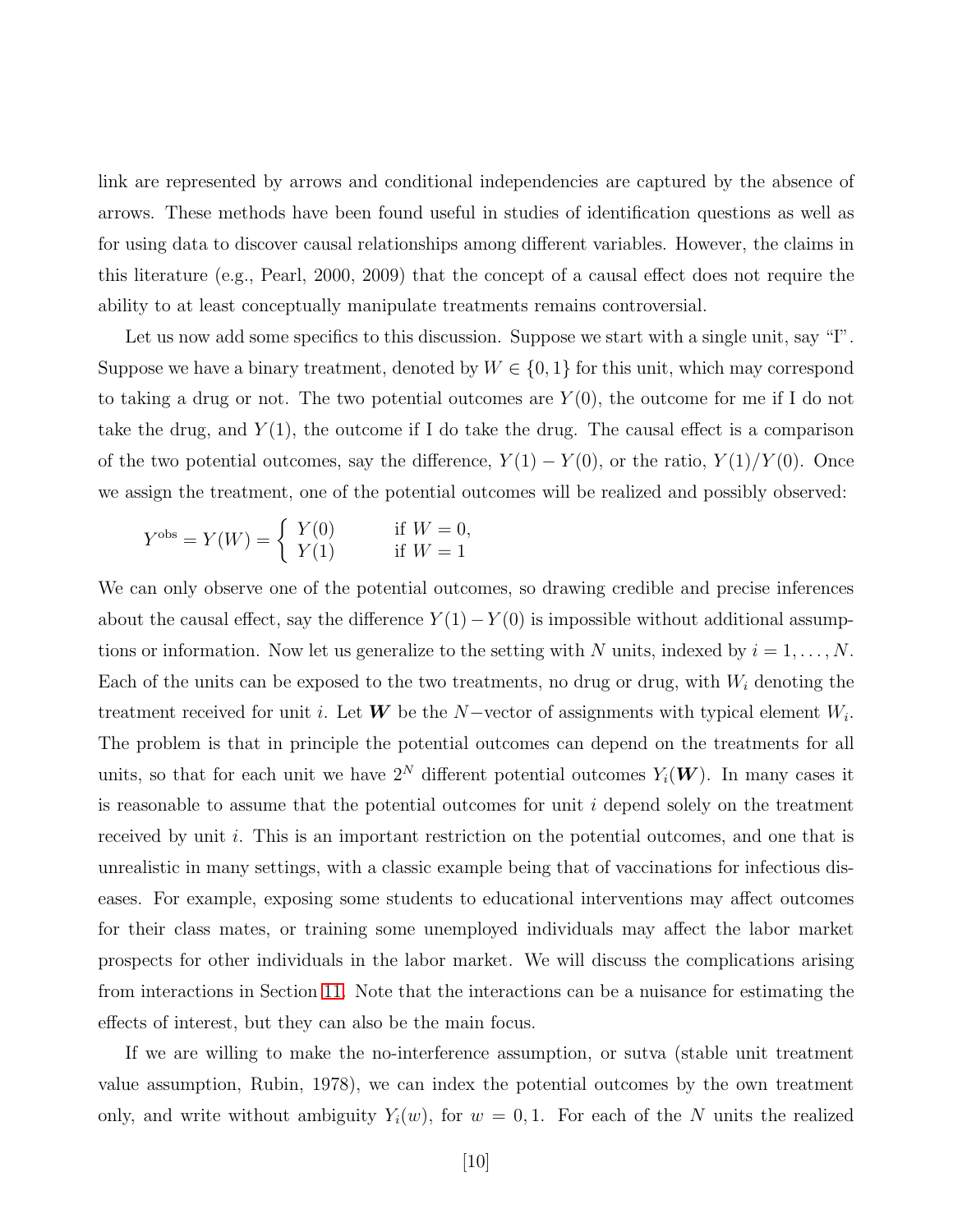link are represented by arrows and conditional independencies are captured by the absence of arrows. These methods have been found useful in studies of identification questions as well as for using data to discover causal relationships among different variables. However, the claims in this literature (e.g., Pearl, 2000, 2009) that the concept of a causal effect does not require the ability to at least conceptually manipulate treatments remains controversial.

Let us now add some specifics to this discussion. Suppose we start with a single unit, say "I". Suppose we have a binary treatment, denoted by $W \in \{0, 1\}$ for this unit, which may correspond to taking a drug or not. The two potential outcomes are $Y(0)$, the outcome for me if I do not take the drug, and $Y(1)$, the outcome if I do take the drug. The causal effect is a comparison of the two potential outcomes, say the difference, $Y(1) - Y(0)$, or the ratio, $Y(1)/Y(0)$. Once we assign the treatment, one of the potential outcomes will be realized and possibly observed:

$$Y^{\text{obs}} = Y(W) = \begin{cases} Y(0) & \text{if } W = 0, \\ Y(1) & \text{if } W = 1 \end{cases}$$

We can only observe one of the potential outcomes, so drawing credible and precise inferences about the causal effect, say the difference $Y(1) - Y(0)$ is impossible without additional assumptions or information. Now let us generalize to the setting with $N$ units, indexed by $i = 1, \ldots, N$. Each of the units can be exposed to the two treatments, no drug or drug, with $W_i$ denoting the treatment received for unit $i$. Let $\boldsymbol{W}$ be the $N-$vector of assignments with typical element $W_i$. The problem is that in principle the potential outcomes can depend on the treatments for all units, so that for each unit we have $2^N$ different potential outcomes $Y_i(\boldsymbol{W})$. In many cases it is reasonable to assume that the potential outcomes for unit $i$ depend solely on the treatment received by unit $i$. This is an important restriction on the potential outcomes, and one that is unrealistic in many settings, with a classic example being that of vaccinations for infectious diseases. For example, exposing some students to educational interventions may affect outcomes for their class mates, or training some unemployed individuals may affect the labor market prospects for other individuals in the labor market. We will discuss the complications arising from interactions in Section 11. Note that the interactions can be a nuisance for estimating the effects of interest, but they can also be the main focus.

If we are willing to make the no-interference assumption, or sutva (stable unit treatment value assumption, Rubin, 1978), we can index the potential outcomes by the own treatment only, and write without ambiguity $Y_i(w)$, for $w = 0, 1$. For each of the $N$ units the realized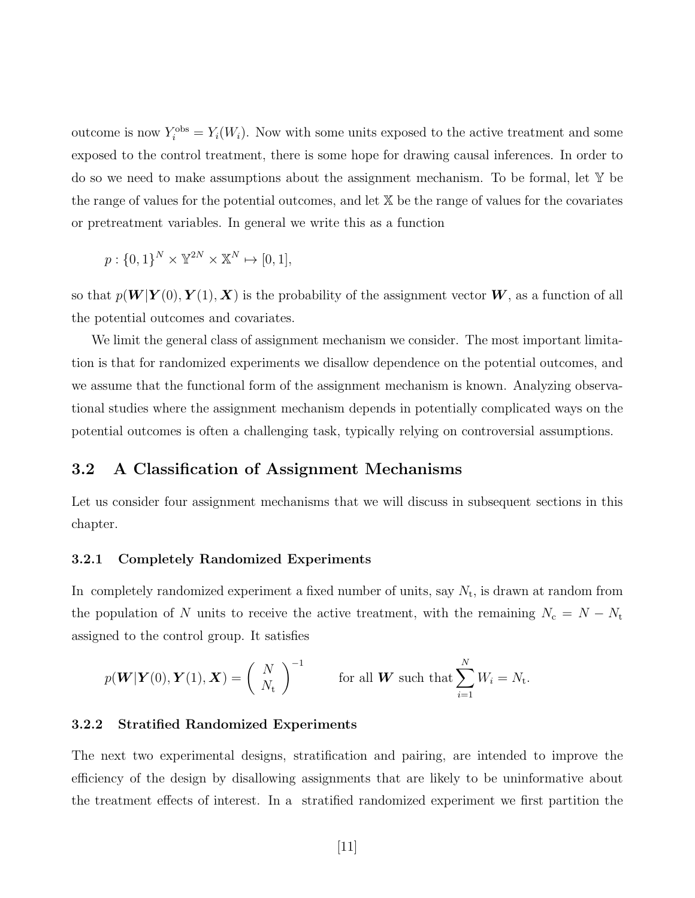outcome is now $Y_i^{\text{obs}} = Y_i(W_i)$. Now with some units exposed to the active treatment and some exposed to the control treatment, there is some hope for drawing causal inferences. In order to do so we need to make assumptions about the assignment mechanism. To be formal, let $\mathbb{Y}$ be the range of values for the potential outcomes, and let $\mathbb{X}$ be the range of values for the covariates or pretreatment variables. In general we write this as a function

$$p : \{0,1\}^N \times \mathbb{Y}^{2N} \times \mathbb{X}^N \mapsto [0,1],$$

so that $p(\boldsymbol{W}|\boldsymbol{Y}(0), \boldsymbol{Y}(1), \boldsymbol{X})$ is the probability of the assignment vector $\boldsymbol{W}$, as a function of all the potential outcomes and covariates.

We limit the general class of assignment mechanism we consider. The most important limitation is that for randomized experiments we disallow dependence on the potential outcomes, and we assume that the functional form of the assignment mechanism is known. Analyzing observational studies where the assignment mechanism depends in potentially complicated ways on the potential outcomes is often a challenging task, typically relying on controversial assumptions.

## 3.2 A Classification of Assignment Mechanisms

Let us consider four assignment mechanisms that we will discuss in subsequent sections in this chapter.

### 3.2.1 Completely Randomized Experiments

In completely randomized experiment a fixed number of units, say $N_{\text{t}}$, is drawn at random from the population of $N$ units to receive the active treatment, with the remaining $N_{\text{c}} = N - N_{\text{t}}$ assigned to the control group. It satisfies

$$p(\boldsymbol{W}|\boldsymbol{Y}(0), \boldsymbol{Y}(1), \boldsymbol{X}) = \binom{N}{N_{\text{t}}}^{-1} \qquad \text{for all } \boldsymbol{W} \text{ such that} \sum_{i=1}^{N} W_i = N_{\text{t}}.$$

### 3.2.2 Stratified Randomized Experiments

The next two experimental designs, stratification and pairing, are intended to improve the efficiency of the design by disallowing assignments that are likely to be uninformative about the treatment effects of interest. In a stratified randomized experiment we first partition the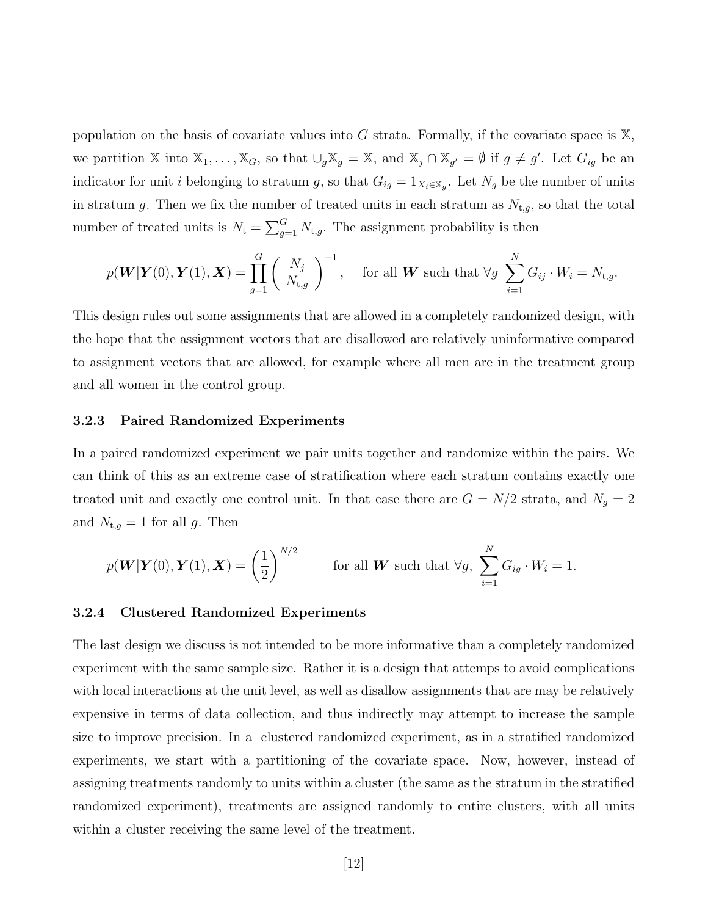population on the basis of covariate values into $G$ strata. Formally, if the covariate space is $\mathbb{X}$, we partition $\mathbb{X}$ into $\mathbb{X}_1, \ldots, \mathbb{X}_G$, so that $\cup_g \mathbb{X}_g = \mathbb{X}$, and $\mathbb{X}_j \cap \mathbb{X}_{g'} = \emptyset$ if $g \neq g'$. Let $G_{ig}$ be an indicator for unit $i$ belonging to stratum $g$, so that $G_{ig} = 1_{X_i \in \mathbb{X}_g}$. Let $N_g$ be the number of units in stratum $g$. Then we fix the number of treated units in each stratum as $N_{\mathrm{t},g}$, so that the total number of treated units is $N_{\mathrm{t}} = \sum_{g=1}^{G} N_{\mathrm{t},g}$. The assignment probability is then

$$p(\boldsymbol{W}|\boldsymbol{Y}(0), \boldsymbol{Y}(1), \boldsymbol{X}) = \prod_{g=1}^{G} \binom{N_j}{N_{\mathrm{t},g}}^{-1}, \quad \text{for all } \boldsymbol{W} \text{ such that } \forall g \ \sum_{i=1}^{N} G_{ij} \cdot W_i = N_{\mathrm{t},g}.$$

This design rules out some assignments that are allowed in a completely randomized design, with the hope that the assignment vectors that are disallowed are relatively uninformative compared to assignment vectors that are allowed, for example where all men are in the treatment group and all women in the control group.

### 3.2.3 Paired Randomized Experiments

In a paired randomized experiment we pair units together and randomize within the pairs. We can think of this as an extreme case of stratification where each stratum contains exactly one treated unit and exactly one control unit. In that case there are $G = N/2$ strata, and $N_g = 2$ and $N_{\mathrm{t},g} = 1$ for all $g$. Then

$$p(\boldsymbol{W}|\boldsymbol{Y}(0), \boldsymbol{Y}(1), \boldsymbol{X}) = \left(\frac{1}{2}\right)^{N/2} \qquad \text{for all } \boldsymbol{W} \text{ such that } \forall g, \ \sum_{i=1}^{N} G_{ig} \cdot W_i = 1.$$

### 3.2.4 Clustered Randomized Experiments

The last design we discuss is not intended to be more informative than a completely randomized experiment with the same sample size. Rather it is a design that attemps to avoid complications with local interactions at the unit level, as well as disallow assignments that are may be relatively expensive in terms of data collection, and thus indirectly may attempt to increase the sample size to improve precision. In a clustered randomized experiment, as in a stratified randomized experiments, we start with a partitioning of the covariate space. Now, however, instead of assigning treatments randomly to units within a cluster (the same as the stratum in the stratified randomized experiment), treatments are assigned randomly to entire clusters, with all units within a cluster receiving the same level of the treatment.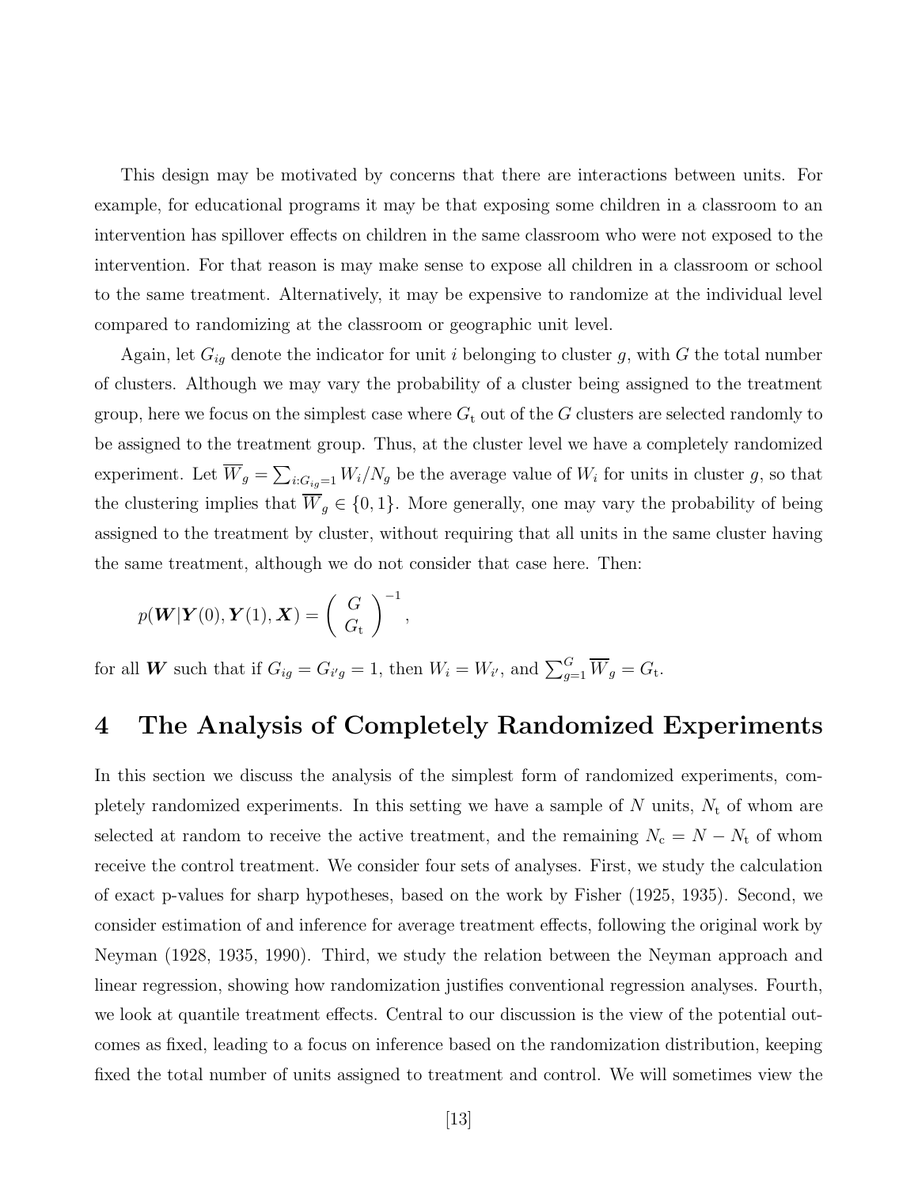This design may be motivated by concerns that there are interactions between units. For example, for educational programs it may be that exposing some children in a classroom to an intervention has spillover effects on children in the same classroom who were not exposed to the intervention. For that reason is may make sense to expose all children in a classroom or school to the same treatment. Alternatively, it may be expensive to randomize at the individual level compared to randomizing at the classroom or geographic unit level.

Again, let $G_{ig}$ denote the indicator for unit $i$ belonging to cluster $g$, with $G$ the total number of clusters. Although we may vary the probability of a cluster being assigned to the treatment group, here we focus on the simplest case where $G_{\mathrm{t}}$ out of the $G$ clusters are selected randomly to be assigned to the treatment group. Thus, at the cluster level we have a completely randomized experiment. Let $\overline{W}_g = \sum_{i:G_{ig}=1} W_i/N_g$ be the average value of $W_i$ for units in cluster $g$, so that the clustering implies that $\overline{W}_g \in \{0,1\}$. More generally, one may vary the probability of being assigned to the treatment by cluster, without requiring that all units in the same cluster having the same treatment, although we do not consider that case here. Then:

$$p(\boldsymbol{W}|\boldsymbol{Y}(0), \boldsymbol{Y}(1), \boldsymbol{X}) = \begin{pmatrix} G \\ G_{\mathrm{t}} \end{pmatrix}^{-1},$$

for all $\boldsymbol{W}$ such that if $G_{ig} = G_{i'g} = 1$, then $W_i = W_{i'}$, and $\sum_{g=1}^{G} \overline{W}_g = G_{\mathrm{t}}$.

# 4 The Analysis of Completely Randomized Experiments

In this section we discuss the analysis of the simplest form of randomized experiments, completely randomized experiments. In this setting we have a sample of $N$ units, $N_{\mathrm{t}}$ of whom are selected at random to receive the active treatment, and the remaining $N_{\mathrm{c}} = N - N_{\mathrm{t}}$ of whom receive the control treatment. We consider four sets of analyses. First, we study the calculation of exact p-values for sharp hypotheses, based on the work by Fisher (1925, 1935). Second, we consider estimation of and inference for average treatment effects, following the original work by Neyman (1928, 1935, 1990). Third, we study the relation between the Neyman approach and linear regression, showing how randomization justifies conventional regression analyses. Fourth, we look at quantile treatment effects. Central to our discussion is the view of the potential outcomes as fixed, leading to a focus on inference based on the randomization distribution, keeping fixed the total number of units assigned to treatment and control. We will sometimes view the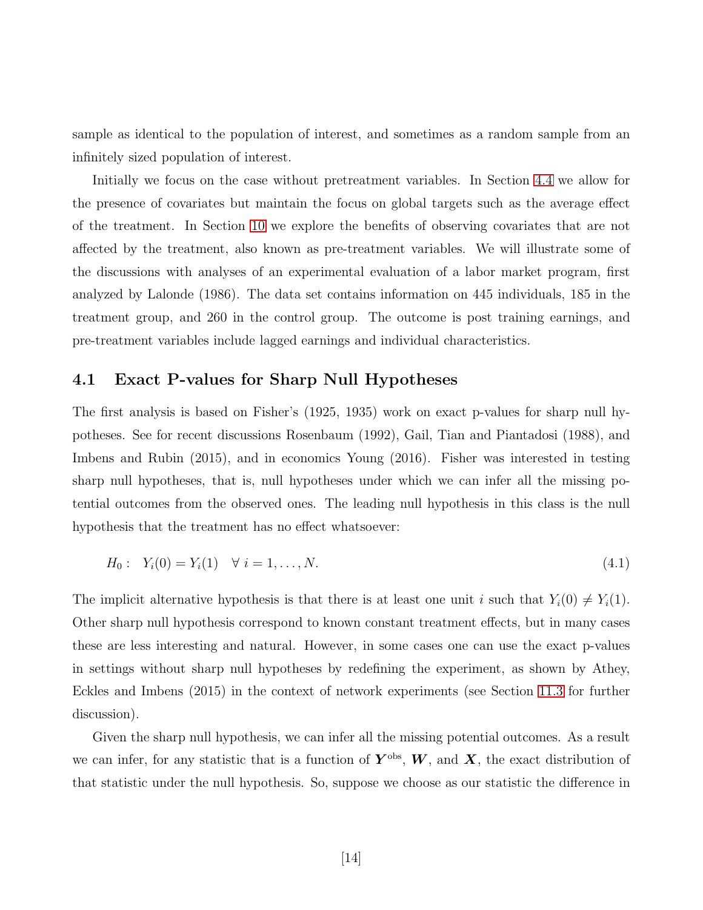sample as identical to the population of interest, and sometimes as a random sample from an infinitely sized population of interest.

Initially we focus on the case without pretreatment variables. In Section 4.4 we allow for the presence of covariates but maintain the focus on global targets such as the average effect of the treatment. In Section 10 we explore the benefits of observing covariates that are not affected by the treatment, also known as pre-treatment variables. We will illustrate some of the discussions with analyses of an experimental evaluation of a labor market program, first analyzed by Lalonde (1986). The data set contains information on 445 individuals, 185 in the treatment group, and 260 in the control group. The outcome is post training earnings, and pre-treatment variables include lagged earnings and individual characteristics.

## 4.1 Exact P-values for Sharp Null Hypotheses

The first analysis is based on Fisher's (1925, 1935) work on exact p-values for sharp null hypotheses. See for recent discussions Rosenbaum (1992), Gail, Tian and Piantadosi (1988), and Imbens and Rubin (2015), and in economics Young (2016). Fisher was interested in testing sharp null hypotheses, that is, null hypotheses under which we can infer all the missing potential outcomes from the observed ones. The leading null hypothesis in this class is the null hypothesis that the treatment has no effect whatsoever:

$$H_0: \quad Y_i(0) = Y_i(1) \quad \forall \; i = 1, \ldots, N. \tag{4.1}$$

The implicit alternative hypothesis is that there is at least one unit $i$ such that $Y_i(0) \neq Y_i(1)$. Other sharp null hypothesis correspond to known constant treatment effects, but in many cases these are less interesting and natural. However, in some cases one can use the exact p-values in settings without sharp null hypotheses by redefining the experiment, as shown by Athey, Eckles and Imbens (2015) in the context of network experiments (see Section 11.3 for further discussion).

Given the sharp null hypothesis, we can infer all the missing potential outcomes. As a result we can infer, for any statistic that is a function of $\boldsymbol{Y}^{\text{obs}}$, $\boldsymbol{W}$, and $\boldsymbol{X}$, the exact distribution of that statistic under the null hypothesis. So, suppose we choose as our statistic the difference in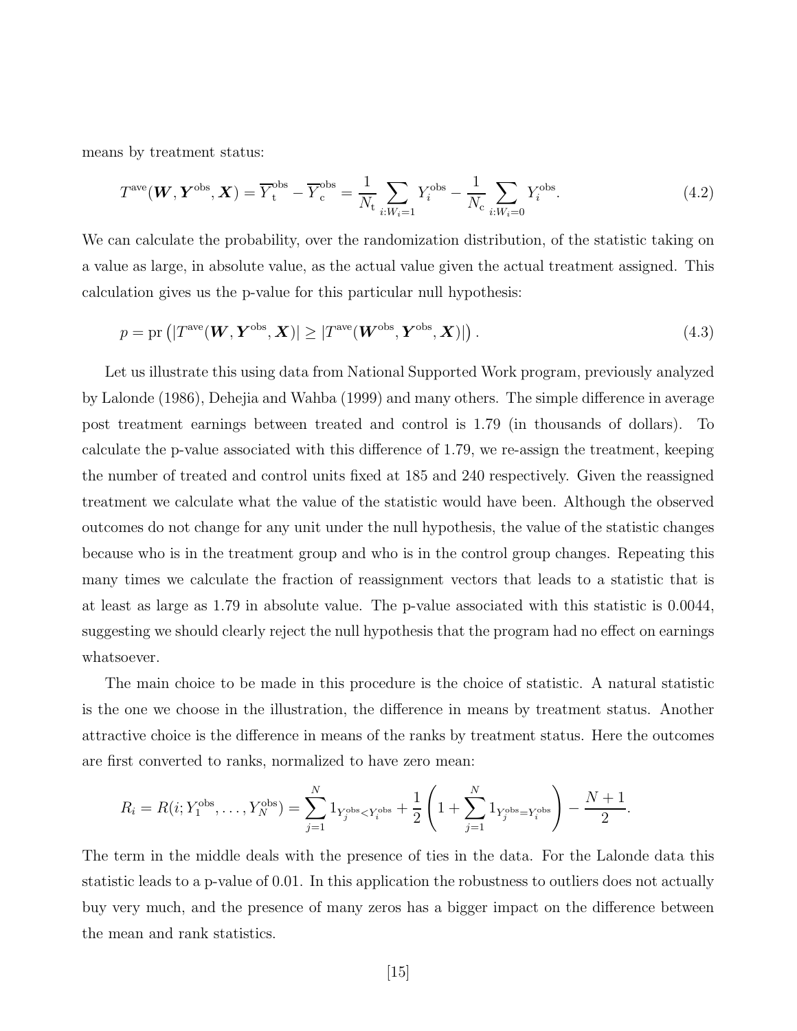means by treatment status:

$$T^{\text{ave}}(\boldsymbol{W}, \boldsymbol{Y}^{\text{obs}}, \boldsymbol{X}) = \overline{Y}_{\text{t}}^{\text{obs}} - \overline{Y}_{\text{c}}^{\text{obs}} = \frac{1}{N_{\text{t}}} \sum_{i:W_i=1} Y_i^{\text{obs}} - \frac{1}{N_{\text{c}}} \sum_{i:W_i=0} Y_i^{\text{obs}}. \tag{4.2}$$

We can calculate the probability, over the randomization distribution, of the statistic taking on a value as large, in absolute value, as the actual value given the actual treatment assigned. This calculation gives us the p-value for this particular null hypothesis:

$$p = \text{pr}\left(|T^{\text{ave}}(\boldsymbol{W}, \boldsymbol{Y}^{\text{obs}}, \boldsymbol{X})| \geq |T^{\text{ave}}(\boldsymbol{W}^{\text{obs}}, \boldsymbol{Y}^{\text{obs}}, \boldsymbol{X})|\right). \tag{4.3}$$

Let us illustrate this using data from National Supported Work program, previously analyzed by Lalonde (1986), Dehejia and Wahba (1999) and many others. The simple difference in average post treatment earnings between treated and control is 1.79 (in thousands of dollars). To calculate the p-value associated with this difference of 1.79, we re-assign the treatment, keeping the number of treated and control units fixed at 185 and 240 respectively. Given the reassigned treatment we calculate what the value of the statistic would have been. Although the observed outcomes do not change for any unit under the null hypothesis, the value of the statistic changes because who is in the treatment group and who is in the control group changes. Repeating this many times we calculate the fraction of reassignment vectors that leads to a statistic that is at least as large as 1.79 in absolute value. The p-value associated with this statistic is 0.0044, suggesting we should clearly reject the null hypothesis that the program had no effect on earnings whatsoever.

The main choice to be made in this procedure is the choice of statistic. A natural statistic is the one we choose in the illustration, the difference in means by treatment status. Another attractive choice is the difference in means of the ranks by treatment status. Here the outcomes are first converted to ranks, normalized to have zero mean:

$$R_i = R(i; Y_1^{\text{obs}}, \ldots, Y_N^{\text{obs}}) = \sum_{j=1}^{N} 1_{Y_j^{\text{obs}} < Y_i^{\text{obs}}} + \frac{1}{2}\left(1 + \sum_{j=1}^{N} 1_{Y_j^{\text{obs}} = Y_i^{\text{obs}}}\right) - \frac{N+1}{2}.$$

The term in the middle deals with the presence of ties in the data. For the Lalonde data this statistic leads to a p-value of 0.01. In this application the robustness to outliers does not actually buy very much, and the presence of many zeros has a bigger impact on the difference between the mean and rank statistics.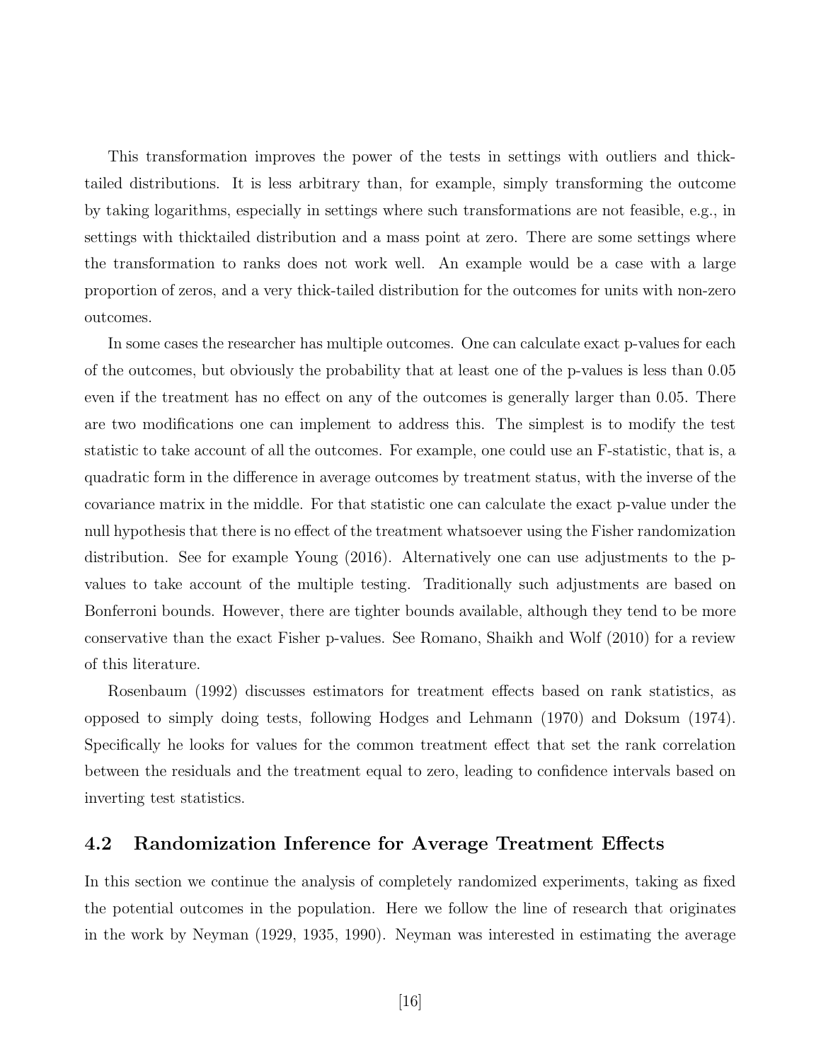This transformation improves the power of the tests in settings with outliers and thick-tailed distributions. It is less arbitrary than, for example, simply transforming the outcome by taking logarithms, especially in settings where such transformations are not feasible, e.g., in settings with thicktailed distribution and a mass point at zero. There are some settings where the transformation to ranks does not work well. An example would be a case with a large proportion of zeros, and a very thick-tailed distribution for the outcomes for units with non-zero outcomes.

In some cases the researcher has multiple outcomes. One can calculate exact p-values for each of the outcomes, but obviously the probability that at least one of the p-values is less than 0.05 even if the treatment has no effect on any of the outcomes is generally larger than 0.05. There are two modifications one can implement to address this. The simplest is to modify the test statistic to take account of all the outcomes. For example, one could use an F-statistic, that is, a quadratic form in the difference in average outcomes by treatment status, with the inverse of the covariance matrix in the middle. For that statistic one can calculate the exact p-value under the null hypothesis that there is no effect of the treatment whatsoever using the Fisher randomization distribution. See for example Young (2016). Alternatively one can use adjustments to the p-values to take account of the multiple testing. Traditionally such adjustments are based on Bonferroni bounds. However, there are tighter bounds available, although they tend to be more conservative than the exact Fisher p-values. See Romano, Shaikh and Wolf (2010) for a review of this literature.

Rosenbaum (1992) discusses estimators for treatment effects based on rank statistics, as opposed to simply doing tests, following Hodges and Lehmann (1970) and Doksum (1974). Specifically he looks for values for the common treatment effect that set the rank correlation between the residuals and the treatment equal to zero, leading to confidence intervals based on inverting test statistics.

### 4.2 Randomization Inference for Average Treatment Effects

In this section we continue the analysis of completely randomized experiments, taking as fixed the potential outcomes in the population. Here we follow the line of research that originates in the work by Neyman (1929, 1935, 1990). Neyman was interested in estimating the average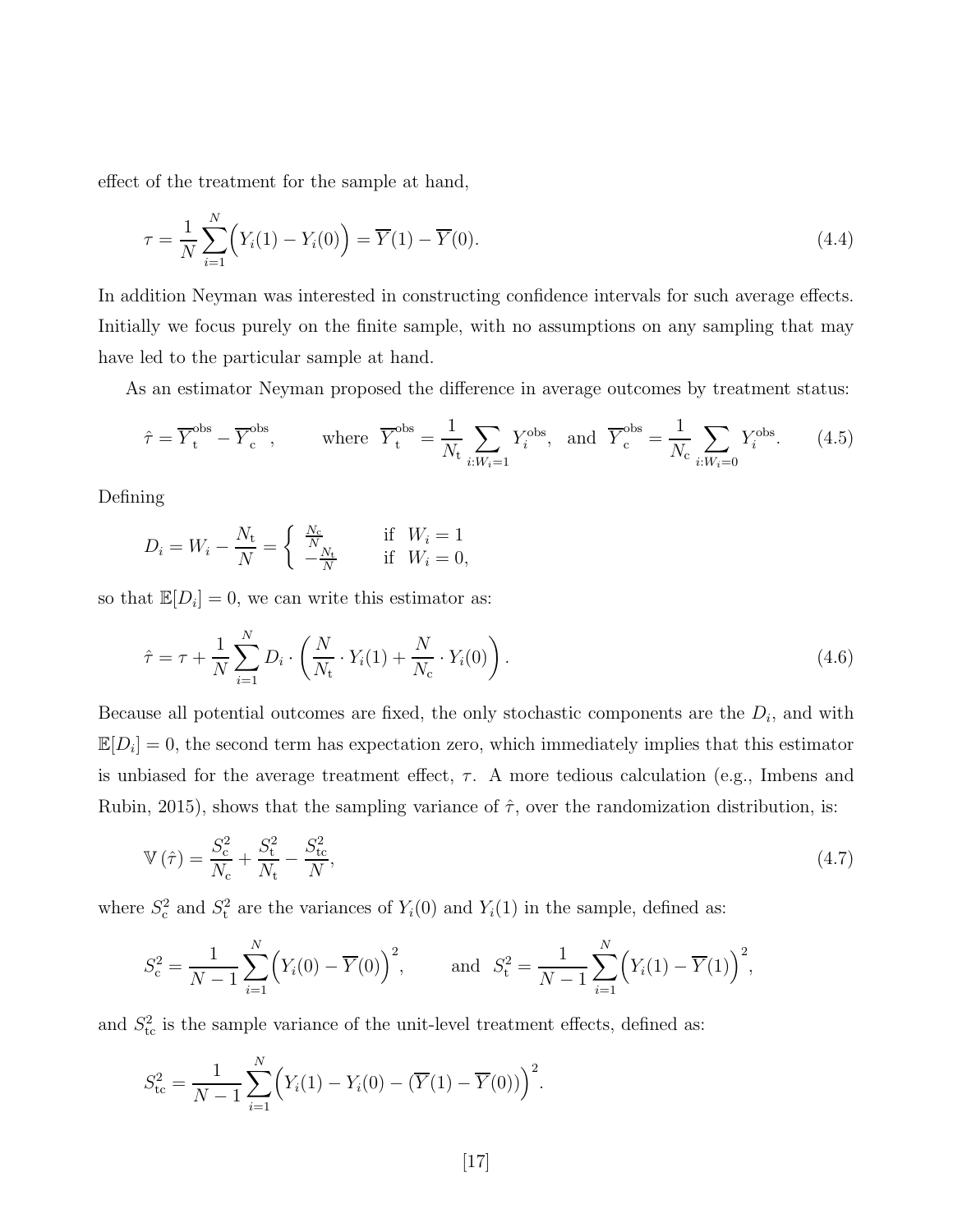effect of the treatment for the sample at hand,

$$\tau = \frac{1}{N}\sum_{i=1}^{N}\Big(Y_i(1) - Y_i(0)\Big) = \overline{Y}(1) - \overline{Y}(0). \tag{4.4}$$

In addition Neyman was interested in constructing confidence intervals for such average effects. Initially we focus purely on the finite sample, with no assumptions on any sampling that may have led to the particular sample at hand.

As an estimator Neyman proposed the difference in average outcomes by treatment status:

$$\hat{\tau} = \overline{Y}_{\rm t}^{\rm obs} - \overline{Y}_{\rm c}^{\rm obs}, \qquad \text{where } \overline{Y}_{\rm t}^{\rm obs} = \frac{1}{N_{\rm t}}\sum_{i:W_i=1} Y_i^{\rm obs}, \text{ and } \overline{Y}_{\rm c}^{\rm obs} = \frac{1}{N_{\rm c}}\sum_{i:W_i=0} Y_i^{\rm obs}. \tag{4.5}$$

Defining

$$D_i = W_i - \frac{N_{\rm t}}{N} = \begin{cases} \frac{N_{\rm c}}{N} & \text{if } W_i = 1 \\ -\frac{N_{\rm t}}{N} & \text{if } W_i = 0, \end{cases}$$

so that $\mathbb{E}[D_i] = 0$, we can write this estimator as:

$$\hat{\tau} = \tau + \frac{1}{N}\sum_{i=1}^{N} D_i \cdot \left(\frac{N}{N_{\rm t}}\cdot Y_i(1) + \frac{N}{N_{\rm c}}\cdot Y_i(0)\right). \tag{4.6}$$

Because all potential outcomes are fixed, the only stochastic components are the $D_i$, and with $\mathbb{E}[D_i] = 0$, the second term has expectation zero, which immediately implies that this estimator is unbiased for the average treatment effect, $\tau$. A more tedious calculation (e.g., Imbens and Rubin, 2015), shows that the sampling variance of $\hat{\tau}$, over the randomization distribution, is:

$$\mathbb{V}\left(\hat{\tau}\right) = \frac{S_{\rm c}^2}{N_{\rm c}} + \frac{S_{\rm t}^2}{N_{\rm t}} - \frac{S_{\rm tc}^2}{N}, \tag{4.7}$$

where $S_{\rm c}^2$ and $S_{\rm t}^2$ are the variances of $Y_i(0)$ and $Y_i(1)$ in the sample, defined as:

$$S_{\rm c}^2 = \frac{1}{N-1}\sum_{i=1}^{N}\Big(Y_i(0) - \overline{Y}(0)\Big)^2, \qquad \text{and } S_{\rm t}^2 = \frac{1}{N-1}\sum_{i=1}^{N}\Big(Y_i(1) - \overline{Y}(1)\Big)^2,$$

and $S_{\rm tc}^2$ is the sample variance of the unit-level treatment effects, defined as:

$$S_{\rm tc}^2 = \frac{1}{N-1}\sum_{i=1}^{N}\Big(Y_i(1) - Y_i(0) - (\overline{Y}(1) - \overline{Y}(0))\Big)^2.$$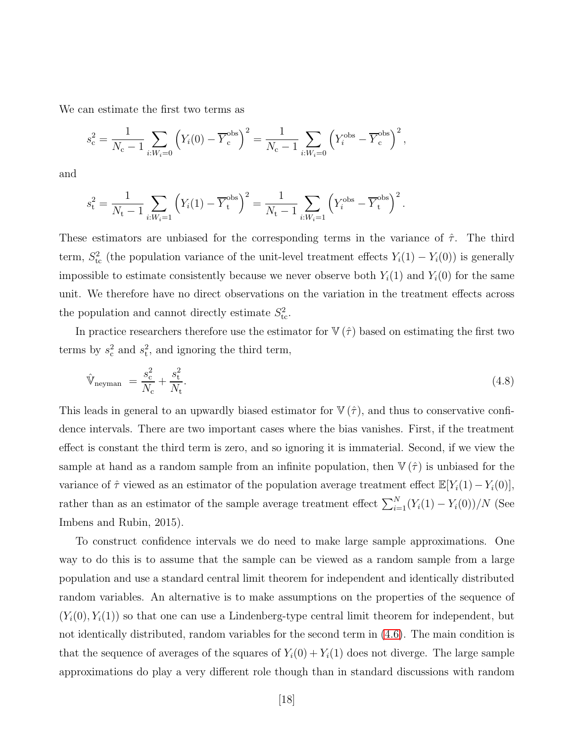We can estimate the first two terms as

$$s_{\rm c}^2 = \frac{1}{N_{\rm c}-1} \sum_{i:W_i=0} \left( Y_i(0) - \overline{Y}_{\rm c}^{\rm obs} \right)^2 = \frac{1}{N_{\rm c}-1} \sum_{i:W_i=0} \left( Y_i^{\rm obs} - \overline{Y}_{\rm c}^{\rm obs} \right)^2,$$

and

$$s_{\rm t}^2 = \frac{1}{N_{\rm t}-1} \sum_{i:W_i=1} \left( Y_i(1) - \overline{Y}_{\rm t}^{\rm obs} \right)^2 = \frac{1}{N_{\rm t}-1} \sum_{i:W_i=1} \left( Y_i^{\rm obs} - \overline{Y}_{\rm t}^{\rm obs} \right)^2.$$

These estimators are unbiased for the corresponding terms in the variance of $\hat{\tau}$. The third term, $S_{\rm tc}^2$ (the population variance of the unit-level treatment effects $Y_i(1) - Y_i(0)$) is generally impossible to estimate consistently because we never observe both $Y_i(1)$ and $Y_i(0)$ for the same unit. We therefore have no direct observations on the variation in the treatment effects across the population and cannot directly estimate $S_{\rm tc}^2$.

In practice researchers therefore use the estimator for $\mathbb{V}(\hat{\tau})$ based on estimating the first two terms by $s_{\rm c}^2$ and $s_{\rm t}^2$, and ignoring the third term,

$$\hat{\mathbb{V}}_{\rm neyman} = \frac{s_{\rm c}^2}{N_{\rm c}} + \frac{s_{\rm t}^2}{N_{\rm t}}. \tag{4.8}$$

This leads in general to an upwardly biased estimator for $\mathbb{V}(\hat{\tau})$, and thus to conservative confidence intervals. There are two important cases where the bias vanishes. First, if the treatment effect is constant the third term is zero, and so ignoring it is immaterial. Second, if we view the sample at hand as a random sample from an infinite population, then $\mathbb{V}(\hat{\tau})$ is unbiased for the variance of $\hat{\tau}$ viewed as an estimator of the population average treatment effect $\mathbb{E}[Y_i(1) - Y_i(0)]$, rather than as an estimator of the sample average treatment effect $\sum_{i=1}^{N}(Y_i(1) - Y_i(0))/N$ (See Imbens and Rubin, 2015).

To construct confidence intervals we do need to make large sample approximations. One way to do this is to assume that the sample can be viewed as a random sample from a large population and use a standard central limit theorem for independent and identically distributed random variables. An alternative is to make assumptions on the properties of the sequence of $(Y_i(0), Y_i(1))$ so that one can use a Lindenberg-type central limit theorem for independent, but not identically distributed, random variables for the second term in (4.6). The main condition is that the sequence of averages of the squares of $Y_i(0) + Y_i(1)$ does not diverge. The large sample approximations do play a very different role though than in standard discussions with random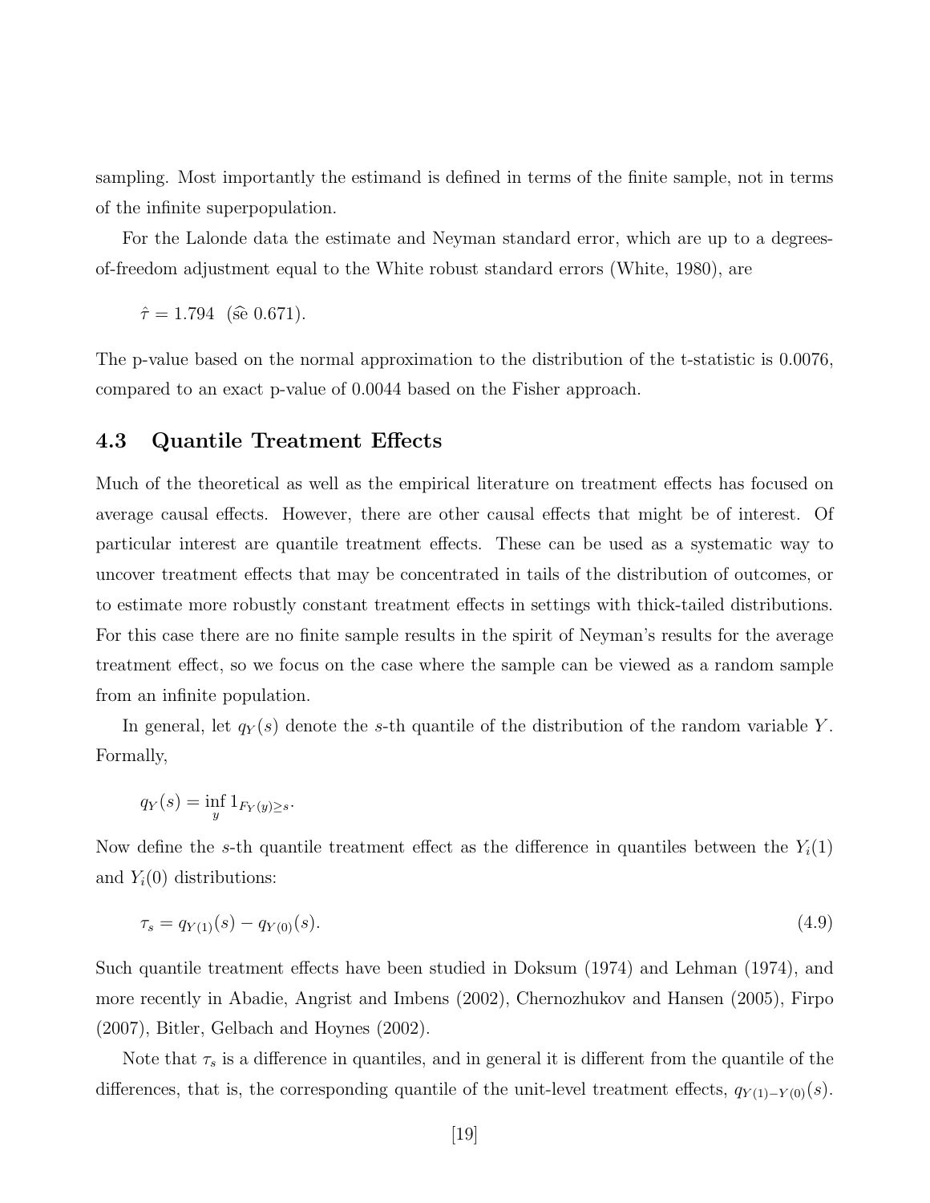sampling. Most importantly the estimand is defined in terms of the finite sample, not in terms of the infinite superpopulation.

For the Lalonde data the estimate and Neyman standard error, which are up to a degrees-of-freedom adjustment equal to the White robust standard errors (White, 1980), are

$$\hat{\tau} = 1.794 \quad (\widehat{\text{se}}\ 0.671).$$

The p-value based on the normal approximation to the distribution of the t-statistic is 0.0076, compared to an exact p-value of 0.0044 based on the Fisher approach.

## 4.3 Quantile Treatment Effects

Much of the theoretical as well as the empirical literature on treatment effects has focused on average causal effects. However, there are other causal effects that might be of interest. Of particular interest are quantile treatment effects. These can be used as a systematic way to uncover treatment effects that may be concentrated in tails of the distribution of outcomes, or to estimate more robustly constant treatment effects in settings with thick-tailed distributions. For this case there are no finite sample results in the spirit of Neyman's results for the average treatment effect, so we focus on the case where the sample can be viewed as a random sample from an infinite population.

In general, let $q_Y(s)$ denote the $s$-th quantile of the distribution of the random variable $Y$. Formally,

$$q_Y(s) = \inf_y 1_{F_Y(y) \geq s}.$$

Now define the $s$-th quantile treatment effect as the difference in quantiles between the $Y_i(1)$ and $Y_i(0)$ distributions:

$$\tau_s = q_{Y(1)}(s) - q_{Y(0)}(s). \tag{4.9}$$

Such quantile treatment effects have been studied in Doksum (1974) and Lehman (1974), and more recently in Abadie, Angrist and Imbens (2002), Chernozhukov and Hansen (2005), Firpo (2007), Bitler, Gelbach and Hoynes (2002).

Note that $\tau_s$ is a difference in quantiles, and in general it is different from the quantile of the differences, that is, the corresponding quantile of the unit-level treatment effects, $q_{Y(1)-Y(0)}(s)$.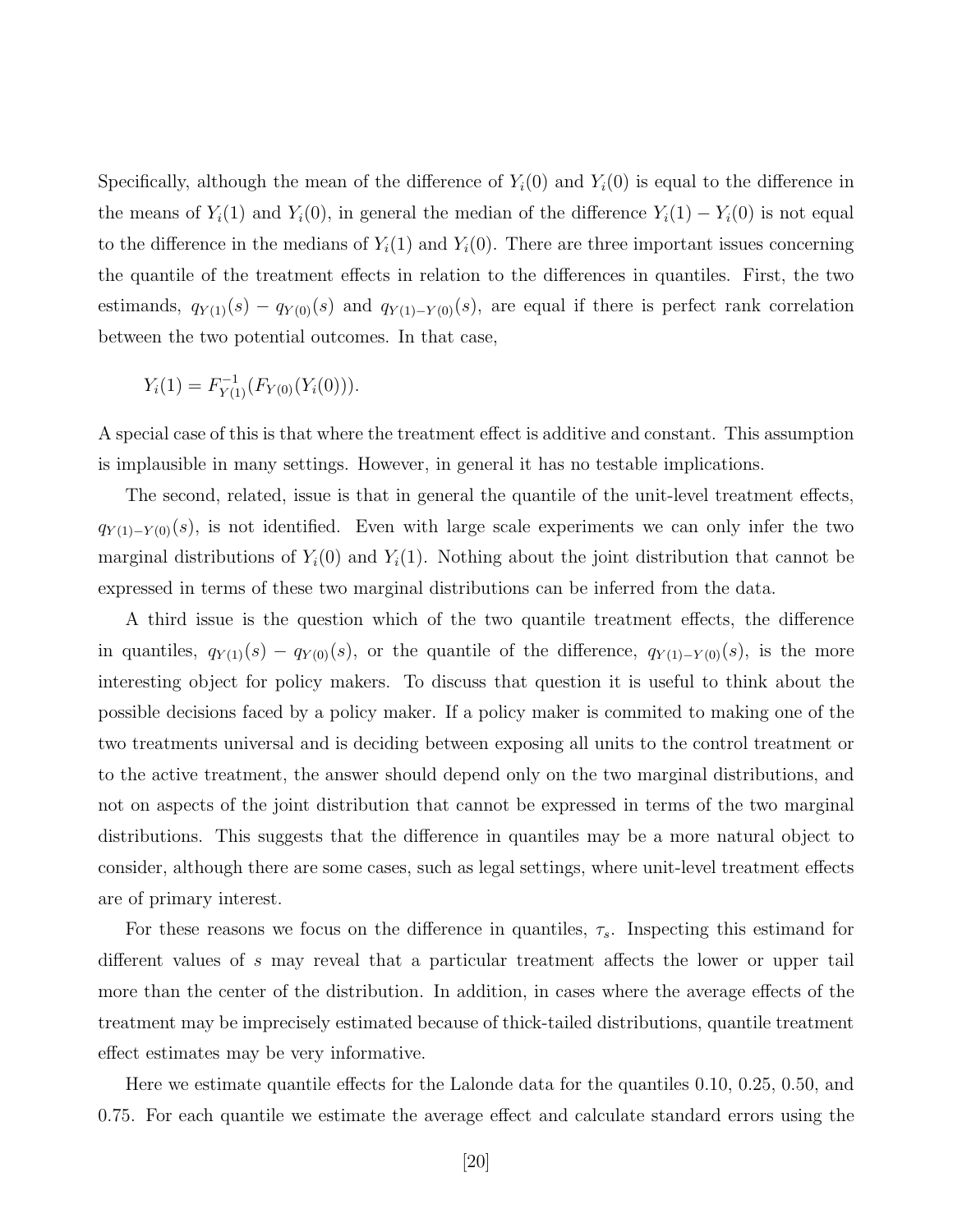Specifically, although the mean of the difference of $Y_i(0)$ and $Y_i(0)$ is equal to the difference in the means of $Y_i(1)$ and $Y_i(0)$, in general the median of the difference $Y_i(1) - Y_i(0)$ is not equal to the difference in the medians of $Y_i(1)$ and $Y_i(0)$. There are three important issues concerning the quantile of the treatment effects in relation to the differences in quantiles. First, the two estimands, $q_{Y(1)}(s) - q_{Y(0)}(s)$ and $q_{Y(1)-Y(0)}(s)$, are equal if there is perfect rank correlation between the two potential outcomes. In that case,

$$Y_i(1) = F^{-1}_{Y(1)}(F_{Y(0)}(Y_i(0))).$$

A special case of this is that where the treatment effect is additive and constant. This assumption is implausible in many settings. However, in general it has no testable implications.

The second, related, issue is that in general the quantile of the unit-level treatment effects, $q_{Y(1)-Y(0)}(s)$, is not identified. Even with large scale experiments we can only infer the two marginal distributions of $Y_i(0)$ and $Y_i(1)$. Nothing about the joint distribution that cannot be expressed in terms of these two marginal distributions can be inferred from the data.

A third issue is the question which of the two quantile treatment effects, the difference in quantiles, $q_{Y(1)}(s) - q_{Y(0)}(s)$, or the quantile of the difference, $q_{Y(1)-Y(0)}(s)$, is the more interesting object for policy makers. To discuss that question it is useful to think about the possible decisions faced by a policy maker. If a policy maker is commited to making one of the two treatments universal and is deciding between exposing all units to the control treatment or to the active treatment, the answer should depend only on the two marginal distributions, and not on aspects of the joint distribution that cannot be expressed in terms of the two marginal distributions. This suggests that the difference in quantiles may be a more natural object to consider, although there are some cases, such as legal settings, where unit-level treatment effects are of primary interest.

For these reasons we focus on the difference in quantiles, $\tau_s$. Inspecting this estimand for different values of $s$ may reveal that a particular treatment affects the lower or upper tail more than the center of the distribution. In addition, in cases where the average effects of the treatment may be imprecisely estimated because of thick-tailed distributions, quantile treatment effect estimates may be very informative.

Here we estimate quantile effects for the Lalonde data for the quantiles 0.10, 0.25, 0.50, and 0.75. For each quantile we estimate the average effect and calculate standard errors using the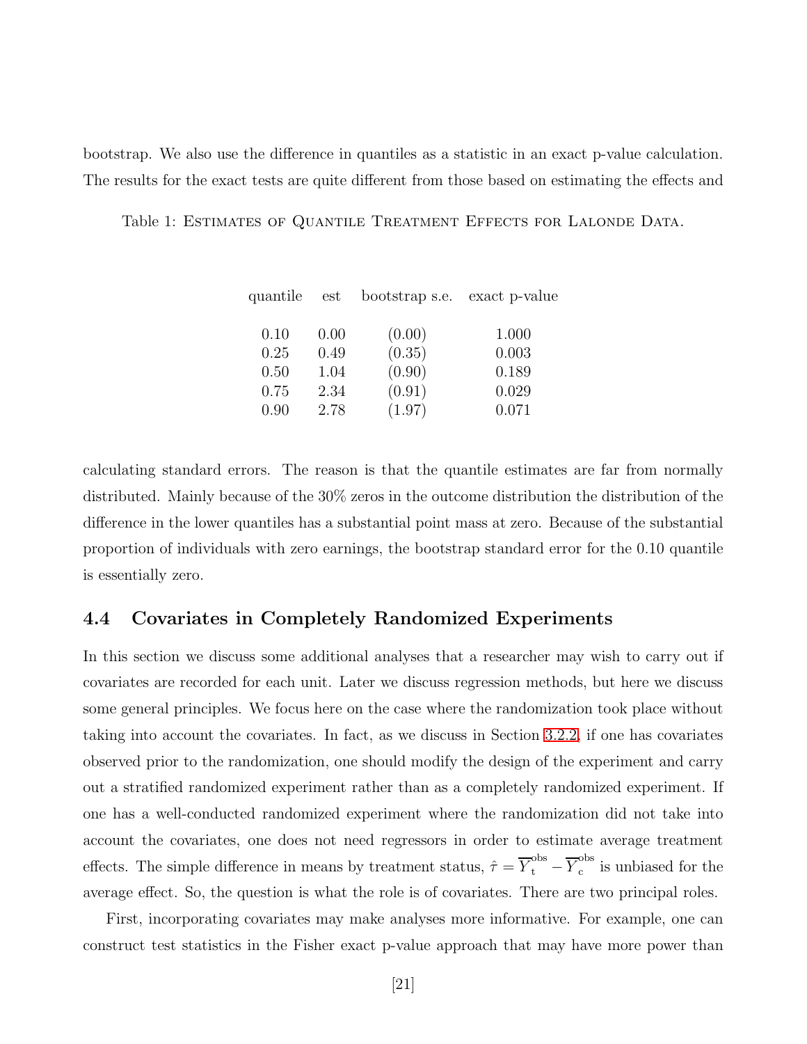bootstrap. We also use the difference in quantiles as a statistic in an exact p-value calculation. The results for the exact tests are quite different from those based on estimating the effects and

Table 1: Estimates of Quantile Treatment Effects for Lalonde Data.

| quantile | est | bootstrap s.e. | exact p-value |
|---|---|---|---|
| 0.10 | 0.00 | (0.00) | 1.000 |
| 0.25 | 0.49 | (0.35) | 0.003 |
| 0.50 | 1.04 | (0.90) | 0.189 |
| 0.75 | 2.34 | (0.91) | 0.029 |
| 0.90 | 2.78 | (1.97) | 0.071 |

calculating standard errors. The reason is that the quantile estimates are far from normally distributed. Mainly because of the 30% zeros in the outcome distribution the distribution of the difference in the lower quantiles has a substantial point mass at zero. Because of the substantial proportion of individuals with zero earnings, the bootstrap standard error for the 0.10 quantile is essentially zero.

## 4.4 Covariates in Completely Randomized Experiments

In this section we discuss some additional analyses that a researcher may wish to carry out if covariates are recorded for each unit. Later we discuss regression methods, but here we discuss some general principles. We focus here on the case where the randomization took place without taking into account the covariates. In fact, as we discuss in Section 3.2.2, if one has covariates observed prior to the randomization, one should modify the design of the experiment and carry out a stratified randomized experiment rather than as a completely randomized experiment. If one has a well-conducted randomized experiment where the randomization did not take into account the covariates, one does not need regressors in order to estimate average treatment effects. The simple difference in means by treatment status, $\hat{\tau} = \overline{Y}_{\mathrm{t}}^{\mathrm{obs}} - \overline{Y}_{\mathrm{c}}^{\mathrm{obs}}$ is unbiased for the average effect. So, the question is what the role is of covariates. There are two principal roles.

First, incorporating covariates may make analyses more informative. For example, one can construct test statistics in the Fisher exact p-value approach that may have more power than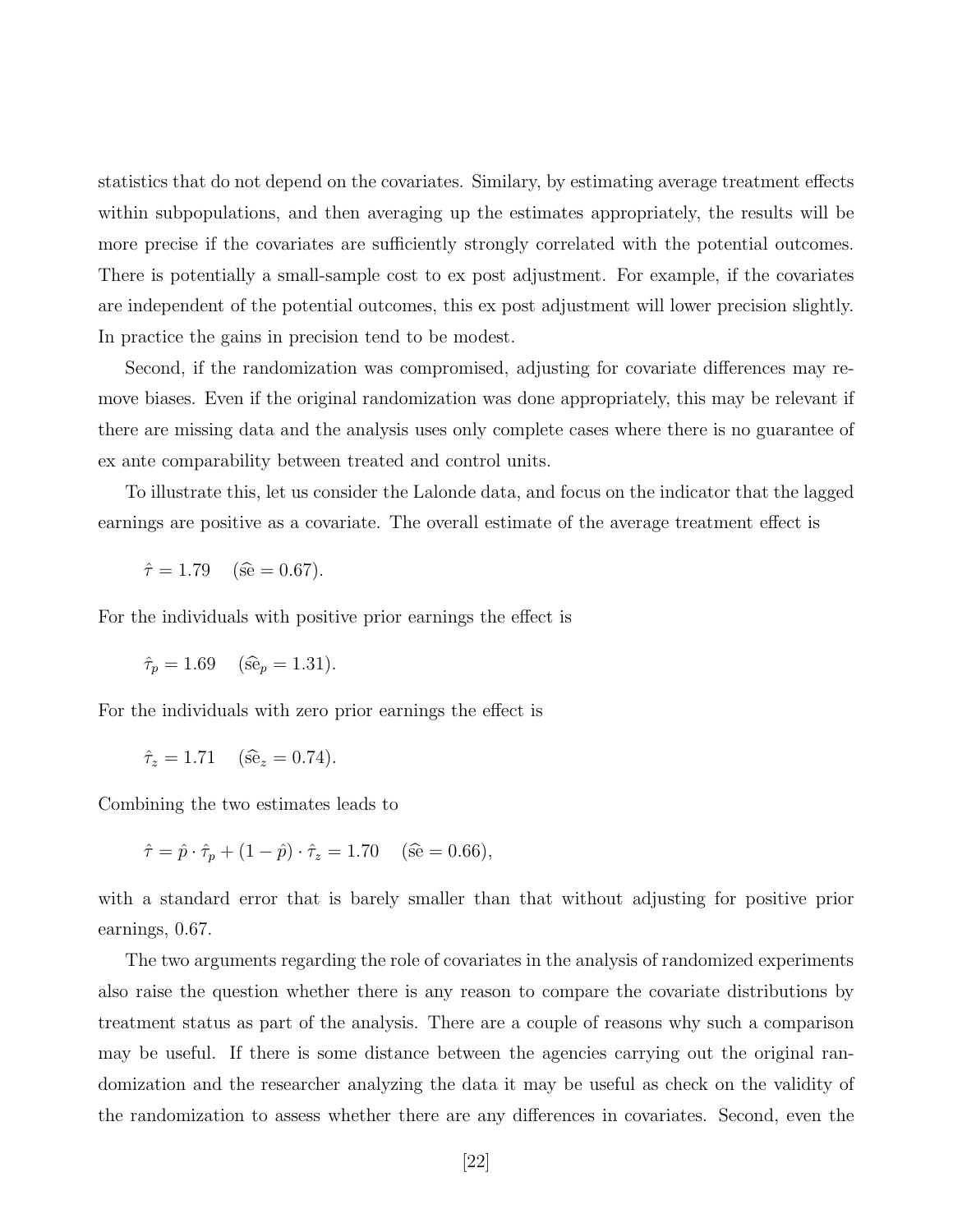statistics that do not depend on the covariates. Similary, by estimating average treatment effects within subpopulations, and then averaging up the estimates appropriately, the results will be more precise if the covariates are sufficiently strongly correlated with the potential outcomes. There is potentially a small-sample cost to ex post adjustment. For example, if the covariates are independent of the potential outcomes, this ex post adjustment will lower precision slightly. In practice the gains in precision tend to be modest.

Second, if the randomization was compromised, adjusting for covariate differences may remove biases. Even if the original randomization was done appropriately, this may be relevant if there are missing data and the analysis uses only complete cases where there is no guarantee of ex ante comparability between treated and control units.

To illustrate this, let us consider the Lalonde data, and focus on the indicator that the lagged earnings are positive as a covariate. The overall estimate of the average treatment effect is

$$\hat{\tau} = 1.79 \quad (\widehat{\text{se}} = 0.67).$$

For the individuals with positive prior earnings the effect is

$$\hat{\tau}_p = 1.69 \quad (\widehat{\text{se}}_p = 1.31).$$

For the individuals with zero prior earnings the effect is

$$\hat{\tau}_z = 1.71 \quad (\widehat{\text{se}}_z = 0.74).$$

Combining the two estimates leads to

$$\hat{\tau} = \hat{p} \cdot \hat{\tau}_p + (1 - \hat{p}) \cdot \hat{\tau}_z = 1.70 \quad (\widehat{\text{se}} = 0.66),$$

with a standard error that is barely smaller than that without adjusting for positive prior earnings, 0.67.

The two arguments regarding the role of covariates in the analysis of randomized experiments also raise the question whether there is any reason to compare the covariate distributions by treatment status as part of the analysis. There are a couple of reasons why such a comparison may be useful. If there is some distance between the agencies carrying out the original randomization and the researcher analyzing the data it may be useful as check on the validity of the randomization to assess whether there are any differences in covariates. Second, even the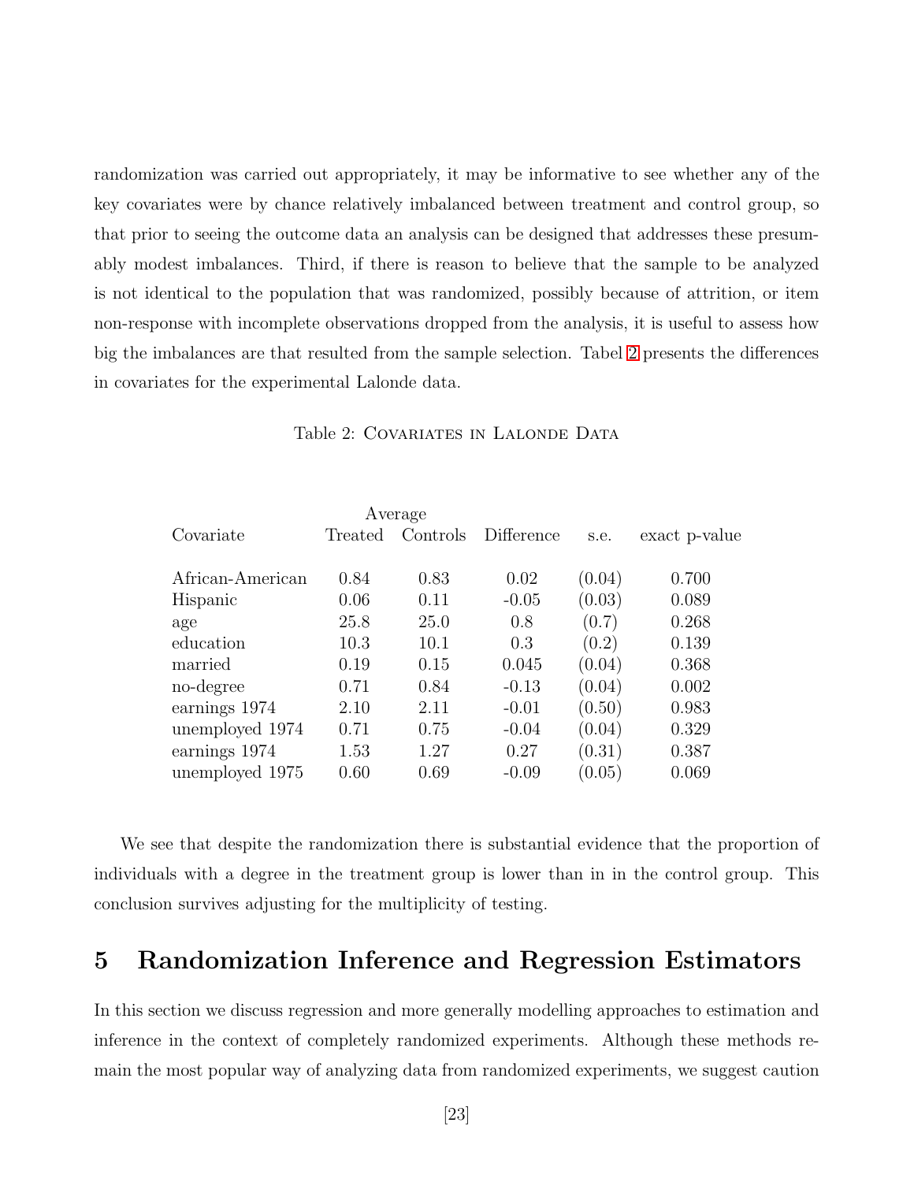randomization was carried out appropriately, it may be informative to see whether any of the key covariates were by chance relatively imbalanced between treatment and control group, so that prior to seeing the outcome data an analysis can be designed that addresses these presumably modest imbalances. Third, if there is reason to believe that the sample to be analyzed is not identical to the population that was randomized, possibly because of attrition, or item non-response with incomplete observations dropped from the analysis, it is useful to assess how big the imbalances are that resulted from the sample selection. Tabel 2 presents the differences in covariates for the experimental Lalonde data.

Table 2: Covariates in Lalonde Data

| | Average | | | | |
|---|---|---|---|---|---|
| Covariate | Treated | Controls | Difference | s.e. | exact p-value |
| African-American | 0.84 | 0.83 | 0.02 | (0.04) | 0.700 |
| Hispanic | 0.06 | 0.11 | -0.05 | (0.03) | 0.089 |
| age | 25.8 | 25.0 | 0.8 | (0.7) | 0.268 |
| education | 10.3 | 10.1 | 0.3 | (0.2) | 0.139 |
| married | 0.19 | 0.15 | 0.045 | (0.04) | 0.368 |
| no-degree | 0.71 | 0.84 | -0.13 | (0.04) | 0.002 |
| earnings 1974 | 2.10 | 2.11 | -0.01 | (0.50) | 0.983 |
| unemployed 1974 | 0.71 | 0.75 | -0.04 | (0.04) | 0.329 |
| earnings 1974 | 1.53 | 1.27 | 0.27 | (0.31) | 0.387 |
| unemployed 1975 | 0.60 | 0.69 | -0.09 | (0.05) | 0.069 |

We see that despite the randomization there is substantial evidence that the proportion of individuals with a degree in the treatment group is lower than in in the control group. This conclusion survives adjusting for the multiplicity of testing.

# 5 Randomization Inference and Regression Estimators

In this section we discuss regression and more generally modelling approaches to estimation and inference in the context of completely randomized experiments. Although these methods remain the most popular way of analyzing data from randomized experiments, we suggest caution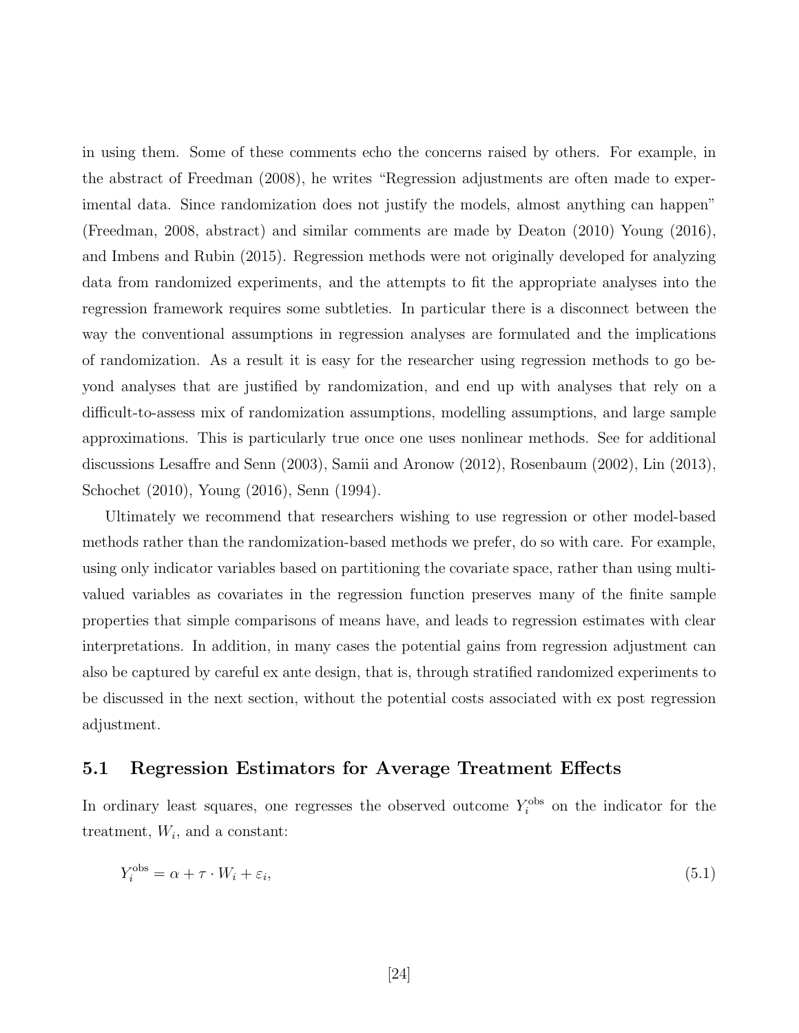in using them. Some of these comments echo the concerns raised by others. For example, in the abstract of Freedman (2008), he writes "Regression adjustments are often made to experimental data. Since randomization does not justify the models, almost anything can happen" (Freedman, 2008, abstract) and similar comments are made by Deaton (2010) Young (2016), and Imbens and Rubin (2015). Regression methods were not originally developed for analyzing data from randomized experiments, and the attempts to fit the appropriate analyses into the regression framework requires some subtleties. In particular there is a disconnect between the way the conventional assumptions in regression analyses are formulated and the implications of randomization. As a result it is easy for the researcher using regression methods to go beyond analyses that are justified by randomization, and end up with analyses that rely on a difficult-to-assess mix of randomization assumptions, modelling assumptions, and large sample approximations. This is particularly true once one uses nonlinear methods. See for additional discussions Lesaffre and Senn (2003), Samii and Aronow (2012), Rosenbaum (2002), Lin (2013), Schochet (2010), Young (2016), Senn (1994).

Ultimately we recommend that researchers wishing to use regression or other model-based methods rather than the randomization-based methods we prefer, do so with care. For example, using only indicator variables based on partitioning the covariate space, rather than using multi-valued variables as covariates in the regression function preserves many of the finite sample properties that simple comparisons of means have, and leads to regression estimates with clear interpretations. In addition, in many cases the potential gains from regression adjustment can also be captured by careful ex ante design, that is, through stratified randomized experiments to be discussed in the next section, without the potential costs associated with ex post regression adjustment.

## 5.1 Regression Estimators for Average Treatment Effects

In ordinary least squares, one regresses the observed outcome $Y_i^{\text{obs}}$ on the indicator for the treatment, $W_i$, and a constant:

$$Y_i^{\text{obs}} = \alpha + \tau \cdot W_i + \varepsilon_i, \tag{5.1}$$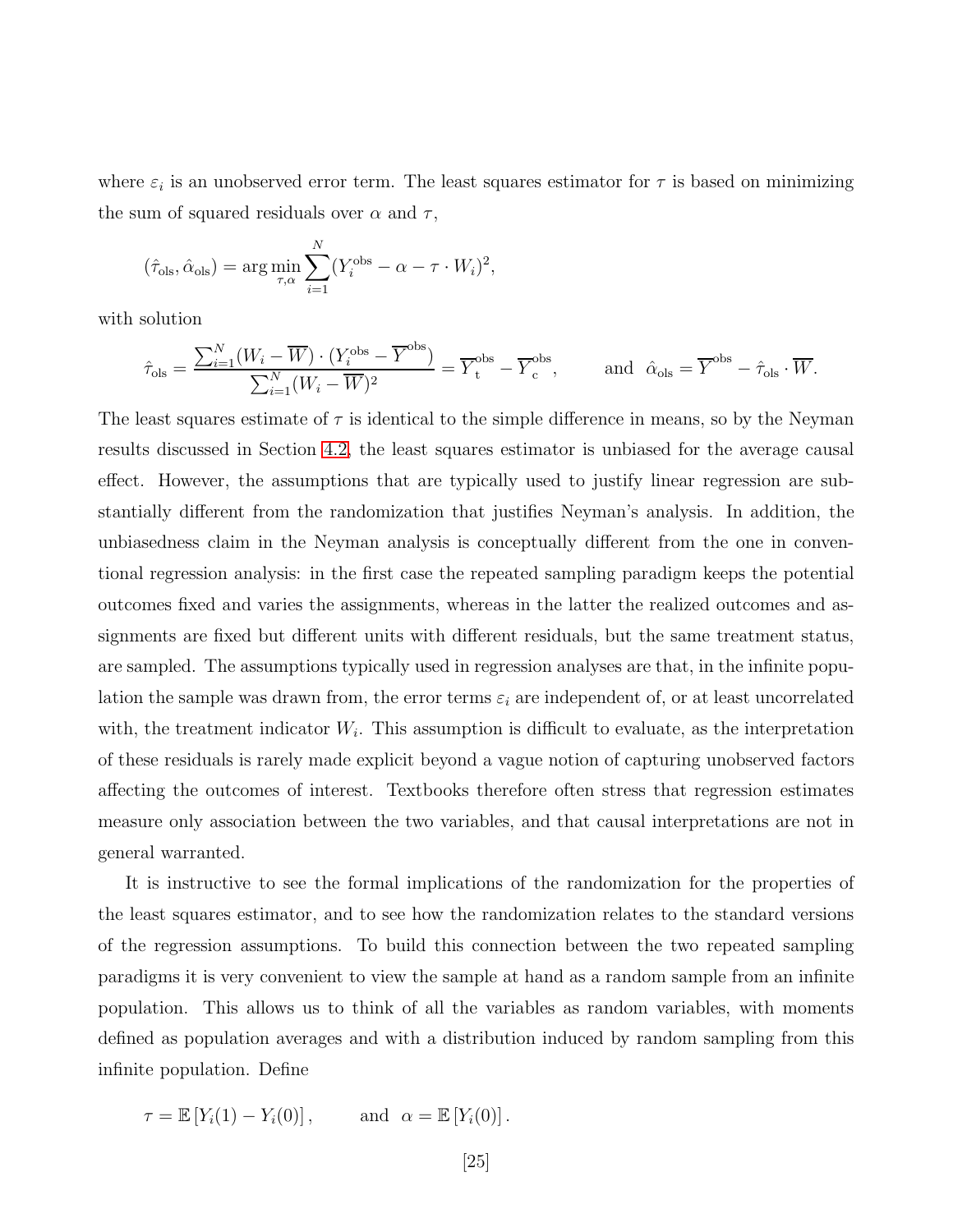where $\varepsilon_i$ is an unobserved error term. The least squares estimator for $\tau$ is based on minimizing the sum of squared residuals over $\alpha$ and $\tau$,

$$(\hat{\tau}_{\text{ols}}, \hat{\alpha}_{\text{ols}}) = \arg\min_{\tau,\alpha} \sum_{i=1}^{N} (Y_i^{\text{obs}} - \alpha - \tau \cdot W_i)^2,$$

with solution

$$\hat{\tau}_{\text{ols}} = \frac{\sum_{i=1}^{N}(W_i - \overline{W}) \cdot (Y_i^{\text{obs}} - \overline{Y}^{\text{obs}})}{\sum_{i=1}^{N}(W_i - \overline{W})^2} = \overline{Y}_{\text{t}}^{\text{obs}} - \overline{Y}_{\text{c}}^{\text{obs}}, \qquad \text{and} \ \ \hat{\alpha}_{\text{ols}} = \overline{Y}^{\text{obs}} - \hat{\tau}_{\text{ols}} \cdot \overline{W}.$$

The least squares estimate of $\tau$ is identical to the simple difference in means, so by the Neyman results discussed in Section 4.2, the least squares estimator is unbiased for the average causal effect. However, the assumptions that are typically used to justify linear regression are substantially different from the randomization that justifies Neyman's analysis. In addition, the unbiasedness claim in the Neyman analysis is conceptually different from the one in conventional regression analysis: in the first case the repeated sampling paradigm keeps the potential outcomes fixed and varies the assignments, whereas in the latter the realized outcomes and assignments are fixed but different units with different residuals, but the same treatment status, are sampled. The assumptions typically used in regression analyses are that, in the infinite population the sample was drawn from, the error terms $\varepsilon_i$ are independent of, or at least uncorrelated with, the treatment indicator $W_i$. This assumption is difficult to evaluate, as the interpretation of these residuals is rarely made explicit beyond a vague notion of capturing unobserved factors affecting the outcomes of interest. Textbooks therefore often stress that regression estimates measure only association between the two variables, and that causal interpretations are not in general warranted.

It is instructive to see the formal implications of the randomization for the properties of the least squares estimator, and to see how the randomization relates to the standard versions of the regression assumptions. To build this connection between the two repeated sampling paradigms it is very convenient to view the sample at hand as a random sample from an infinite population. This allows us to think of all the variables as random variables, with moments defined as population averages and with a distribution induced by random sampling from this infinite population. Define

$$\tau = \mathbb{E}\left[Y_i(1) - Y_i(0)\right], \qquad \text{and} \ \ \alpha = \mathbb{E}\left[Y_i(0)\right].$$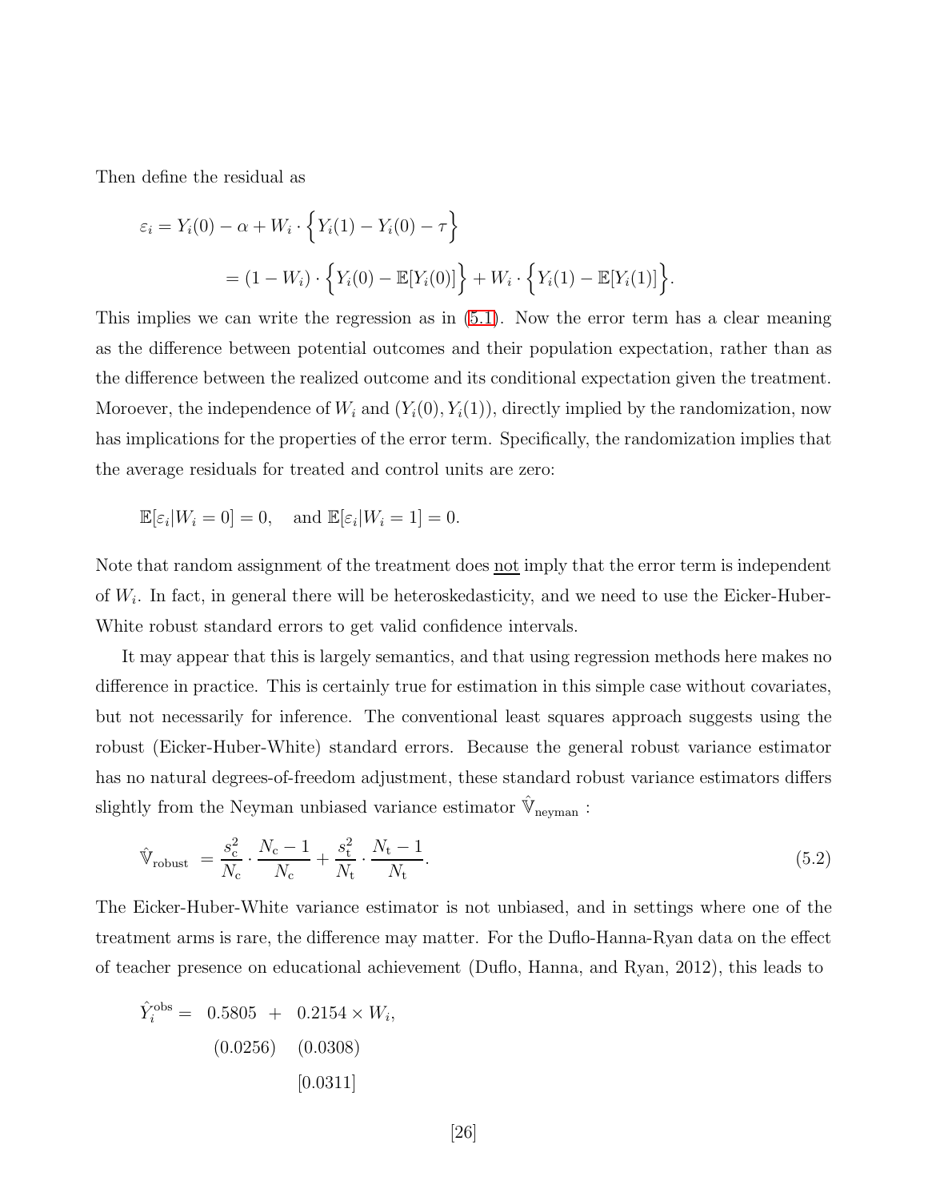Then define the residual as

$$
\begin{aligned}
\varepsilon_i &= Y_i(0) - \alpha + W_i \cdot \Big\{ Y_i(1) - Y_i(0) - \tau \Big\} \\
&= (1 - W_i) \cdot \Big\{ Y_i(0) - \mathbb{E}[Y_i(0)] \Big\} + W_i \cdot \Big\{ Y_i(1) - \mathbb{E}[Y_i(1)] \Big\}.
\end{aligned}
$$

This implies we can write the regression as in (5.1). Now the error term has a clear meaning as the difference between potential outcomes and their population expectation, rather than as the difference between the realized outcome and its conditional expectation given the treatment. Moroever, the independence of $W_i$ and $(Y_i(0), Y_i(1))$, directly implied by the randomization, now has implications for the properties of the error term. Specifically, the randomization implies that the average residuals for treated and control units are zero:

$$
\mathbb{E}[\varepsilon_i | W_i = 0] = 0, \quad \text{and } \mathbb{E}[\varepsilon_i | W_i = 1] = 0.
$$

Note that random assignment of the treatment does <u>not</u> imply that the error term is independent of $W_i$. In fact, in general there will be heteroskedasticity, and we need to use the Eicker-Huber-White robust standard errors to get valid confidence intervals.

It may appear that this is largely semantics, and that using regression methods here makes no difference in practice. This is certainly true for estimation in this simple case without covariates, but not necessarily for inference. The conventional least squares approach suggests using the robust (Eicker-Huber-White) standard errors. Because the general robust variance estimator has no natural degrees-of-freedom adjustment, these standard robust variance estimators differs slightly from the Neyman unbiased variance estimator $\hat{\mathbb{V}}_{\text{neyman}}$ :

$$
\hat{\mathbb{V}}_{\text{robust}} = \frac{s_{\text{c}}^2}{N_{\text{c}}} \cdot \frac{N_{\text{c}} - 1}{N_{\text{c}}} + \frac{s_{\text{t}}^2}{N_{\text{t}}} \cdot \frac{N_{\text{t}} - 1}{N_{\text{t}}}. \tag{5.2}
$$

The Eicker-Huber-White variance estimator is not unbiased, and in settings where one of the treatment arms is rare, the difference may matter. For the Duflo-Hanna-Ryan data on the effect of teacher presence on educational achievement (Duflo, Hanna, and Ryan, 2012), this leads to

$$
\begin{aligned}
\hat{Y}_i^{\text{obs}} = \;& \underset{(0.0256)}{0.5805} \; + \; \underset{\substack{(0.0308) \\ [0.0311]}}{0.2154} \times W_i,
\end{aligned}
$$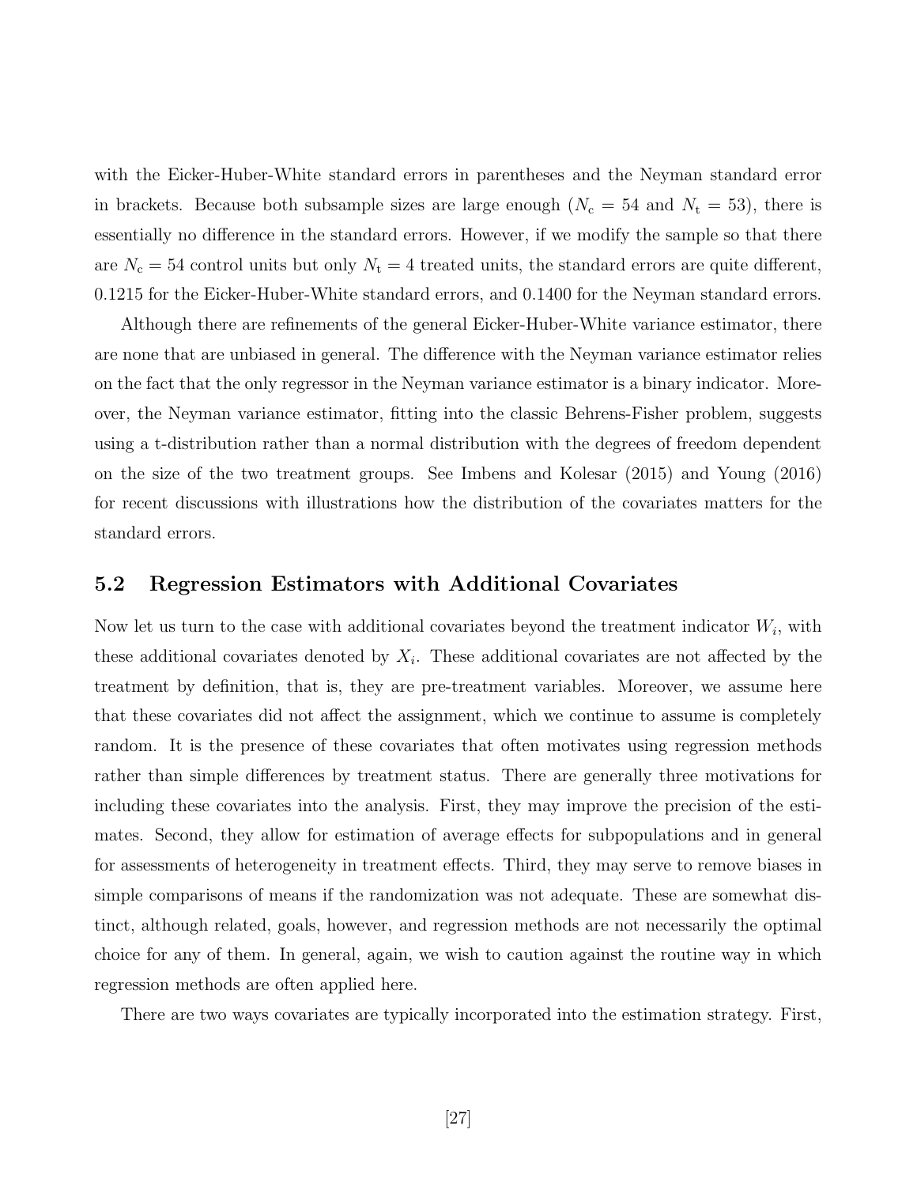with the Eicker-Huber-White standard errors in parentheses and the Neyman standard error in brackets. Because both subsample sizes are large enough ($N_{\mathrm{c}} = 54$ and $N_{\mathrm{t}} = 53$), there is essentially no difference in the standard errors. However, if we modify the sample so that there are $N_{\mathrm{c}} = 54$ control units but only $N_{\mathrm{t}} = 4$ treated units, the standard errors are quite different, 0.1215 for the Eicker-Huber-White standard errors, and 0.1400 for the Neyman standard errors.

Although there are refinements of the general Eicker-Huber-White variance estimator, there are none that are unbiased in general. The difference with the Neyman variance estimator relies on the fact that the only regressor in the Neyman variance estimator is a binary indicator. Moreover, the Neyman variance estimator, fitting into the classic Behrens-Fisher problem, suggests using a t-distribution rather than a normal distribution with the degrees of freedom dependent on the size of the two treatment groups. See Imbens and Kolesar (2015) and Young (2016) for recent discussions with illustrations how the distribution of the covariates matters for the standard errors.

## 5.2 Regression Estimators with Additional Covariates

Now let us turn to the case with additional covariates beyond the treatment indicator $W_i$, with these additional covariates denoted by $X_i$. These additional covariates are not affected by the treatment by definition, that is, they are pre-treatment variables. Moreover, we assume here that these covariates did not affect the assignment, which we continue to assume is completely random. It is the presence of these covariates that often motivates using regression methods rather than simple differences by treatment status. There are generally three motivations for including these covariates into the analysis. First, they may improve the precision of the estimates. Second, they allow for estimation of average effects for subpopulations and in general for assessments of heterogeneity in treatment effects. Third, they may serve to remove biases in simple comparisons of means if the randomization was not adequate. These are somewhat distinct, although related, goals, however, and regression methods are not necessarily the optimal choice for any of them. In general, again, we wish to caution against the routine way in which regression methods are often applied here.

There are two ways covariates are typically incorporated into the estimation strategy. First,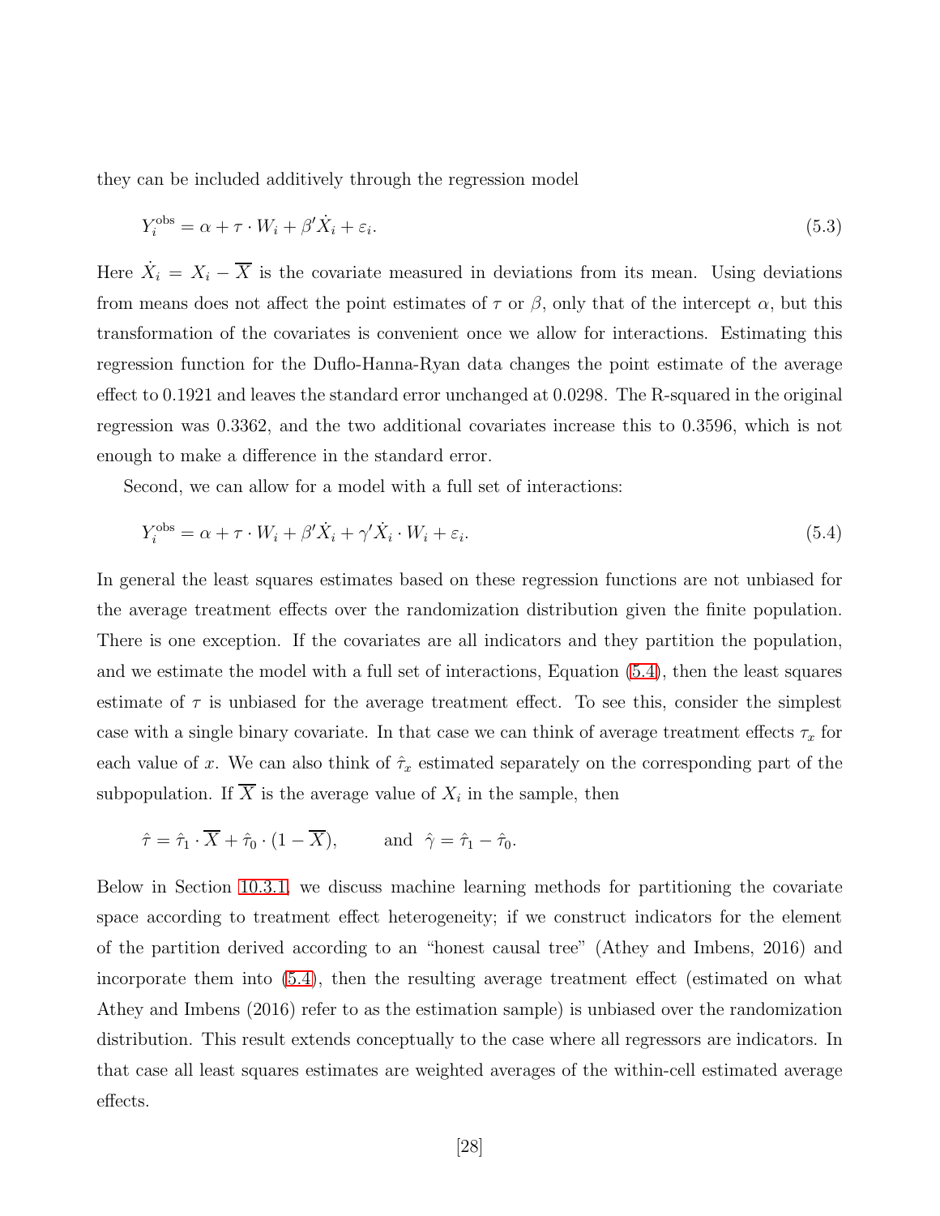they can be included additively through the regression model

$$Y_i^{\text{obs}} = \alpha + \tau \cdot W_i + \beta' \dot{X}_i + \varepsilon_i. \tag{5.3}$$

Here $\dot{X}_i = X_i - \overline{X}$ is the covariate measured in deviations from its mean. Using deviations from means does not affect the point estimates of $\tau$ or $\beta$, only that of the intercept $\alpha$, but this transformation of the covariates is convenient once we allow for interactions. Estimating this regression function for the Duflo-Hanna-Ryan data changes the point estimate of the average effect to 0.1921 and leaves the standard error unchanged at 0.0298. The R-squared in the original regression was 0.3362, and the two additional covariates increase this to 0.3596, which is not enough to make a difference in the standard error.

Second, we can allow for a model with a full set of interactions:

$$Y_i^{\text{obs}} = \alpha + \tau \cdot W_i + \beta' \dot{X}_i + \gamma' \dot{X}_i \cdot W_i + \varepsilon_i. \tag{5.4}$$

In general the least squares estimates based on these regression functions are not unbiased for the average treatment effects over the randomization distribution given the finite population. There is one exception. If the covariates are all indicators and they partition the population, and we estimate the model with a full set of interactions, Equation (5.4), then the least squares estimate of $\tau$ is unbiased for the average treatment effect. To see this, consider the simplest case with a single binary covariate. In that case we can think of average treatment effects $\tau_x$ for each value of $x$. We can also think of $\hat{\tau}_x$ estimated separately on the corresponding part of the subpopulation. If $\overline{X}$ is the average value of $X_i$ in the sample, then

$$\hat{\tau} = \hat{\tau}_1 \cdot \overline{X} + \hat{\tau}_0 \cdot (1 - \overline{X}), \qquad \text{and } \ \hat{\gamma} = \hat{\tau}_1 - \hat{\tau}_0.$$

Below in Section 10.3.1, we discuss machine learning methods for partitioning the covariate space according to treatment effect heterogeneity; if we construct indicators for the element of the partition derived according to an "honest causal tree" (Athey and Imbens, 2016) and incorporate them into (5.4), then the resulting average treatment effect (estimated on what Athey and Imbens (2016) refer to as the estimation sample) is unbiased over the randomization distribution. This result extends conceptually to the case where all regressors are indicators. In that case all least squares estimates are weighted averages of the within-cell estimated average effects.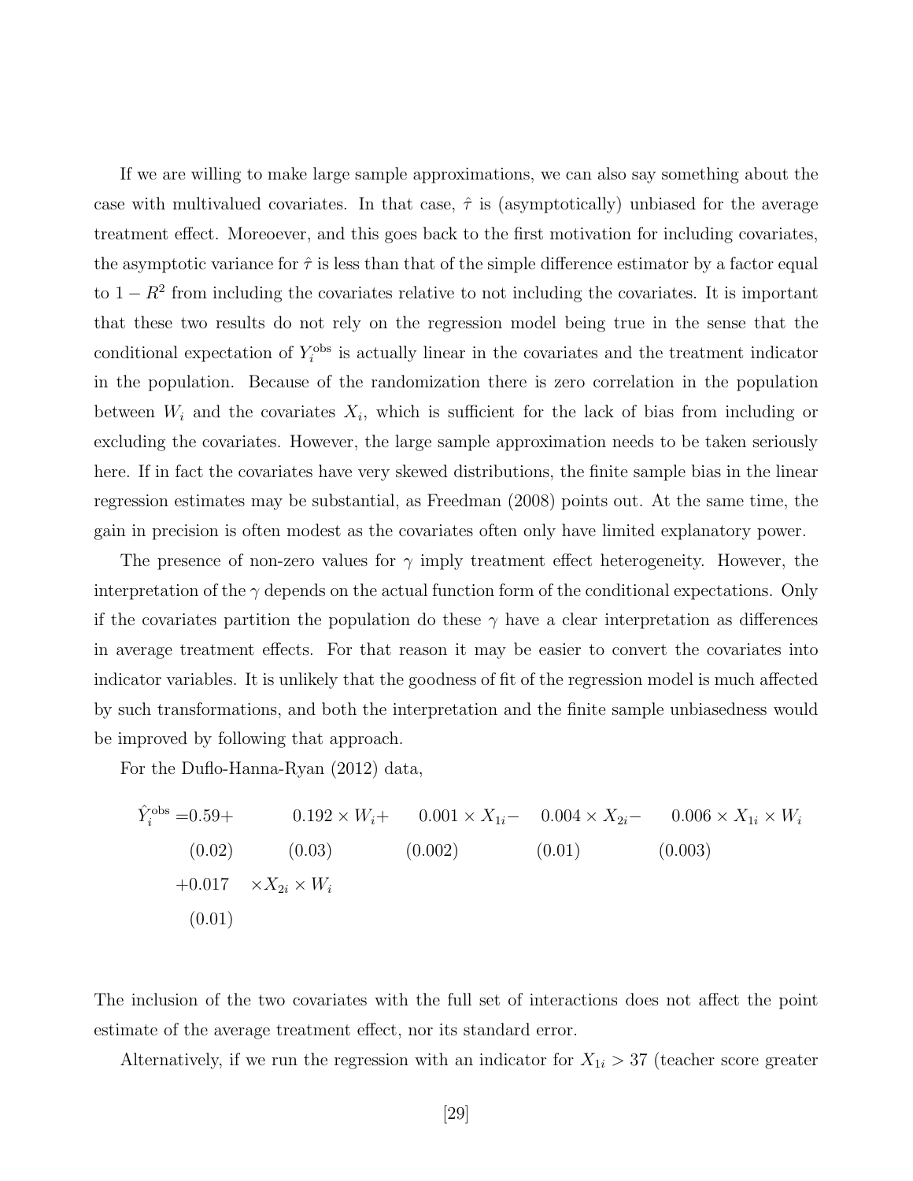If we are willing to make large sample approximations, we can also say something about the case with multivalued covariates. In that case, $\hat{\tau}$ is (asymptotically) unbiased for the average treatment effect. Moreoever, and this goes back to the first motivation for including covariates, the asymptotic variance for $\hat{\tau}$ is less than that of the simple difference estimator by a factor equal to $1 - R^2$ from including the covariates relative to not including the covariates. It is important that these two results do not rely on the regression model being true in the sense that the conditional expectation of $Y_i^{\text{obs}}$ is actually linear in the covariates and the treatment indicator in the population. Because of the randomization there is zero correlation in the population between $W_i$ and the covariates $X_i$, which is sufficient for the lack of bias from including or excluding the covariates. However, the large sample approximation needs to be taken seriously here. If in fact the covariates have very skewed distributions, the finite sample bias in the linear regression estimates may be substantial, as Freedman (2008) points out. At the same time, the gain in precision is often modest as the covariates often only have limited explanatory power.

The presence of non-zero values for $\gamma$ imply treatment effect heterogeneity. However, the interpretation of the $\gamma$ depends on the actual function form of the conditional expectations. Only if the covariates partition the population do these $\gamma$ have a clear interpretation as differences in average treatment effects. For that reason it may be easier to convert the covariates into indicator variables. It is unlikely that the goodness of fit of the regression model is much affected by such transformations, and both the interpretation and the finite sample unbiasedness would be improved by following that approach.

For the Duflo-Hanna-Ryan (2012) data,

$$
\begin{aligned}
\hat{Y}_i^{\text{obs}} = & \underset{(0.02)}{0.59} + \underset{(0.03)}{0.192} \times W_i + \underset{(0.002)}{0.001} \times X_{1i} - \underset{(0.01)}{0.004} \times X_{2i} - \underset{(0.003)}{0.006} \times X_{1i} \times W_i \\
& + \underset{(0.01)}{0.017} \times X_{2i} \times W_i
\end{aligned}
$$

The inclusion of the two covariates with the full set of interactions does not affect the point estimate of the average treatment effect, nor its standard error.

Alternatively, if we run the regression with an indicator for $X_{1i} > 37$ (teacher score greater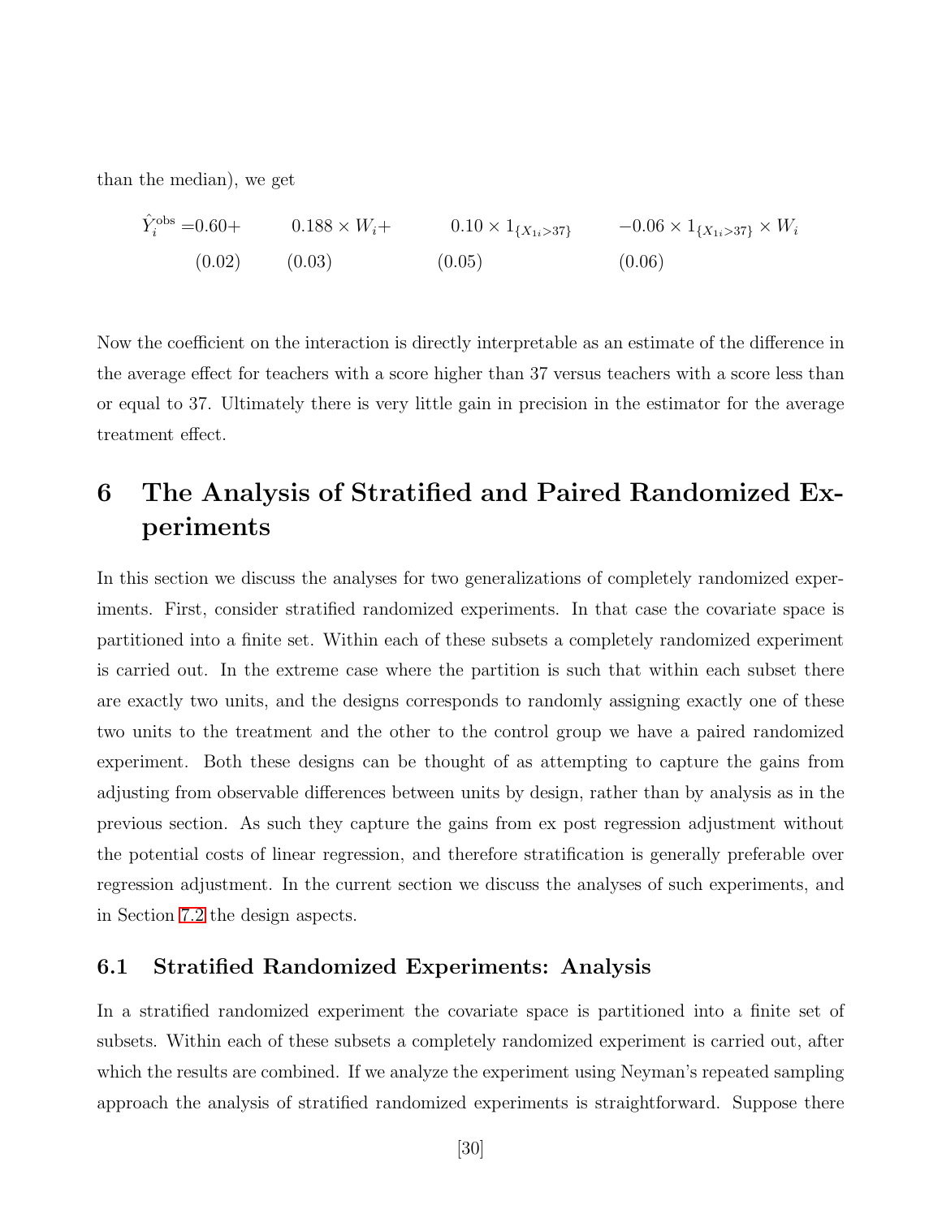than the median), we get

$$
\begin{array}{llll}
\hat{Y}_i^{\text{obs}} = 0.60 + & 0.188 \times W_i + & 0.10 \times 1_{\{X_{1i}>37\}} & -0.06 \times 1_{\{X_{1i}>37\}} \times W_i \\
\quad (0.02) & (0.03) & (0.05) & (0.06)
\end{array}
$$

Now the coefficient on the interaction is directly interpretable as an estimate of the difference in the average effect for teachers with a score higher than 37 versus teachers with a score less than or equal to 37. Ultimately there is very little gain in precision in the estimator for the average treatment effect.

# 6 The Analysis of Stratified and Paired Randomized Experiments

In this section we discuss the analyses for two generalizations of completely randomized experiments. First, consider stratified randomized experiments. In that case the covariate space is partitioned into a finite set. Within each of these subsets a completely randomized experiment is carried out. In the extreme case where the partition is such that within each subset there are exactly two units, and the designs corresponds to randomly assigning exactly one of these two units to the treatment and the other to the control group we have a paired randomized experiment. Both these designs can be thought of as attempting to capture the gains from adjusting from observable differences between units by design, rather than by analysis as in the previous section. As such they capture the gains from ex post regression adjustment without the potential costs of linear regression, and therefore stratification is generally preferable over regression adjustment. In the current section we discuss the analyses of such experiments, and in Section 7.2 the design aspects.

## 6.1 Stratified Randomized Experiments: Analysis

In a stratified randomized experiment the covariate space is partitioned into a finite set of subsets. Within each of these subsets a completely randomized experiment is carried out, after which the results are combined. If we analyze the experiment using Neyman's repeated sampling approach the analysis of stratified randomized experiments is straightforward. Suppose there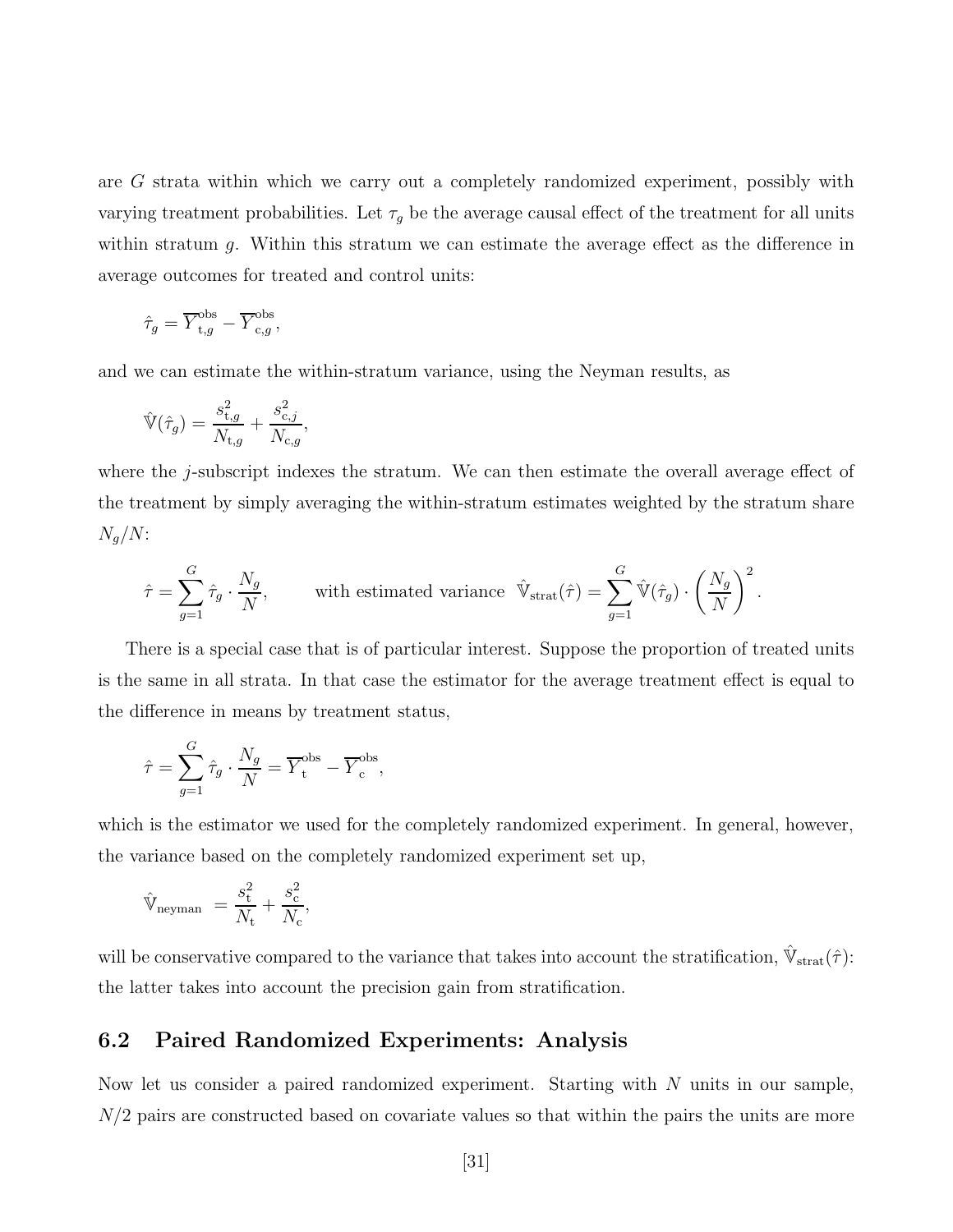are $G$ strata within which we carry out a completely randomized experiment, possibly with varying treatment probabilities. Let $\tau_g$ be the average causal effect of the treatment for all units within stratum $g$. Within this stratum we can estimate the average effect as the difference in average outcomes for treated and control units:

$$\hat{\tau}_g = \overline{Y}^{\text{obs}}_{\text{t},g} - \overline{Y}^{\text{obs}}_{\text{c},g},$$

and we can estimate the within-stratum variance, using the Neyman results, as

$$\hat{\mathbb{V}}(\hat{\tau}_g) = \frac{s^2_{\text{t},g}}{N_{\text{t},g}} + \frac{s^2_{\text{c},j}}{N_{\text{c},g}},$$

where the $j$-subscript indexes the stratum. We can then estimate the overall average effect of the treatment by simply averaging the within-stratum estimates weighted by the stratum share $N_g/N$:

$$\hat{\tau} = \sum_{g=1}^{G} \hat{\tau}_g \cdot \frac{N_g}{N}, \qquad \text{with estimated variance } \hat{\mathbb{V}}_{\text{strat}}(\hat{\tau}) = \sum_{g=1}^{G} \hat{\mathbb{V}}(\hat{\tau}_g) \cdot \left(\frac{N_g}{N}\right)^2.$$

There is a special case that is of particular interest. Suppose the proportion of treated units is the same in all strata. In that case the estimator for the average treatment effect is equal to the difference in means by treatment status,

$$\hat{\tau} = \sum_{g=1}^{G} \hat{\tau}_g \cdot \frac{N_g}{N} = \overline{Y}^{\text{obs}}_{\text{t}} - \overline{Y}^{\text{obs}}_{\text{c}},$$

which is the estimator we used for the completely randomized experiment. In general, however, the variance based on the completely randomized experiment set up,

$$\hat{\mathbb{V}}_{\text{neyman}} = \frac{s^2_{\text{t}}}{N_{\text{t}}} + \frac{s^2_{\text{c}}}{N_{\text{c}}},$$

will be conservative compared to the variance that takes into account the stratification, $\hat{\mathbb{V}}_{\text{strat}}(\hat{\tau})$: the latter takes into account the precision gain from stratification.

## 6.2 Paired Randomized Experiments: Analysis

Now let us consider a paired randomized experiment. Starting with $N$ units in our sample, $N/2$ pairs are constructed based on covariate values so that within the pairs the units are more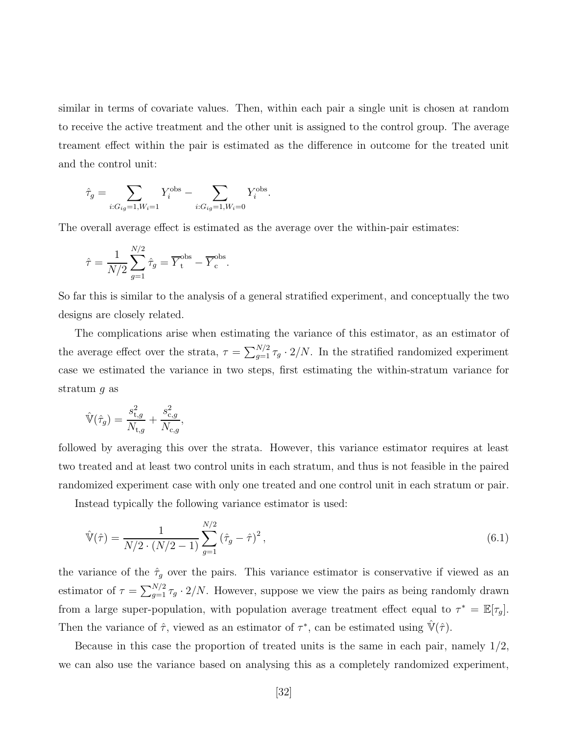similar in terms of covariate values. Then, within each pair a single unit is chosen at random to receive the active treatment and the other unit is assigned to the control group. The average treament effect within the pair is estimated as the difference in outcome for the treated unit and the control unit:

$$\hat{\tau}_g = \sum_{i:G_{ig}=1,W_i=1} Y_i^{\text{obs}} - \sum_{i:G_{ig}=1,W_i=0} Y_i^{\text{obs}}.$$

The overall average effect is estimated as the average over the within-pair estimates:

$$\hat{\tau} = \frac{1}{N/2} \sum_{g=1}^{N/2} \hat{\tau}_g = \overline{Y}_{\text{t}}^{\text{obs}} - \overline{Y}_{\text{c}}^{\text{obs}}.$$

So far this is similar to the analysis of a general stratified experiment, and conceptually the two designs are closely related.

The complications arise when estimating the variance of this estimator, as an estimator of the average effect over the strata, $\tau = \sum_{g=1}^{N/2} \tau_g \cdot 2/N$. In the stratified randomized experiment case we estimated the variance in two steps, first estimating the within-stratum variance for stratum $g$ as

$$\hat{\mathbb{V}}(\hat{\tau}_g) = \frac{s_{\text{t},g}^2}{N_{\text{t},g}} + \frac{s_{\text{c},g}^2}{N_{\text{c},g}},$$

followed by averaging this over the strata. However, this variance estimator requires at least two treated and at least two control units in each stratum, and thus is not feasible in the paired randomized experiment case with only one treated and one control unit in each stratum or pair.

Instead typically the following variance estimator is used:

$$\hat{\mathbb{V}}(\hat{\tau}) = \frac{1}{N/2 \cdot (N/2 - 1)} \sum_{g=1}^{N/2} \left(\hat{\tau}_g - \hat{\tau}\right)^2, \tag{6.1}$$

the variance of the $\hat{\tau}_g$ over the pairs. This variance estimator is conservative if viewed as an estimator of $\tau = \sum_{g=1}^{N/2} \tau_g \cdot 2/N$. However, suppose we view the pairs as being randomly drawn from a large super-population, with population average treatment effect equal to $\tau^* = \mathbb{E}[\tau_g]$. Then the variance of $\hat{\tau}$, viewed as an estimator of $\tau^*$, can be estimated using $\hat{\mathbb{V}}(\hat{\tau})$.

Because in this case the proportion of treated units is the same in each pair, namely 1/2, we can also use the variance based on analysing this as a completely randomized experiment,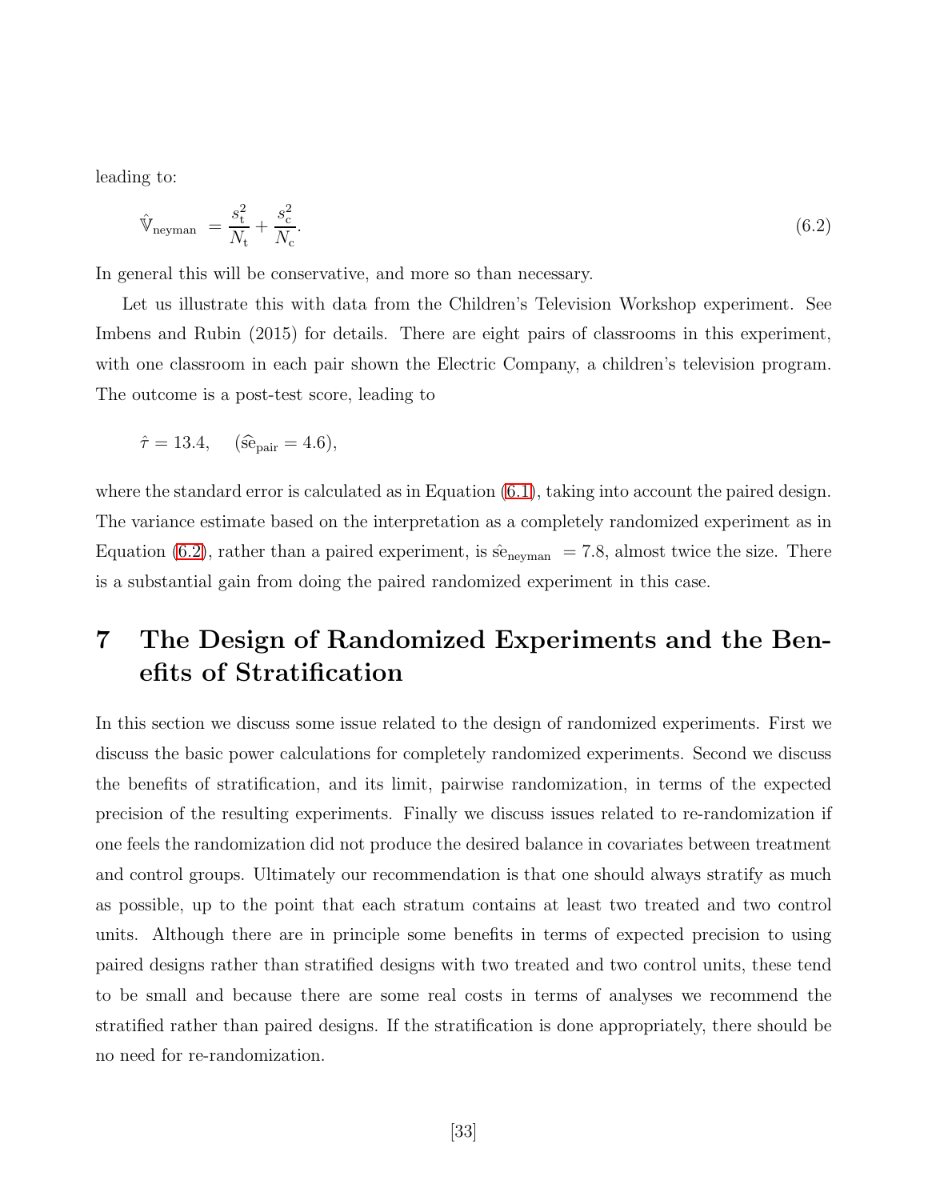leading to:

$$\hat{\mathbb{V}}_{\text{neyman}} = \frac{s_{\text{t}}^2}{N_{\text{t}}} + \frac{s_{\text{c}}^2}{N_{\text{c}}}. \tag{6.2}$$

In general this will be conservative, and more so than necessary.

Let us illustrate this with data from the Children's Television Workshop experiment. See Imbens and Rubin (2015) for details. There are eight pairs of classrooms in this experiment, with one classroom in each pair shown the Electric Company, a children's television program. The outcome is a post-test score, leading to

$$\hat{\tau} = 13.4, \quad (\widehat{\text{se}}_{\text{pair}} = 4.6),$$

where the standard error is calculated as in Equation (6.1), taking into account the paired design. The variance estimate based on the interpretation as a completely randomized experiment as in Equation (6.2), rather than a paired experiment, is $\hat{\text{se}}_{\text{neyman}} = 7.8$, almost twice the size. There is a substantial gain from doing the paired randomized experiment in this case.

# 7 The Design of Randomized Experiments and the Benefits of Stratification

In this section we discuss some issue related to the design of randomized experiments. First we discuss the basic power calculations for completely randomized experiments. Second we discuss the benefits of stratification, and its limit, pairwise randomization, in terms of the expected precision of the resulting experiments. Finally we discuss issues related to re-randomization if one feels the randomization did not produce the desired balance in covariates between treatment and control groups. Ultimately our recommendation is that one should always stratify as much as possible, up to the point that each stratum contains at least two treated and two control units. Although there are in principle some benefits in terms of expected precision to using paired designs rather than stratified designs with two treated and two control units, these tend to be small and because there are some real costs in terms of analyses we recommend the stratified rather than paired designs. If the stratification is done appropriately, there should be no need for re-randomization.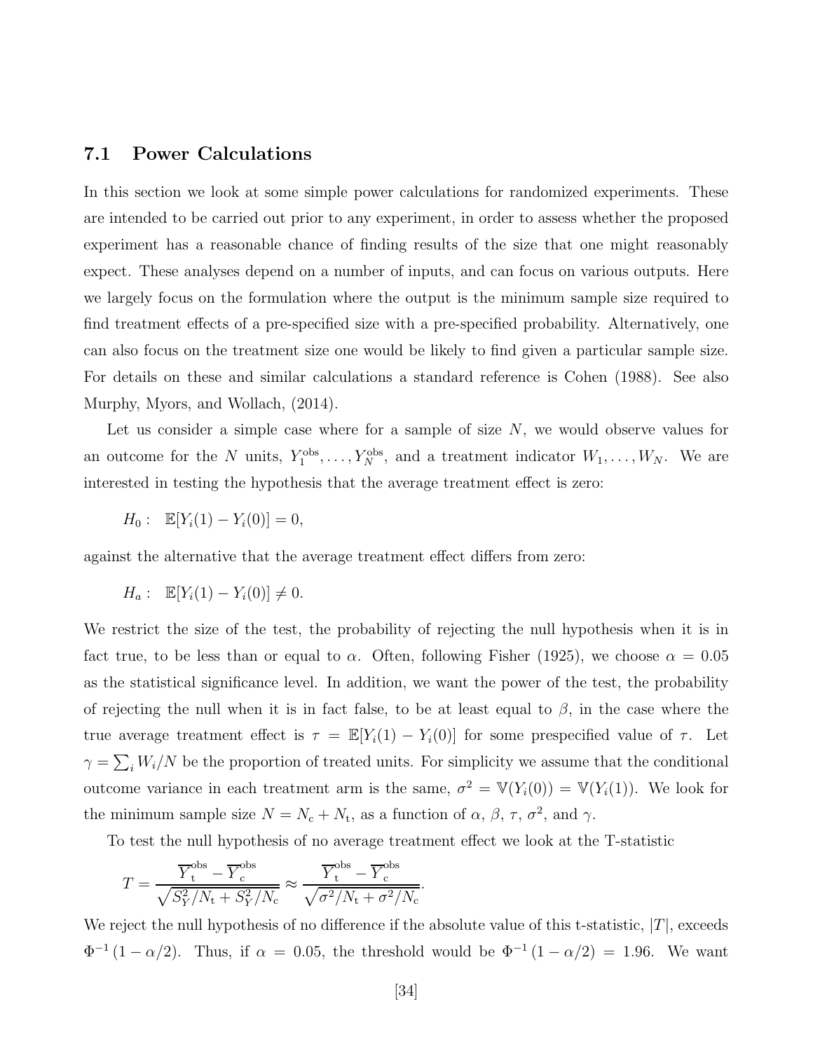## 7.1 Power Calculations

In this section we look at some simple power calculations for randomized experiments. These are intended to be carried out prior to any experiment, in order to assess whether the proposed experiment has a reasonable chance of finding results of the size that one might reasonably expect. These analyses depend on a number of inputs, and can focus on various outputs. Here we largely focus on the formulation where the output is the minimum sample size required to find treatment effects of a pre-specified size with a pre-specified probability. Alternatively, one can also focus on the treatment size one would be likely to find given a particular sample size. For details on these and similar calculations a standard reference is Cohen (1988). See also Murphy, Myors, and Wollach, (2014).

Let us consider a simple case where for a sample of size $N$, we would observe values for an outcome for the $N$ units, $Y_1^{\text{obs}}, \ldots, Y_N^{\text{obs}}$, and a treatment indicator $W_1, \ldots, W_N$. We are interested in testing the hypothesis that the average treatment effect is zero:

$$H_0: \quad \mathbb{E}[Y_i(1) - Y_i(0)] = 0,$$

against the alternative that the average treatment effect differs from zero:

$$H_a: \quad \mathbb{E}[Y_i(1) - Y_i(0)] \neq 0.$$

We restrict the size of the test, the probability of rejecting the null hypothesis when it is in fact true, to be less than or equal to $\alpha$. Often, following Fisher (1925), we choose $\alpha = 0.05$ as the statistical significance level. In addition, we want the power of the test, the probability of rejecting the null when it is in fact false, to be at least equal to $\beta$, in the case where the true average treatment effect is $\tau = \mathbb{E}[Y_i(1) - Y_i(0)]$ for some prespecified value of $\tau$. Let $\gamma = \sum_i W_i/N$ be the proportion of treated units. For simplicity we assume that the conditional outcome variance in each treatment arm is the same, $\sigma^2 = \mathbb{V}(Y_i(0)) = \mathbb{V}(Y_i(1))$. We look for the minimum sample size $N = N_{\text{c}} + N_{\text{t}}$, as a function of $\alpha$, $\beta$, $\tau$, $\sigma^2$, and $\gamma$.

To test the null hypothesis of no average treatment effect we look at the T-statistic

$$T = \frac{\overline{Y}_{\text{t}}^{\text{obs}} - \overline{Y}_{\text{c}}^{\text{obs}}}{\sqrt{S_Y^2/N_{\text{t}} + S_Y^2/N_{\text{c}}}} \approx \frac{\overline{Y}_{\text{t}}^{\text{obs}} - \overline{Y}_{\text{c}}^{\text{obs}}}{\sqrt{\sigma^2/N_{\text{t}} + \sigma^2/N_{\text{c}}}}.$$

We reject the null hypothesis of no difference if the absolute value of this t-statistic, $|T|$, exceeds $\Phi^{-1}(1 - \alpha/2)$. Thus, if $\alpha = 0.05$, the threshold would be $\Phi^{-1}(1 - \alpha/2) = 1.96$. We want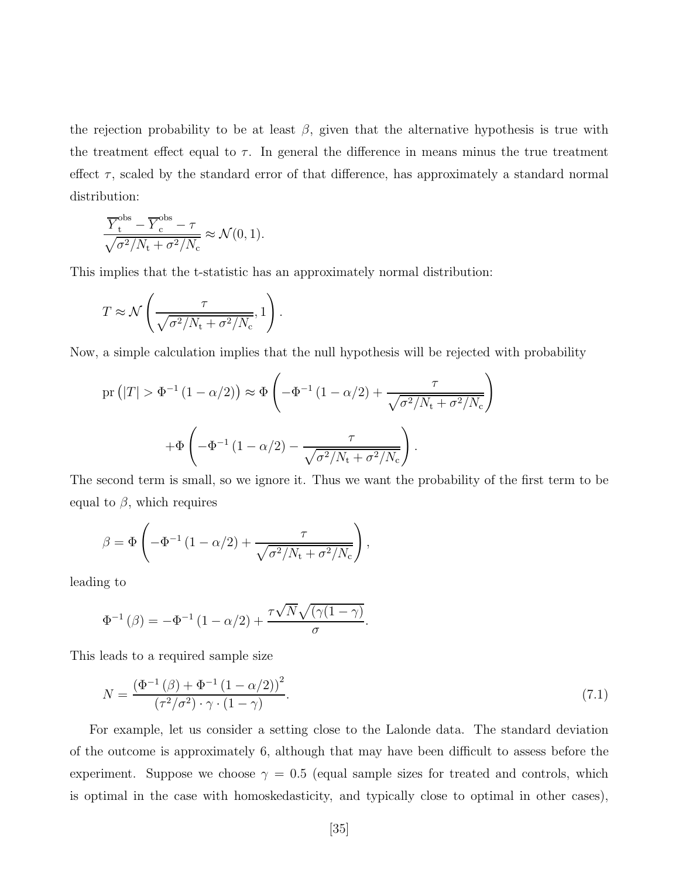the rejection probability to be at least $\beta$, given that the alternative hypothesis is true with the treatment effect equal to $\tau$. In general the difference in means minus the true treatment effect $\tau$, scaled by the standard error of that difference, has approximately a standard normal distribution:

$$\frac{\overline{Y}_{\rm t}^{\rm obs} - \overline{Y}_{\rm c}^{\rm obs} - \tau}{\sqrt{\sigma^2/N_{\rm t} + \sigma^2/N_{\rm c}}} \approx \mathcal{N}(0,1).$$

This implies that the t-statistic has an approximately normal distribution:

$$T \approx \mathcal{N}\left(\frac{\tau}{\sqrt{\sigma^2/N_{\rm t} + \sigma^2/N_{\rm c}}}, 1\right).$$

Now, a simple calculation implies that the null hypothesis will be rejected with probability

$$\text{pr}\left(|T| > \Phi^{-1}\left(1-\alpha/2\right)\right) \approx \Phi\left(-\Phi^{-1}\left(1-\alpha/2\right) + \frac{\tau}{\sqrt{\sigma^2/N_{\rm t} + \sigma^2/N_{\rm c}}}\right)$$

$$+\Phi\left(-\Phi^{-1}\left(1-\alpha/2\right) - \frac{\tau}{\sqrt{\sigma^2/N_{\rm t} + \sigma^2/N_{\rm c}}}\right).$$

The second term is small, so we ignore it. Thus we want the probability of the first term to be equal to $\beta$, which requires

$$\beta = \Phi\left(-\Phi^{-1}\left(1-\alpha/2\right) + \frac{\tau}{\sqrt{\sigma^2/N_{\rm t} + \sigma^2/N_{\rm c}}}\right),$$

leading to

$$\Phi^{-1}\left(\beta\right) = -\Phi^{-1}\left(1-\alpha/2\right) + \frac{\tau\sqrt{N}\sqrt{(\gamma(1-\gamma)}}{\sigma}.$$

This leads to a required sample size

$$N = \frac{\left(\Phi^{-1}\left(\beta\right) + \Phi^{-1}\left(1-\alpha/2\right)\right)^2}{(\tau^2/\sigma^2)\cdot\gamma\cdot(1-\gamma)}. \tag{7.1}$$

For example, let us consider a setting close to the Lalonde data. The standard deviation of the outcome is approximately 6, although that may have been difficult to assess before the experiment. Suppose we choose $\gamma = 0.5$ (equal sample sizes for treated and controls, which is optimal in the case with homoskedasticity, and typically close to optimal in other cases),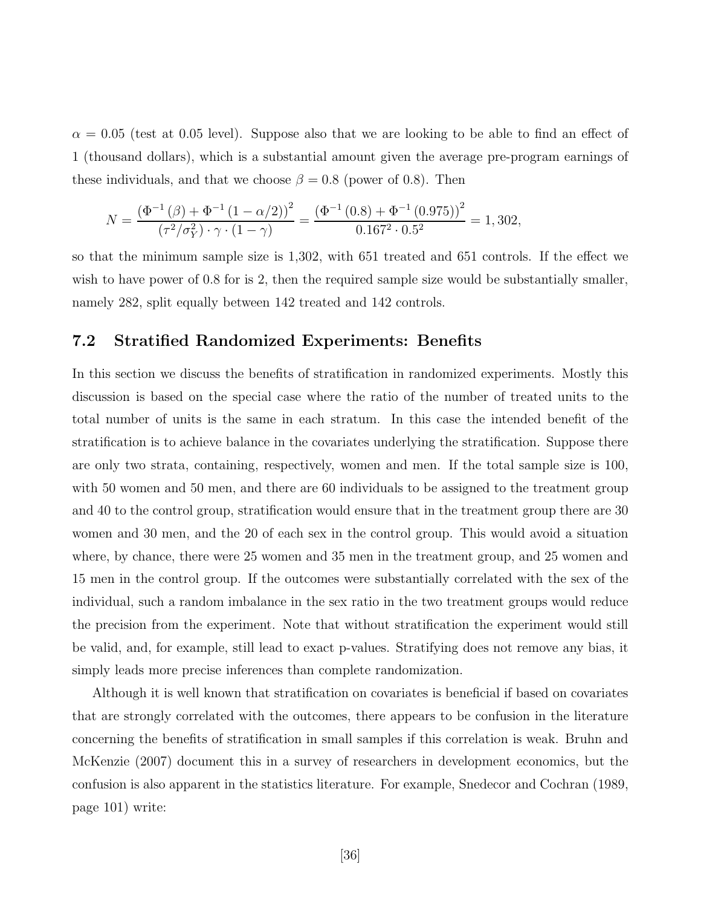$\alpha = 0.05$ (test at 0.05 level). Suppose also that we are looking to be able to find an effect of 1 (thousand dollars), which is a substantial amount given the average pre-program earnings of these individuals, and that we choose $\beta = 0.8$ (power of 0.8). Then

$$N = \frac{\left(\Phi^{-1}\left(\beta\right) + \Phi^{-1}\left(1 - \alpha/2\right)\right)^2}{\left(\tau^2/\sigma_Y^2\right) \cdot \gamma \cdot (1 - \gamma)} = \frac{\left(\Phi^{-1}\left(0.8\right) + \Phi^{-1}\left(0.975\right)\right)^2}{0.167^2 \cdot 0.5^2} = 1,302,$$

so that the minimum sample size is 1,302, with 651 treated and 651 controls. If the effect we wish to have power of 0.8 for is 2, then the required sample size would be substantially smaller, namely 282, split equally between 142 treated and 142 controls.

## 7.2 Stratified Randomized Experiments: Benefits

In this section we discuss the benefits of stratification in randomized experiments. Mostly this discussion is based on the special case where the ratio of the number of treated units to the total number of units is the same in each stratum. In this case the intended benefit of the stratification is to achieve balance in the covariates underlying the stratification. Suppose there are only two strata, containing, respectively, women and men. If the total sample size is 100, with 50 women and 50 men, and there are 60 individuals to be assigned to the treatment group and 40 to the control group, stratification would ensure that in the treatment group there are 30 women and 30 men, and the 20 of each sex in the control group. This would avoid a situation where, by chance, there were 25 women and 35 men in the treatment group, and 25 women and 15 men in the control group. If the outcomes were substantially correlated with the sex of the individual, such a random imbalance in the sex ratio in the two treatment groups would reduce the precision from the experiment. Note that without stratification the experiment would still be valid, and, for example, still lead to exact p-values. Stratifying does not remove any bias, it simply leads more precise inferences than complete randomization.

Although it is well known that stratification on covariates is beneficial if based on covariates that are strongly correlated with the outcomes, there appears to be confusion in the literature concerning the benefits of stratification in small samples if this correlation is weak. Bruhn and McKenzie (2007) document this in a survey of researchers in development economics, but the confusion is also apparent in the statistics literature. For example, Snedecor and Cochran (1989, page 101) write: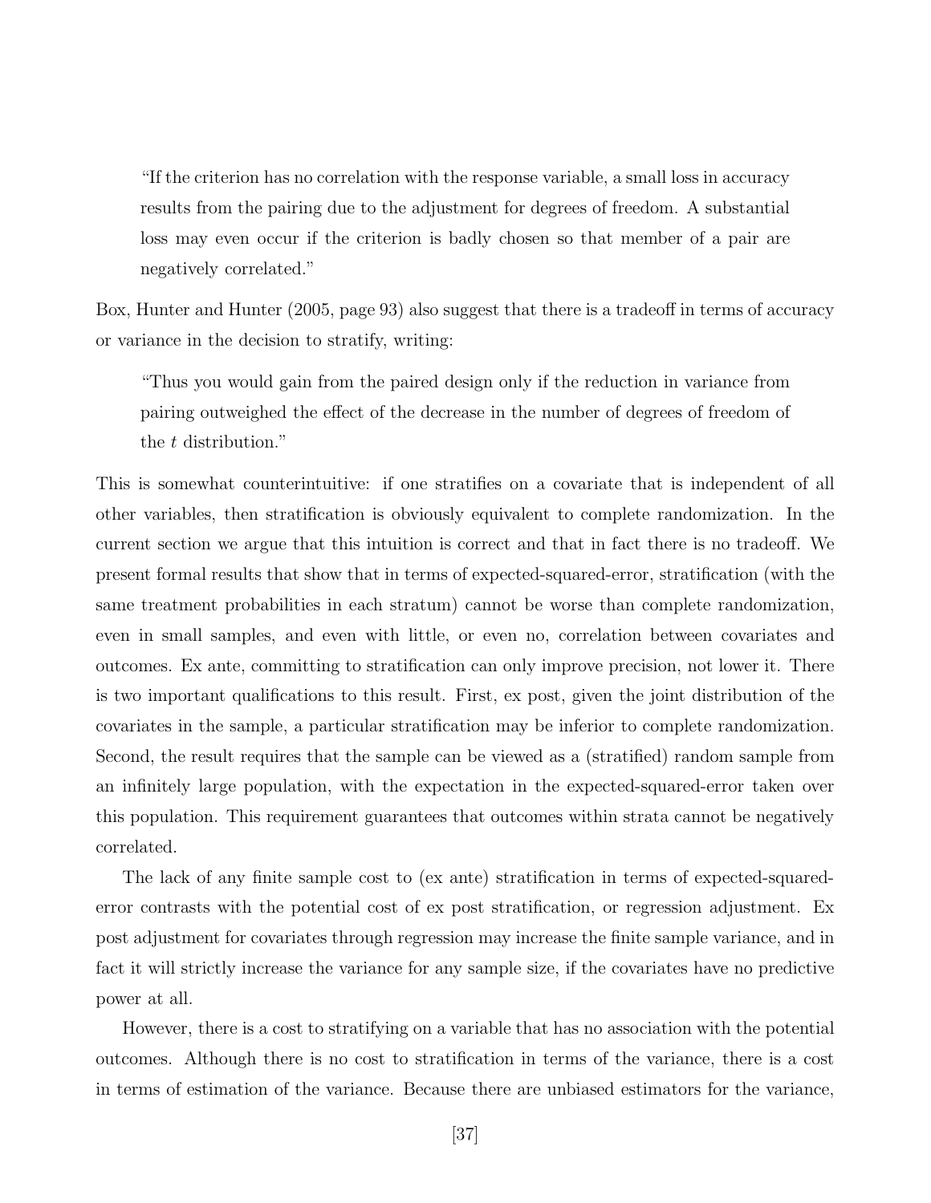> "If the criterion has no correlation with the response variable, a small loss in accuracy results from the pairing due to the adjustment for degrees of freedom. A substantial loss may even occur if the criterion is badly chosen so that member of a pair are negatively correlated."

Box, Hunter and Hunter (2005, page 93) also suggest that there is a tradeoff in terms of accuracy or variance in the decision to stratify, writing:

> "Thus you would gain from the paired design only if the reduction in variance from pairing outweighed the effect of the decrease in the number of degrees of freedom of the $t$ distribution."

This is somewhat counterintuitive: if one stratifies on a covariate that is independent of all other variables, then stratification is obviously equivalent to complete randomization. In the current section we argue that this intuition is correct and that in fact there is no tradeoff. We present formal results that show that in terms of expected-squared-error, stratification (with the same treatment probabilities in each stratum) cannot be worse than complete randomization, even in small samples, and even with little, or even no, correlation between covariates and outcomes. Ex ante, committing to stratification can only improve precision, not lower it. There is two important qualifications to this result. First, ex post, given the joint distribution of the covariates in the sample, a particular stratification may be inferior to complete randomization. Second, the result requires that the sample can be viewed as a (stratified) random sample from an infinitely large population, with the expectation in the expected-squared-error taken over this population. This requirement guarantees that outcomes within strata cannot be negatively correlated.

The lack of any finite sample cost to (ex ante) stratification in terms of expected-squared-error contrasts with the potential cost of ex post stratification, or regression adjustment. Ex post adjustment for covariates through regression may increase the finite sample variance, and in fact it will strictly increase the variance for any sample size, if the covariates have no predictive power at all.

However, there is a cost to stratifying on a variable that has no association with the potential outcomes. Although there is no cost to stratification in terms of the variance, there is a cost in terms of estimation of the variance. Because there are unbiased estimators for the variance,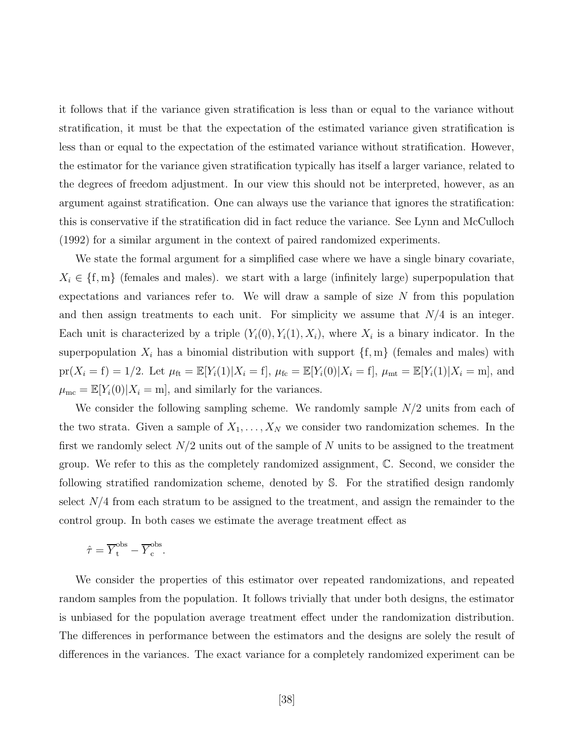it follows that if the variance given stratification is less than or equal to the variance without stratification, it must be that the expectation of the estimated variance given stratification is less than or equal to the expectation of the estimated variance without stratification. However, the estimator for the variance given stratification typically has itself a larger variance, related to the degrees of freedom adjustment. In our view this should not be interpreted, however, as an argument against stratification. One can always use the variance that ignores the stratification: this is conservative if the stratification did in fact reduce the variance. See Lynn and McCulloch (1992) for a similar argument in the context of paired randomized experiments.

We state the formal argument for a simplified case where we have a single binary covariate, $X_i \in \{\mathrm{f}, \mathrm{m}\}$ (females and males). we start with a large (infinitely large) superpopulation that expectations and variances refer to. We will draw a sample of size $N$ from this population and then assign treatments to each unit. For simplicity we assume that $N/4$ is an integer. Each unit is characterized by a triple $(Y_i(0), Y_i(1), X_i)$, where $X_i$ is a binary indicator. In the superpopulation $X_i$ has a binomial distribution with support $\{\mathrm{f}, \mathrm{m}\}$ (females and males) with $\mathrm{pr}(X_i = \mathrm{f}) = 1/2$. Let $\mu_{\mathrm{ft}} = \mathbb{E}[Y_i(1)|X_i = \mathrm{f}]$, $\mu_{\mathrm{fc}} = \mathbb{E}[Y_i(0)|X_i = \mathrm{f}]$, $\mu_{\mathrm{mt}} = \mathbb{E}[Y_i(1)|X_i = \mathrm{m}]$, and $\mu_{\mathrm{mc}} = \mathbb{E}[Y_i(0)|X_i = \mathrm{m}]$, and similarly for the variances.

We consider the following sampling scheme. We randomly sample $N/2$ units from each of the two strata. Given a sample of $X_1, \ldots, X_N$ we consider two randomization schemes. In the first we randomly select $N/2$ units out of the sample of $N$ units to be assigned to the treatment group. We refer to this as the completely randomized assignment, $\mathbb{C}$. Second, we consider the following stratified randomization scheme, denoted by $\mathbb{S}$. For the stratified design randomly select $N/4$ from each stratum to be assigned to the treatment, and assign the remainder to the control group. In both cases we estimate the average treatment effect as

$$\hat{\tau} = \overline{Y}_{\mathrm{t}}^{\mathrm{obs}} - \overline{Y}_{\mathrm{c}}^{\mathrm{obs}}.$$

We consider the properties of this estimator over repeated randomizations, and repeated random samples from the population. It follows trivially that under both designs, the estimator is unbiased for the population average treatment effect under the randomization distribution. The differences in performance between the estimators and the designs are solely the result of differences in the variances. The exact variance for a completely randomized experiment can be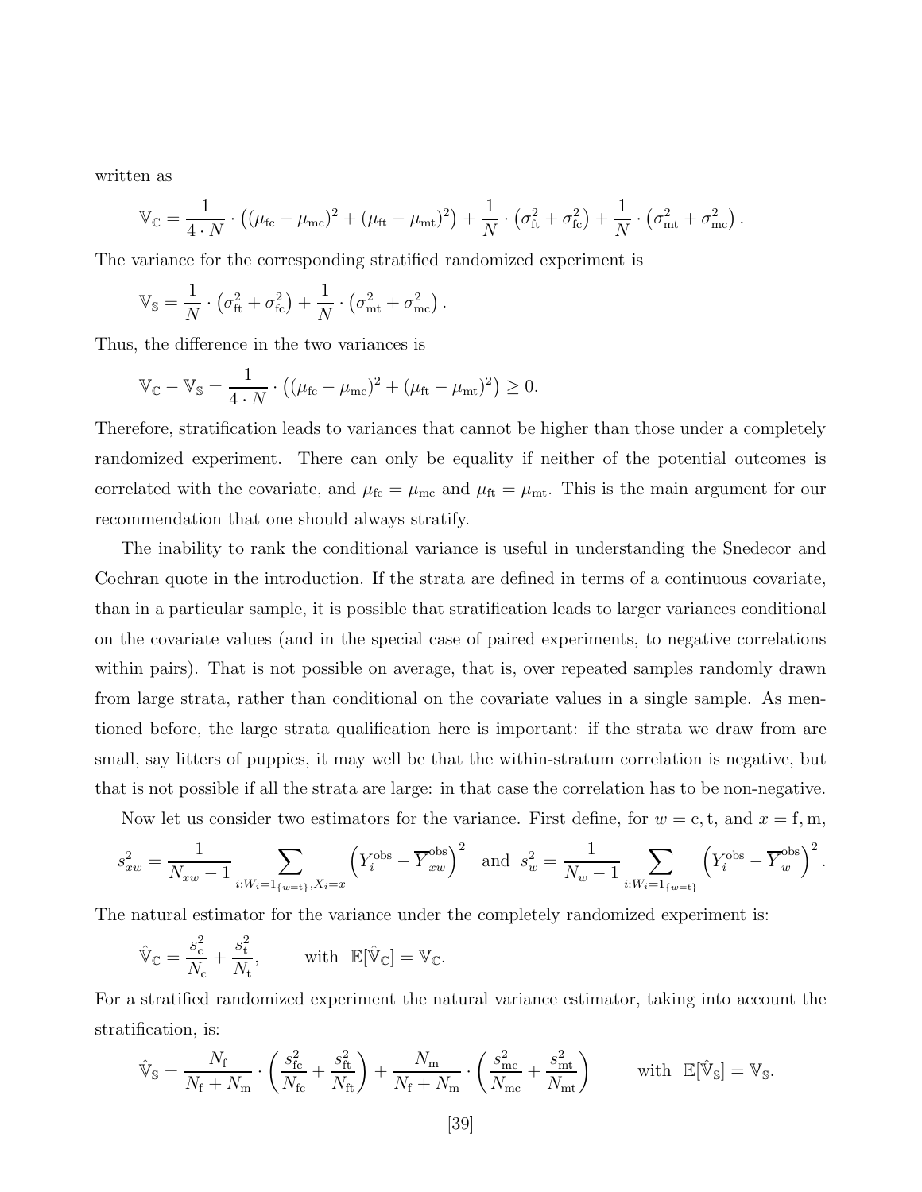written as

$$\mathbb{V}_{\mathbb{C}} = \frac{1}{4 \cdot N} \cdot \left( (\mu_{\text{fc}} - \mu_{\text{mc}})^2 + (\mu_{\text{ft}} - \mu_{\text{mt}})^2 \right) + \frac{1}{N} \cdot \left( \sigma^2_{\text{ft}} + \sigma^2_{\text{fc}} \right) + \frac{1}{N} \cdot \left( \sigma^2_{\text{mt}} + \sigma^2_{\text{mc}} \right).$$

The variance for the corresponding stratified randomized experiment is

$$\mathbb{V}_{\mathbb{S}} = \frac{1}{N} \cdot \left( \sigma^2_{\text{ft}} + \sigma^2_{\text{fc}} \right) + \frac{1}{N} \cdot \left( \sigma^2_{\text{mt}} + \sigma^2_{\text{mc}} \right).$$

Thus, the difference in the two variances is

$$\mathbb{V}_{\mathbb{C}} - \mathbb{V}_{\mathbb{S}} = \frac{1}{4 \cdot N} \cdot \left( (\mu_{\text{fc}} - \mu_{\text{mc}})^2 + (\mu_{\text{ft}} - \mu_{\text{mt}})^2 \right) \geq 0.$$

Therefore, stratification leads to variances that cannot be higher than those under a completely randomized experiment. There can only be equality if neither of the potential outcomes is correlated with the covariate, and $\mu_{\text{fc}} = \mu_{\text{mc}}$ and $\mu_{\text{ft}} = \mu_{\text{mt}}$. This is the main argument for our recommendation that one should always stratify.

The inability to rank the conditional variance is useful in understanding the Snedecor and Cochran quote in the introduction. If the strata are defined in terms of a continuous covariate, than in a particular sample, it is possible that stratification leads to larger variances conditional on the covariate values (and in the special case of paired experiments, to negative correlations within pairs). That is not possible on average, that is, over repeated samples randomly drawn from large strata, rather than conditional on the covariate values in a single sample. As mentioned before, the large strata qualification here is important: if the strata we draw from are small, say litters of puppies, it may well be that the within-stratum correlation is negative, but that is not possible if all the strata are large: in that case the correlation has to be non-negative.

Now let us consider two estimators for the variance. First define, for $w = \text{c}, \text{t}$, and $x = \text{f}, \text{m}$,

$$s^2_{xw} = \frac{1}{N_{xw} - 1} \sum_{i: W_i = 1_{\{w=\text{t}\}}, X_i = x} \left( Y_i^{\text{obs}} - \overline{Y}^{\text{obs}}_{xw} \right)^2 \quad \text{and} \quad s^2_w = \frac{1}{N_w - 1} \sum_{i: W_i = 1_{\{w=\text{t}\}}} \left( Y_i^{\text{obs}} - \overline{Y}^{\text{obs}}_{w} \right)^2.$$

The natural estimator for the variance under the completely randomized experiment is:

$$\hat{\mathbb{V}}_{\mathbb{C}} = \frac{s^2_{\text{c}}}{N_{\text{c}}} + \frac{s^2_{\text{t}}}{N_{\text{t}}}, \qquad \text{with} \;\; \mathbb{E}[\hat{\mathbb{V}}_{\mathbb{C}}] = \mathbb{V}_{\mathbb{C}}.$$

For a stratified randomized experiment the natural variance estimator, taking into account the stratification, is:

$$\hat{\mathbb{V}}_{\mathbb{S}} = \frac{N_{\text{f}}}{N_{\text{f}} + N_{\text{m}}} \cdot \left( \frac{s^2_{\text{fc}}}{N_{\text{fc}}} + \frac{s^2_{\text{ft}}}{N_{\text{ft}}} \right) + \frac{N_{\text{m}}}{N_{\text{f}} + N_{\text{m}}} \cdot \left( \frac{s^2_{\text{mc}}}{N_{\text{mc}}} + \frac{s^2_{\text{mt}}}{N_{\text{mt}}} \right) \qquad \text{with} \;\; \mathbb{E}[\hat{\mathbb{V}}_{\mathbb{S}}] = \mathbb{V}_{\mathbb{S}}.$$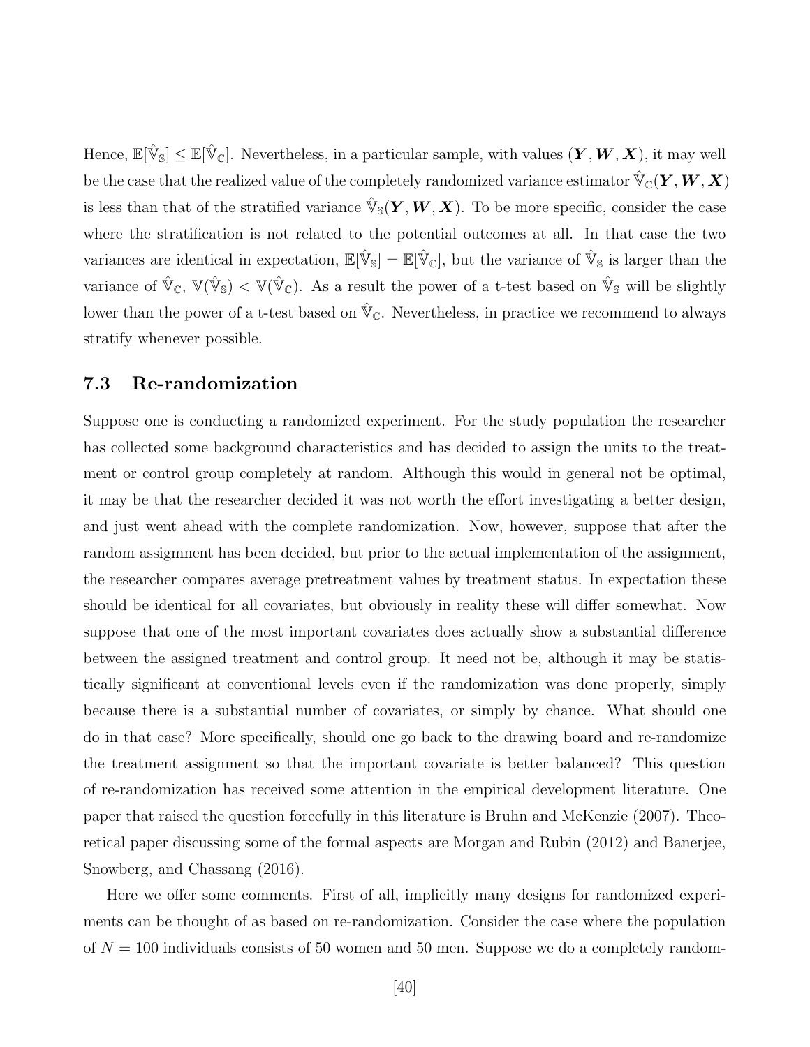Hence, $\mathbb{E}[\hat{\mathbb{V}}_{\mathbb{S}}] \leq \mathbb{E}[\hat{\mathbb{V}}_{\mathbb{C}}]$. Nevertheless, in a particular sample, with values $(\boldsymbol{Y}, \boldsymbol{W}, \boldsymbol{X})$, it may well be the case that the realized value of the completely randomized variance estimator $\hat{\mathbb{V}}_{\mathbb{C}}(\boldsymbol{Y}, \boldsymbol{W}, \boldsymbol{X})$ is less than that of the stratified variance $\hat{\mathbb{V}}_{\mathbb{S}}(\boldsymbol{Y}, \boldsymbol{W}, \boldsymbol{X})$. To be more specific, consider the case where the stratification is not related to the potential outcomes at all. In that case the two variances are identical in expectation, $\mathbb{E}[\hat{\mathbb{V}}_{\mathbb{S}}] = \mathbb{E}[\hat{\mathbb{V}}_{\mathbb{C}}]$, but the variance of $\hat{\mathbb{V}}_{\mathbb{S}}$ is larger than the variance of $\hat{\mathbb{V}}_{\mathbb{C}}$, $\mathbb{V}(\hat{\mathbb{V}}_{\mathbb{S}}) < \mathbb{V}(\hat{\mathbb{V}}_{\mathbb{C}})$. As a result the power of a t-test based on $\hat{\mathbb{V}}_{\mathbb{S}}$ will be slightly lower than the power of a t-test based on $\hat{\mathbb{V}}_{\mathbb{C}}$. Nevertheless, in practice we recommend to always stratify whenever possible.

## 7.3 Re-randomization

Suppose one is conducting a randomized experiment. For the study population the researcher has collected some background characteristics and has decided to assign the units to the treatment or control group completely at random. Although this would in general not be optimal, it may be that the researcher decided it was not worth the effort investigating a better design, and just went ahead with the complete randomization. Now, however, suppose that after the random assigmnent has been decided, but prior to the actual implementation of the assignment, the researcher compares average pretreatment values by treatment status. In expectation these should be identical for all covariates, but obviously in reality these will differ somewhat. Now suppose that one of the most important covariates does actually show a substantial difference between the assigned treatment and control group. It need not be, although it may be statistically significant at conventional levels even if the randomization was done properly, simply because there is a substantial number of covariates, or simply by chance. What should one do in that case? More specifically, should one go back to the drawing board and re-randomize the treatment assignment so that the important covariate is better balanced? This question of re-randomization has received some attention in the empirical development literature. One paper that raised the question forcefully in this literature is Bruhn and McKenzie (2007). Theoretical paper discussing some of the formal aspects are Morgan and Rubin (2012) and Banerjee, Snowberg, and Chassang (2016).

Here we offer some comments. First of all, implicitly many designs for randomized experiments can be thought of as based on re-randomization. Consider the case where the population of $N = 100$ individuals consists of 50 women and 50 men. Suppose we do a completely random-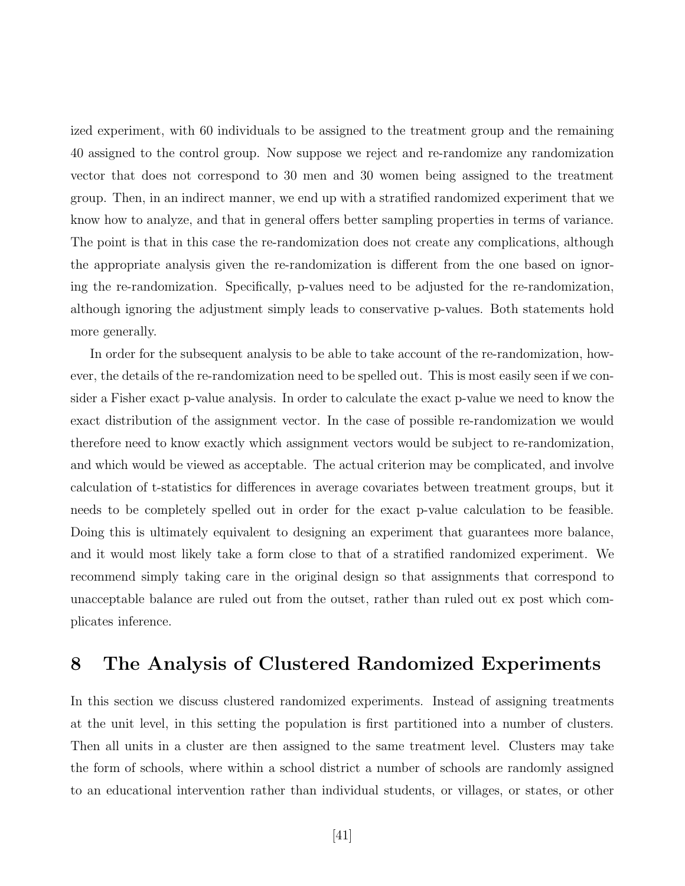ized experiment, with 60 individuals to be assigned to the treatment group and the remaining 40 assigned to the control group. Now suppose we reject and re-randomize any randomization vector that does not correspond to 30 men and 30 women being assigned to the treatment group. Then, in an indirect manner, we end up with a stratified randomized experiment that we know how to analyze, and that in general offers better sampling properties in terms of variance. The point is that in this case the re-randomization does not create any complications, although the appropriate analysis given the re-randomization is different from the one based on ignoring the re-randomization. Specifically, p-values need to be adjusted for the re-randomization, although ignoring the adjustment simply leads to conservative p-values. Both statements hold more generally.

In order for the subsequent analysis to be able to take account of the re-randomization, however, the details of the re-randomization need to be spelled out. This is most easily seen if we consider a Fisher exact p-value analysis. In order to calculate the exact p-value we need to know the exact distribution of the assignment vector. In the case of possible re-randomization we would therefore need to know exactly which assignment vectors would be subject to re-randomization, and which would be viewed as acceptable. The actual criterion may be complicated, and involve calculation of t-statistics for differences in average covariates between treatment groups, but it needs to be completely spelled out in order for the exact p-value calculation to be feasible. Doing this is ultimately equivalent to designing an experiment that guarantees more balance, and it would most likely take a form close to that of a stratified randomized experiment. We recommend simply taking care in the original design so that assignments that correspond to unacceptable balance are ruled out from the outset, rather than ruled out ex post which complicates inference.

# 8 The Analysis of Clustered Randomized Experiments

In this section we discuss clustered randomized experiments. Instead of assigning treatments at the unit level, in this setting the population is first partitioned into a number of clusters. Then all units in a cluster are then assigned to the same treatment level. Clusters may take the form of schools, where within a school district a number of schools are randomly assigned to an educational intervention rather than individual students, or villages, or states, or other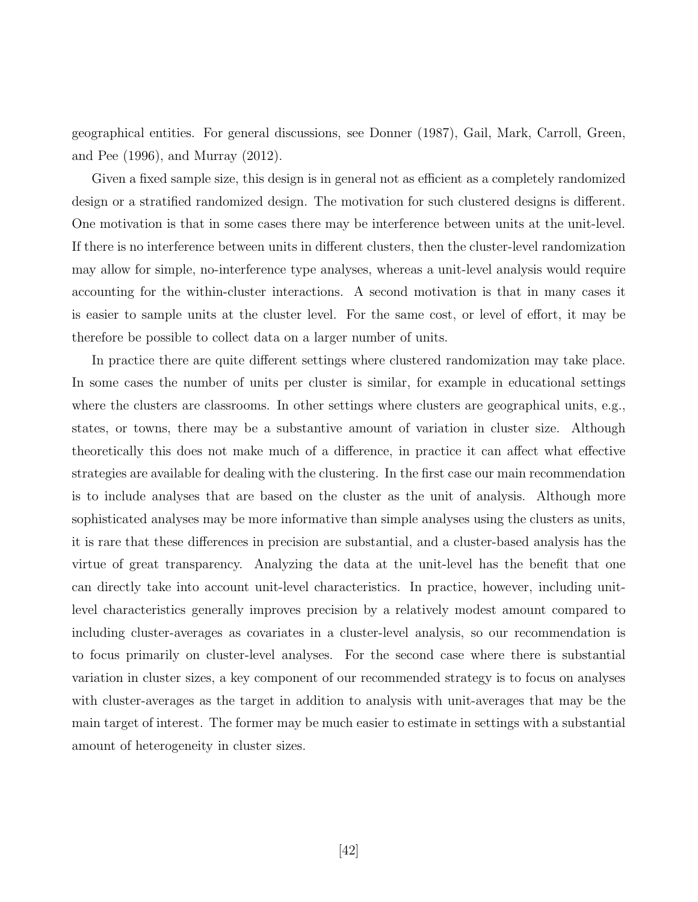geographical entities. For general discussions, see Donner (1987), Gail, Mark, Carroll, Green, and Pee (1996), and Murray (2012).

Given a fixed sample size, this design is in general not as efficient as a completely randomized design or a stratified randomized design. The motivation for such clustered designs is different. One motivation is that in some cases there may be interference between units at the unit-level. If there is no interference between units in different clusters, then the cluster-level randomization may allow for simple, no-interference type analyses, whereas a unit-level analysis would require accounting for the within-cluster interactions. A second motivation is that in many cases it is easier to sample units at the cluster level. For the same cost, or level of effort, it may be therefore be possible to collect data on a larger number of units.

In practice there are quite different settings where clustered randomization may take place. In some cases the number of units per cluster is similar, for example in educational settings where the clusters are classrooms. In other settings where clusters are geographical units, e.g., states, or towns, there may be a substantive amount of variation in cluster size. Although theoretically this does not make much of a difference, in practice it can affect what effective strategies are available for dealing with the clustering. In the first case our main recommendation is to include analyses that are based on the cluster as the unit of analysis. Although more sophisticated analyses may be more informative than simple analyses using the clusters as units, it is rare that these differences in precision are substantial, and a cluster-based analysis has the virtue of great transparency. Analyzing the data at the unit-level has the benefit that one can directly take into account unit-level characteristics. In practice, however, including unit-level characteristics generally improves precision by a relatively modest amount compared to including cluster-averages as covariates in a cluster-level analysis, so our recommendation is to focus primarily on cluster-level analyses. For the second case where there is substantial variation in cluster sizes, a key component of our recommended strategy is to focus on analyses with cluster-averages as the target in addition to analysis with unit-averages that may be the main target of interest. The former may be much easier to estimate in settings with a substantial amount of heterogeneity in cluster sizes.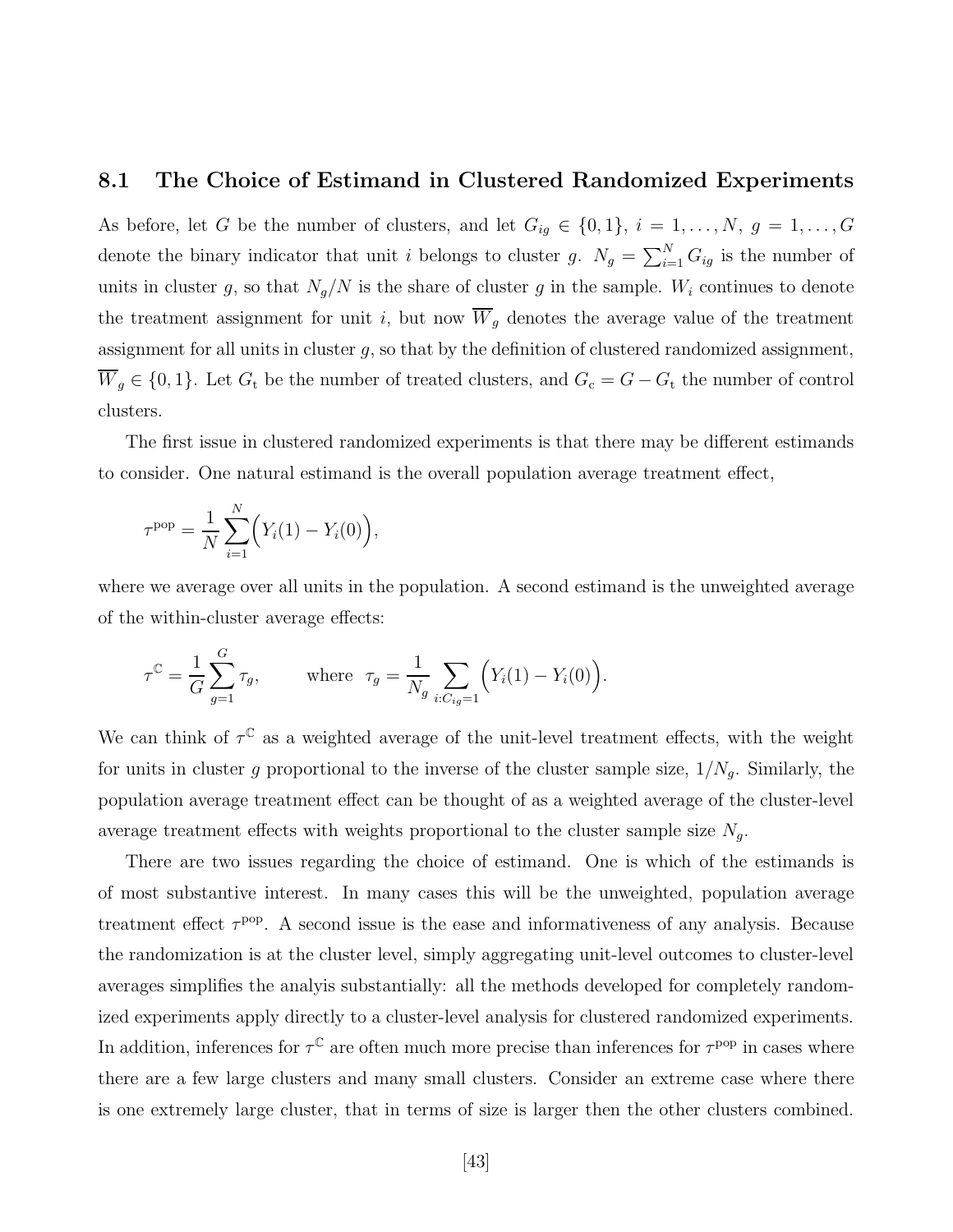## 8.1 The Choice of Estimand in Clustered Randomized Experiments

As before, let $G$ be the number of clusters, and let $G_{ig} \in \{0, 1\}$, $i = 1, \ldots, N$, $g = 1, \ldots, G$ denote the binary indicator that unit $i$ belongs to cluster $g$. $N_g = \sum_{i=1}^{N} G_{ig}$ is the number of units in cluster $g$, so that $N_g/N$ is the share of cluster $g$ in the sample. $W_i$ continues to denote the treatment assignment for unit $i$, but now $\overline{W}_g$ denotes the average value of the treatment assignment for all units in cluster $g$, so that by the definition of clustered randomized assignment, $\overline{W}_g \in \{0, 1\}$. Let $G_{\rm t}$ be the number of treated clusters, and $G_{\rm c} = G - G_{\rm t}$ the number of control clusters.

The first issue in clustered randomized experiments is that there may be different estimands to consider. One natural estimand is the overall population average treatment effect,

$$\tau^{\rm pop} = \frac{1}{N} \sum_{i=1}^{N} \Big( Y_i(1) - Y_i(0) \Big),$$

where we average over all units in the population. A second estimand is the unweighted average of the within-cluster average effects:

$$\tau^{\mathbb{C}} = \frac{1}{G} \sum_{g=1}^{G} \tau_g, \qquad \text{where} \;\; \tau_g = \frac{1}{N_g} \sum_{i:C_{ig}=1} \Big( Y_i(1) - Y_i(0) \Big).$$

We can think of $\tau^{\mathbb{C}}$ as a weighted average of the unit-level treatment effects, with the weight for units in cluster $g$ proportional to the inverse of the cluster sample size, $1/N_g$. Similarly, the population average treatment effect can be thought of as a weighted average of the cluster-level average treatment effects with weights proportional to the cluster sample size $N_g$.

There are two issues regarding the choice of estimand. One is which of the estimands is of most substantive interest. In many cases this will be the unweighted, population average treatment effect $\tau^{\rm pop}$. A second issue is the ease and informativeness of any analysis. Because the randomization is at the cluster level, simply aggregating unit-level outcomes to cluster-level averages simplifies the analyis substantially: all the methods developed for completely randomized experiments apply directly to a cluster-level analysis for clustered randomized experiments. In addition, inferences for $\tau^{\mathbb{C}}$ are often much more precise than inferences for $\tau^{\rm pop}$ in cases where there are a few large clusters and many small clusters. Consider an extreme case where there is one extremely large cluster, that in terms of size is larger then the other clusters combined.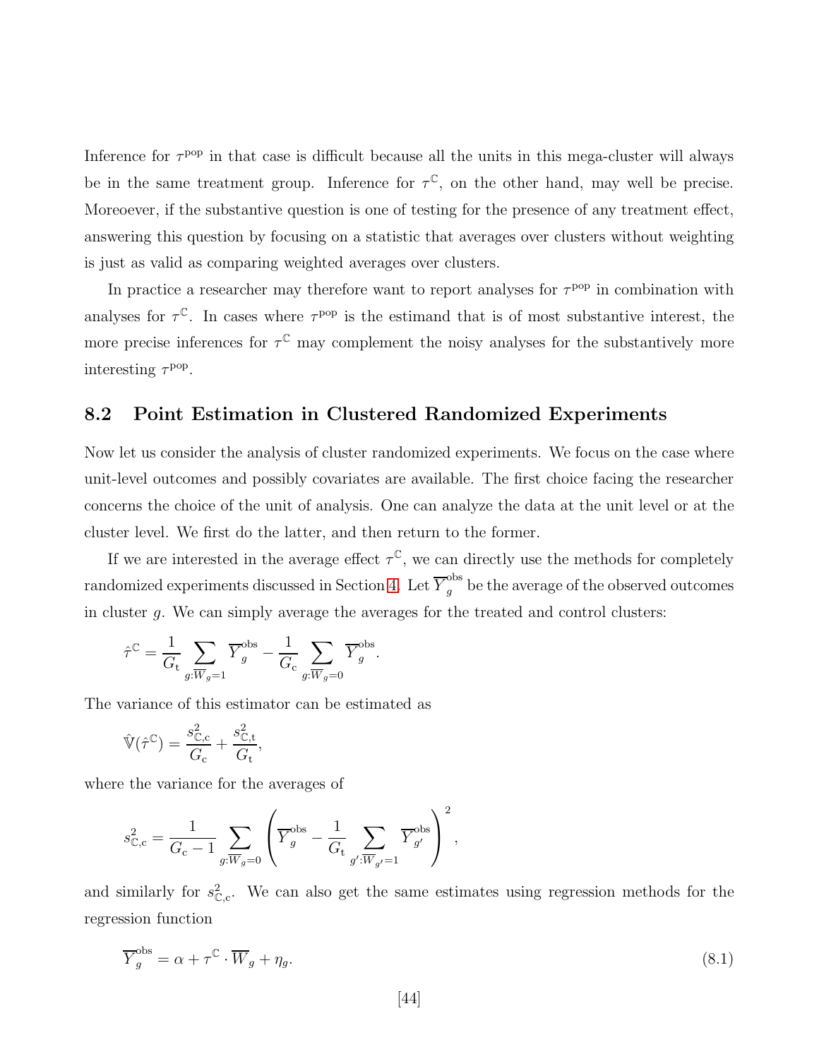Inference for $\tau^{\text{pop}}$ in that case is difficult because all the units in this mega-cluster will always be in the same treatment group. Inference for $\tau^{\mathbb{C}}$, on the other hand, may well be precise. Moreoever, if the substantive question is one of testing for the presence of any treatment effect, answering this question by focusing on a statistic that averages over clusters without weighting is just as valid as comparing weighted averages over clusters.

In practice a researcher may therefore want to report analyses for $\tau^{\text{pop}}$ in combination with analyses for $\tau^{\mathbb{C}}$. In cases where $\tau^{\text{pop}}$ is the estimand that is of most substantive interest, the more precise inferences for $\tau^{\mathbb{C}}$ may complement the noisy analyses for the substantively more interesting $\tau^{\text{pop}}$.

## 8.2 Point Estimation in Clustered Randomized Experiments

Now let us consider the analysis of cluster randomized experiments. We focus on the case where unit-level outcomes and possibly covariates are available. The first choice facing the researcher concerns the choice of the unit of analysis. One can analyze the data at the unit level or at the cluster level. We first do the latter, and then return to the former.

If we are interested in the average effect $\tau^{\mathbb{C}}$, we can directly use the methods for completely randomized experiments discussed in Section 4. Let $\overline{Y}_g^{\text{obs}}$ be the average of the observed outcomes in cluster $g$. We can simply average the averages for the treated and control clusters:

$$\hat{\tau}^{\mathbb{C}} = \frac{1}{G_{\text{t}}} \sum_{g:\overline{W}_g=1} \overline{Y}_g^{\text{obs}} - \frac{1}{G_{\text{c}}} \sum_{g:\overline{W}_g=0} \overline{Y}_g^{\text{obs}}.$$

The variance of this estimator can be estimated as

$$\hat{\mathbb{V}}(\hat{\tau}^{\mathbb{C}}) = \frac{s^2_{\mathbb{C},\text{c}}}{G_{\text{c}}} + \frac{s^2_{\mathbb{C},\text{t}}}{G_{\text{t}}},$$

where the variance for the averages of

$$s^2_{\mathbb{C},\text{c}} = \frac{1}{G_{\text{c}}-1} \sum_{g:\overline{W}_g=0} \left( \overline{Y}_g^{\text{obs}} - \frac{1}{G_{\text{t}}} \sum_{g':\overline{W}_{g'}=1} \overline{Y}_{g'}^{\text{obs}} \right)^2,$$

and similarly for $s^2_{\mathbb{C},\text{c}}$. We can also get the same estimates using regression methods for the regression function

$$\overline{Y}_g^{\text{obs}} = \alpha + \tau^{\mathbb{C}} \cdot \overline{W}_g + \eta_g. \tag{8.1}$$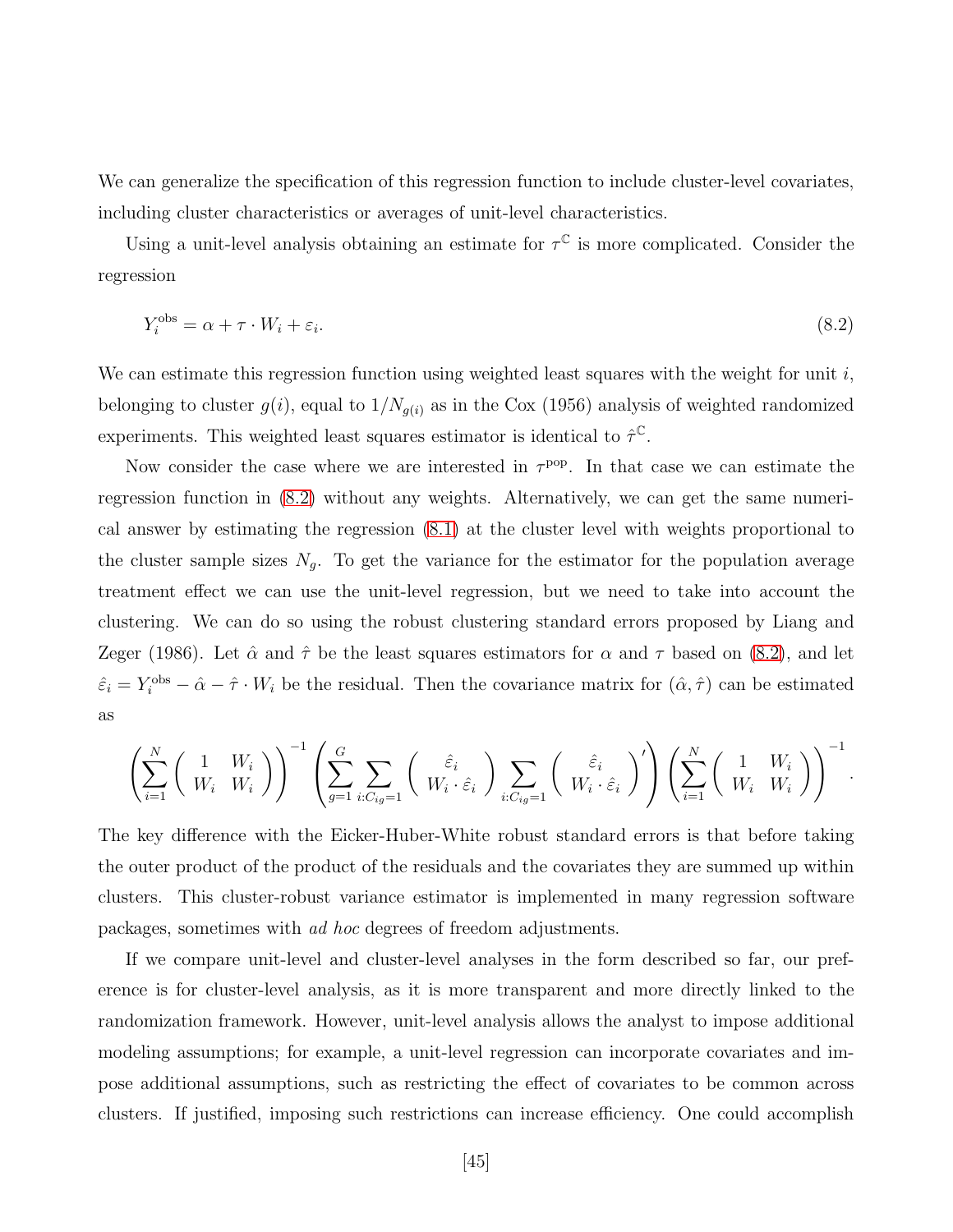We can generalize the specification of this regression function to include cluster-level covariates, including cluster characteristics or averages of unit-level characteristics.

Using a unit-level analysis obtaining an estimate for $\tau^{\mathbb{C}}$ is more complicated. Consider the regression

$$Y_i^{\text{obs}} = \alpha + \tau \cdot W_i + \varepsilon_i. \tag{8.2}$$

We can estimate this regression function using weighted least squares with the weight for unit $i$, belonging to cluster $g(i)$, equal to $1/N_{g(i)}$ as in the Cox (1956) analysis of weighted randomized experiments. This weighted least squares estimator is identical to $\hat{\tau}^{\mathbb{C}}$.

Now consider the case where we are interested in $\tau^{\text{pop}}$. In that case we can estimate the regression function in (8.2) without any weights. Alternatively, we can get the same numerical answer by estimating the regression (8.1) at the cluster level with weights proportional to the cluster sample sizes $N_g$. To get the variance for the estimator for the population average treatment effect we can use the unit-level regression, but we need to take into account the clustering. We can do so using the robust clustering standard errors proposed by Liang and Zeger (1986). Let $\hat{\alpha}$ and $\hat{\tau}$ be the least squares estimators for $\alpha$ and $\tau$ based on (8.2), and let $\hat{\varepsilon}_i = Y_i^{\text{obs}} - \hat{\alpha} - \hat{\tau} \cdot W_i$ be the residual. Then the covariance matrix for $(\hat{\alpha}, \hat{\tau})$ can be estimated as

$$\left( \sum_{i=1}^{N} \begin{pmatrix} 1 & W_i \\ W_i & W_i \end{pmatrix} \right)^{-1} \left( \sum_{g=1}^{G} \sum_{i:C_{ig}=1} \begin{pmatrix} \hat{\varepsilon}_i \\ W_i \cdot \hat{\varepsilon}_i \end{pmatrix} \sum_{i:C_{ig}=1} \begin{pmatrix} \hat{\varepsilon}_i \\ W_i \cdot \hat{\varepsilon}_i \end{pmatrix}' \right) \left( \sum_{i=1}^{N} \begin{pmatrix} 1 & W_i \\ W_i & W_i \end{pmatrix} \right)^{-1}.$$

The key difference with the Eicker-Huber-White robust standard errors is that before taking the outer product of the product of the residuals and the covariates they are summed up within clusters. This cluster-robust variance estimator is implemented in many regression software packages, sometimes with *ad hoc* degrees of freedom adjustments.

If we compare unit-level and cluster-level analyses in the form described so far, our preference is for cluster-level analysis, as it is more transparent and more directly linked to the randomization framework. However, unit-level analysis allows the analyst to impose additional modeling assumptions; for example, a unit-level regression can incorporate covariates and impose additional assumptions, such as restricting the effect of covariates to be common across clusters. If justified, imposing such restrictions can increase efficiency. One could accomplish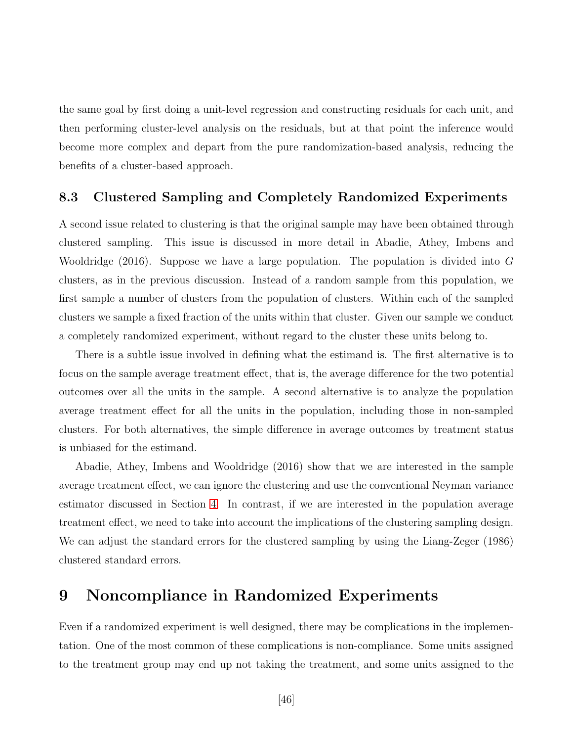the same goal by first doing a unit-level regression and constructing residuals for each unit, and then performing cluster-level analysis on the residuals, but at that point the inference would become more complex and depart from the pure randomization-based analysis, reducing the benefits of a cluster-based approach.

### 8.3 Clustered Sampling and Completely Randomized Experiments

A second issue related to clustering is that the original sample may have been obtained through clustered sampling. This issue is discussed in more detail in Abadie, Athey, Imbens and Wooldridge (2016). Suppose we have a large population. The population is divided into $G$ clusters, as in the previous discussion. Instead of a random sample from this population, we first sample a number of clusters from the population of clusters. Within each of the sampled clusters we sample a fixed fraction of the units within that cluster. Given our sample we conduct a completely randomized experiment, without regard to the cluster these units belong to.

There is a subtle issue involved in defining what the estimand is. The first alternative is to focus on the sample average treatment effect, that is, the average difference for the two potential outcomes over all the units in the sample. A second alternative is to analyze the population average treatment effect for all the units in the population, including those in non-sampled clusters. For both alternatives, the simple difference in average outcomes by treatment status is unbiased for the estimand.

Abadie, Athey, Imbens and Wooldridge (2016) show that we are interested in the sample average treatment effect, we can ignore the clustering and use the conventional Neyman variance estimator discussed in Section 4. In contrast, if we are interested in the population average treatment effect, we need to take into account the implications of the clustering sampling design. We can adjust the standard errors for the clustered sampling by using the Liang-Zeger (1986) clustered standard errors.

## 9 Noncompliance in Randomized Experiments

Even if a randomized experiment is well designed, there may be complications in the implementation. One of the most common of these complications is non-compliance. Some units assigned to the treatment group may end up not taking the treatment, and some units assigned to the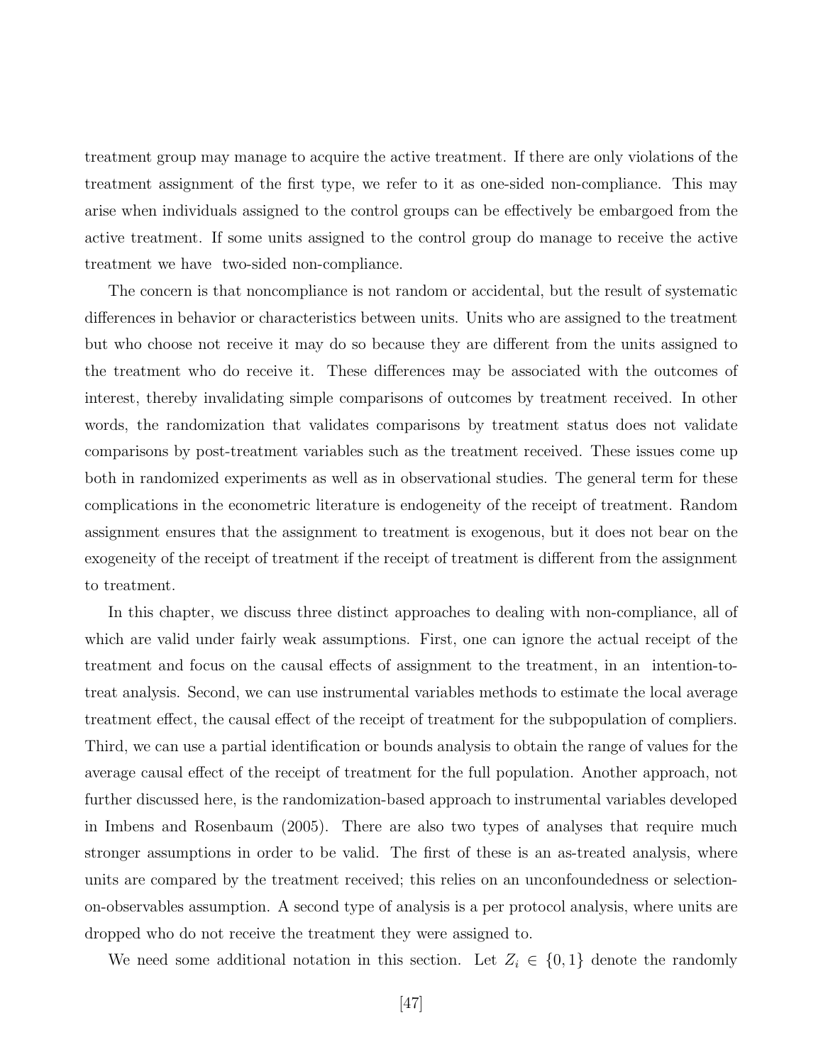treatment group may manage to acquire the active treatment. If there are only violations of the treatment assignment of the first type, we refer to it as one-sided non-compliance. This may arise when individuals assigned to the control groups can be effectively be embargoed from the active treatment. If some units assigned to the control group do manage to receive the active treatment we have two-sided non-compliance.

The concern is that noncompliance is not random or accidental, but the result of systematic differences in behavior or characteristics between units. Units who are assigned to the treatment but who choose not receive it may do so because they are different from the units assigned to the treatment who do receive it. These differences may be associated with the outcomes of interest, thereby invalidating simple comparisons of outcomes by treatment received. In other words, the randomization that validates comparisons by treatment status does not validate comparisons by post-treatment variables such as the treatment received. These issues come up both in randomized experiments as well as in observational studies. The general term for these complications in the econometric literature is endogeneity of the receipt of treatment. Random assignment ensures that the assignment to treatment is exogenous, but it does not bear on the exogeneity of the receipt of treatment if the receipt of treatment is different from the assignment to treatment.

In this chapter, we discuss three distinct approaches to dealing with non-compliance, all of which are valid under fairly weak assumptions. First, one can ignore the actual receipt of the treatment and focus on the causal effects of assignment to the treatment, in an intention-to-treat analysis. Second, we can use instrumental variables methods to estimate the local average treatment effect, the causal effect of the receipt of treatment for the subpopulation of compliers. Third, we can use a partial identification or bounds analysis to obtain the range of values for the average causal effect of the receipt of treatment for the full population. Another approach, not further discussed here, is the randomization-based approach to instrumental variables developed in Imbens and Rosenbaum (2005). There are also two types of analyses that require much stronger assumptions in order to be valid. The first of these is an as-treated analysis, where units are compared by the treatment received; this relies on an unconfoundedness or selection-on-observables assumption. A second type of analysis is a per protocol analysis, where units are dropped who do not receive the treatment they were assigned to.

We need some additional notation in this section. Let $Z_i \in \{0, 1\}$ denote the randomly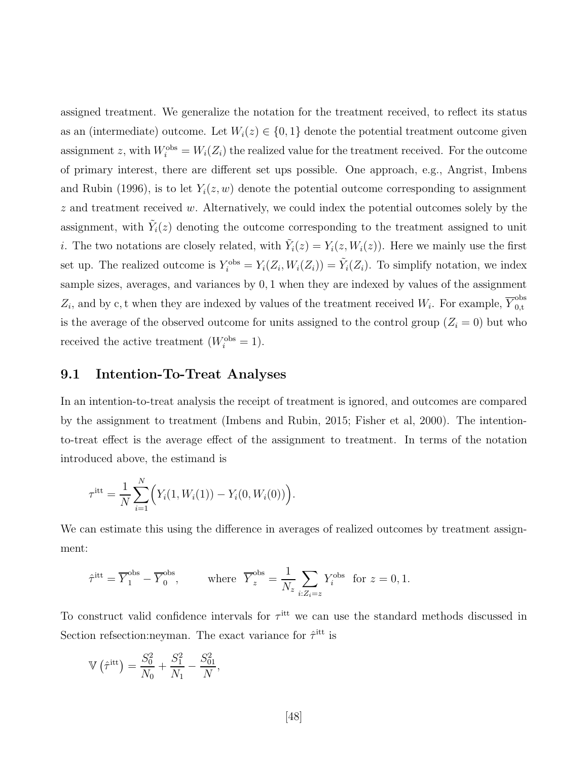assigned treatment. We generalize the notation for the treatment received, to reflect its status as an (intermediate) outcome. Let $W_i(z) \in \{0, 1\}$ denote the potential treatment outcome given assignment $z$, with $W_i^{\text{obs}} = W_i(Z_i)$ the realized value for the treatment received. For the outcome of primary interest, there are different set ups possible. One approach, e.g., Angrist, Imbens and Rubin (1996), is to let $Y_i(z, w)$ denote the potential outcome corresponding to assignment $z$ and treatment received $w$. Alternatively, we could index the potential outcomes solely by the assignment, with $\tilde{Y}_i(z)$ denoting the outcome corresponding to the treatment assigned to unit $i$. The two notations are closely related, with $\tilde{Y}_i(z) = Y_i(z, W_i(z))$. Here we mainly use the first set up. The realized outcome is $Y_i^{\text{obs}} = Y_i(Z_i, W_i(Z_i)) = \tilde{Y}_i(Z_i)$. To simplify notation, we index sample sizes, averages, and variances by $0, 1$ when they are indexed by values of the assignment $Z_i$, and by c, t when they are indexed by values of the treatment received $W_i$. For example, $\overline{Y}_{0,\text{t}}^{\text{obs}}$ is the average of the observed outcome for units assigned to the control group ($Z_i = 0$) but who received the active treatment ($W_i^{\text{obs}} = 1$).

## 9.1 Intention-To-Treat Analyses

In an intention-to-treat analysis the receipt of treatment is ignored, and outcomes are compared by the assignment to treatment (Imbens and Rubin, 2015; Fisher et al, 2000). The intention-to-treat effect is the average effect of the assignment to treatment. In terms of the notation introduced above, the estimand is

$$\tau^{\text{itt}} = \frac{1}{N}\sum_{i=1}^{N}\Big(Y_i(1, W_i(1)) - Y_i(0, W_i(0))\Big).$$

We can estimate this using the difference in averages of realized outcomes by treatment assignment:

$$\hat{\tau}^{\text{itt}} = \overline{Y}_1^{\text{obs}} - \overline{Y}_0^{\text{obs}}, \qquad \text{where } \overline{Y}_z^{\text{obs}} = \frac{1}{N_z}\sum_{i:Z_i=z} Y_i^{\text{obs}} \text{ for } z = 0, 1.$$

To construct valid confidence intervals for $\tau^{\text{itt}}$ we can use the standard methods discussed in Section refsection:neyman. The exact variance for $\hat{\tau}^{\text{itt}}$ is

$$\mathbb{V}\left(\hat{\tau}^{\text{itt}}\right) = \frac{S_0^2}{N_0} + \frac{S_1^2}{N_1} - \frac{S_{01}^2}{N},$$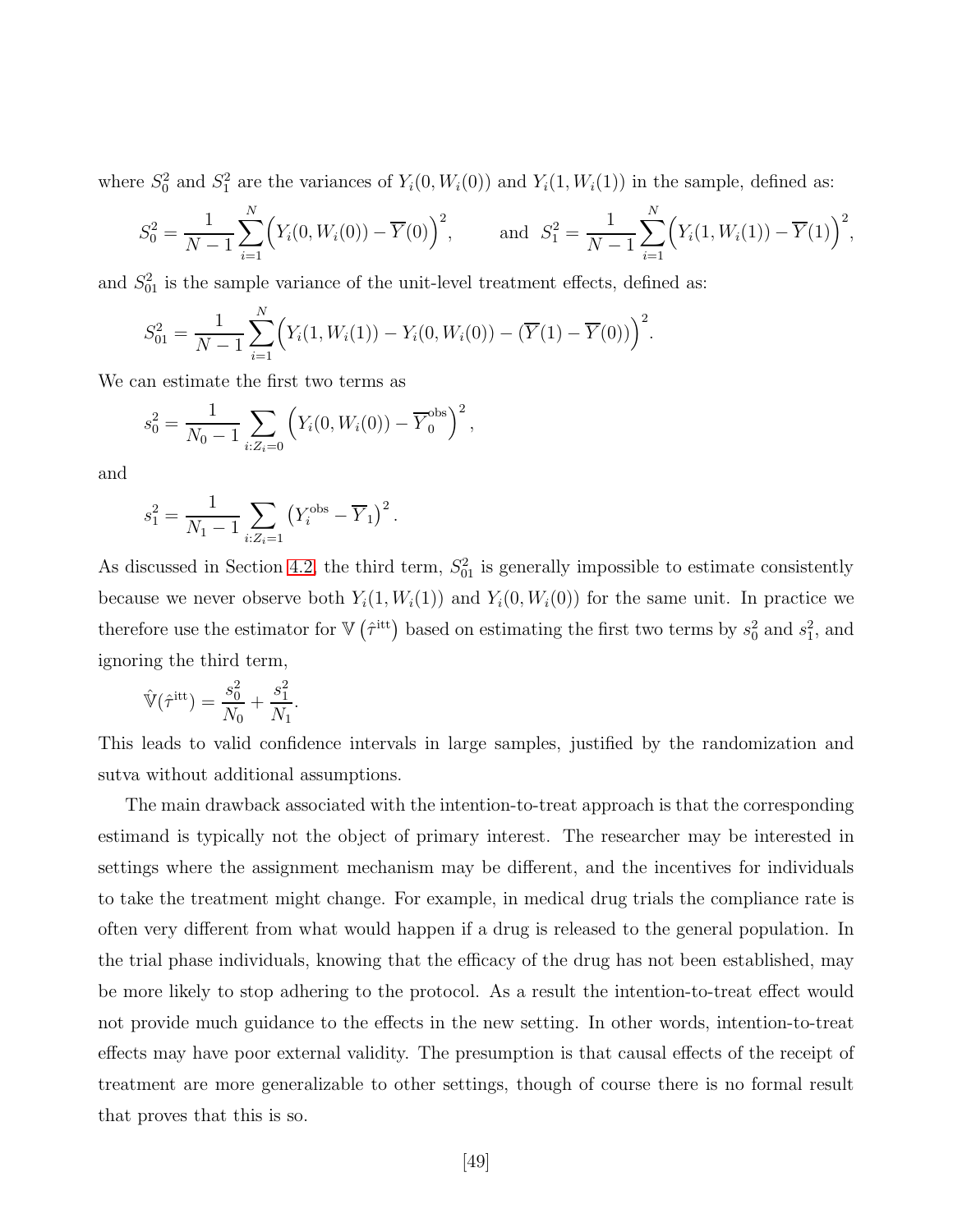where $S_0^2$ and $S_1^2$ are the variances of $Y_i(0, W_i(0))$ and $Y_i(1, W_i(1))$ in the sample, defined as:

$$S_0^2 = \frac{1}{N-1}\sum_{i=1}^{N}\Big(Y_i(0, W_i(0)) - \overline{Y}(0)\Big)^2, \qquad \text{and } \; S_1^2 = \frac{1}{N-1}\sum_{i=1}^{N}\Big(Y_i(1, W_i(1)) - \overline{Y}(1)\Big)^2,$$

and $S_{01}^2$ is the sample variance of the unit-level treatment effects, defined as:

$$S_{01}^2 = \frac{1}{N-1}\sum_{i=1}^{N}\Big(Y_i(1, W_i(1)) - Y_i(0, W_i(0)) - (\overline{Y}(1) - \overline{Y}(0))\Big)^2.$$

We can estimate the first two terms as

$$s_0^2 = \frac{1}{N_0 - 1}\sum_{i:Z_i=0}\left(Y_i(0, W_i(0)) - \overline{Y}_0^{\text{obs}}\right)^2,$$

and

$$s_1^2 = \frac{1}{N_1 - 1}\sum_{i:Z_i=1}\left(Y_i^{\text{obs}} - \overline{Y}_1\right)^2.$$

As discussed in Section 4.2, the third term, $S_{01}^2$ is generally impossible to estimate consistently because we never observe both $Y_i(1, W_i(1))$ and $Y_i(0, W_i(0))$ for the same unit. In practice we therefore use the estimator for $\mathbb{V}\left(\hat{\tau}^{\text{itt}}\right)$ based on estimating the first two terms by $s_0^2$ and $s_1^2$, and ignoring the third term,

$$\hat{\mathbb{V}}(\hat{\tau}^{\text{itt}}) = \frac{s_0^2}{N_0} + \frac{s_1^2}{N_1}.$$

This leads to valid confidence intervals in large samples, justified by the randomization and sutva without additional assumptions.

The main drawback associated with the intention-to-treat approach is that the corresponding estimand is typically not the object of primary interest. The researcher may be interested in settings where the assignment mechanism may be different, and the incentives for individuals to take the treatment might change. For example, in medical drug trials the compliance rate is often very different from what would happen if a drug is released to the general population. In the trial phase individuals, knowing that the efficacy of the drug has not been established, may be more likely to stop adhering to the protocol. As a result the intention-to-treat effect would not provide much guidance to the effects in the new setting. In other words, intention-to-treat effects may have poor external validity. The presumption is that causal effects of the receipt of treatment are more generalizable to other settings, though of course there is no formal result that proves that this is so.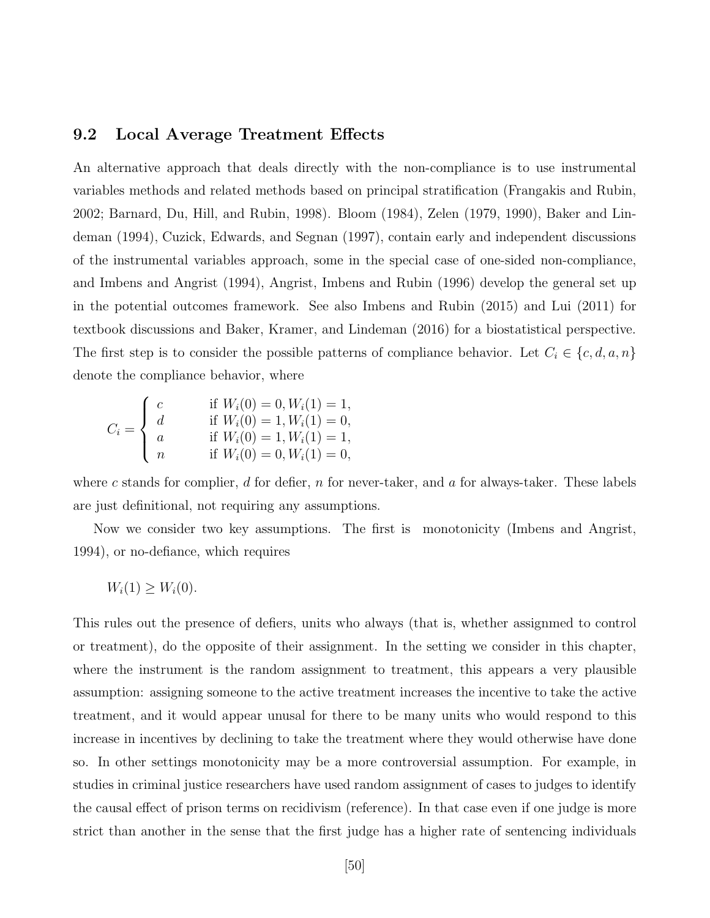## 9.2 Local Average Treatment Effects

An alternative approach that deals directly with the non-compliance is to use instrumental variables methods and related methods based on principal stratification (Frangakis and Rubin, 2002; Barnard, Du, Hill, and Rubin, 1998). Bloom (1984), Zelen (1979, 1990), Baker and Lindeman (1994), Cuzick, Edwards, and Segnan (1997), contain early and independent discussions of the instrumental variables approach, some in the special case of one-sided non-compliance, and Imbens and Angrist (1994), Angrist, Imbens and Rubin (1996) develop the general set up in the potential outcomes framework. See also Imbens and Rubin (2015) and Lui (2011) for textbook discussions and Baker, Kramer, and Lindeman (2016) for a biostatistical perspective. The first step is to consider the possible patterns of compliance behavior. Let $C_i \in \{c, d, a, n\}$ denote the compliance behavior, where

$$C_i = \begin{cases} c & \text{if } W_i(0) = 0, W_i(1) = 1, \\ d & \text{if } W_i(0) = 1, W_i(1) = 0, \\ a & \text{if } W_i(0) = 1, W_i(1) = 1, \\ n & \text{if } W_i(0) = 0, W_i(1) = 0, \end{cases}$$

where $c$ stands for complier, $d$ for defier, $n$ for never-taker, and $a$ for always-taker. These labels are just definitional, not requiring any assumptions.

Now we consider two key assumptions. The first is monotonicity (Imbens and Angrist, 1994), or no-defiance, which requires

$$W_i(1) \geq W_i(0).$$

This rules out the presence of defiers, units who always (that is, whether assignmed to control or treatment), do the opposite of their assignment. In the setting we consider in this chapter, where the instrument is the random assignment to treatment, this appears a very plausible assumption: assigning someone to the active treatment increases the incentive to take the active treatment, and it would appear unusal for there to be many units who would respond to this increase in incentives by declining to take the treatment where they would otherwise have done so. In other settings monotonicity may be a more controversial assumption. For example, in studies in criminal justice researchers have used random assignment of cases to judges to identify the causal effect of prison terms on recidivism (reference). In that case even if one judge is more strict than another in the sense that the first judge has a higher rate of sentencing individuals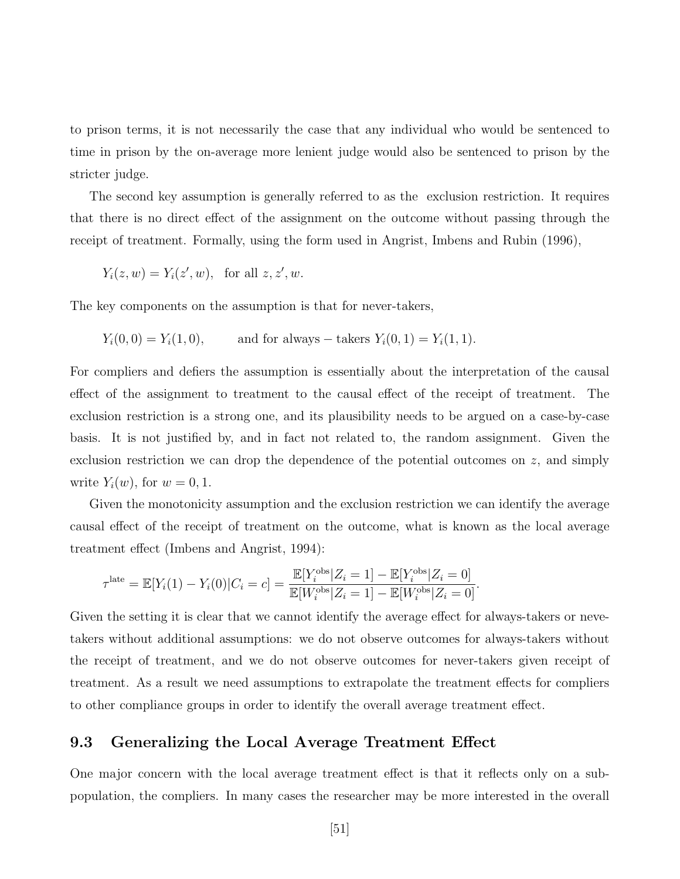to prison terms, it is not necessarily the case that any individual who would be sentenced to time in prison by the on-average more lenient judge would also be sentenced to prison by the stricter judge.

The second key assumption is generally referred to as the exclusion restriction. It requires that there is no direct effect of the assignment on the outcome without passing through the receipt of treatment. Formally, using the form used in Angrist, Imbens and Rubin (1996),

$$Y_i(z,w) = Y_i(z',w), \quad \text{for all } z, z', w.$$

The key components on the assumption is that for never-takers,

$$Y_i(0,0) = Y_i(1,0), \qquad \text{and for always} - \text{takers } Y_i(0,1) = Y_i(1,1).$$

For compliers and defiers the assumption is essentially about the interpretation of the causal effect of the assignment to treatment to the causal effect of the receipt of treatment. The exclusion restriction is a strong one, and its plausibility needs to be argued on a case-by-case basis. It is not justified by, and in fact not related to, the random assignment. Given the exclusion restriction we can drop the dependence of the potential outcomes on $z$, and simply write $Y_i(w)$, for $w = 0, 1$.

Given the monotonicity assumption and the exclusion restriction we can identify the average causal effect of the receipt of treatment on the outcome, what is known as the local average treatment effect (Imbens and Angrist, 1994):

$$\tau^{\text{late}} = \mathbb{E}[Y_i(1) - Y_i(0)|C_i = c] = \frac{\mathbb{E}[Y_i^{\text{obs}}|Z_i = 1] - \mathbb{E}[Y_i^{\text{obs}}|Z_i = 0]}{\mathbb{E}[W_i^{\text{obs}}|Z_i = 1] - \mathbb{E}[W_i^{\text{obs}}|Z_i = 0]}.$$

Given the setting it is clear that we cannot identify the average effect for always-takers or nevetakers without additional assumptions: we do not observe outcomes for always-takers without the receipt of treatment, and we do not observe outcomes for never-takers given receipt of treatment. As a result we need assumptions to extrapolate the treatment effects for compliers to other compliance groups in order to identify the overall average treatment effect.

## 9.3 Generalizing the Local Average Treatment Effect

One major concern with the local average treatment effect is that it reflects only on a subpopulation, the compliers. In many cases the researcher may be more interested in the overall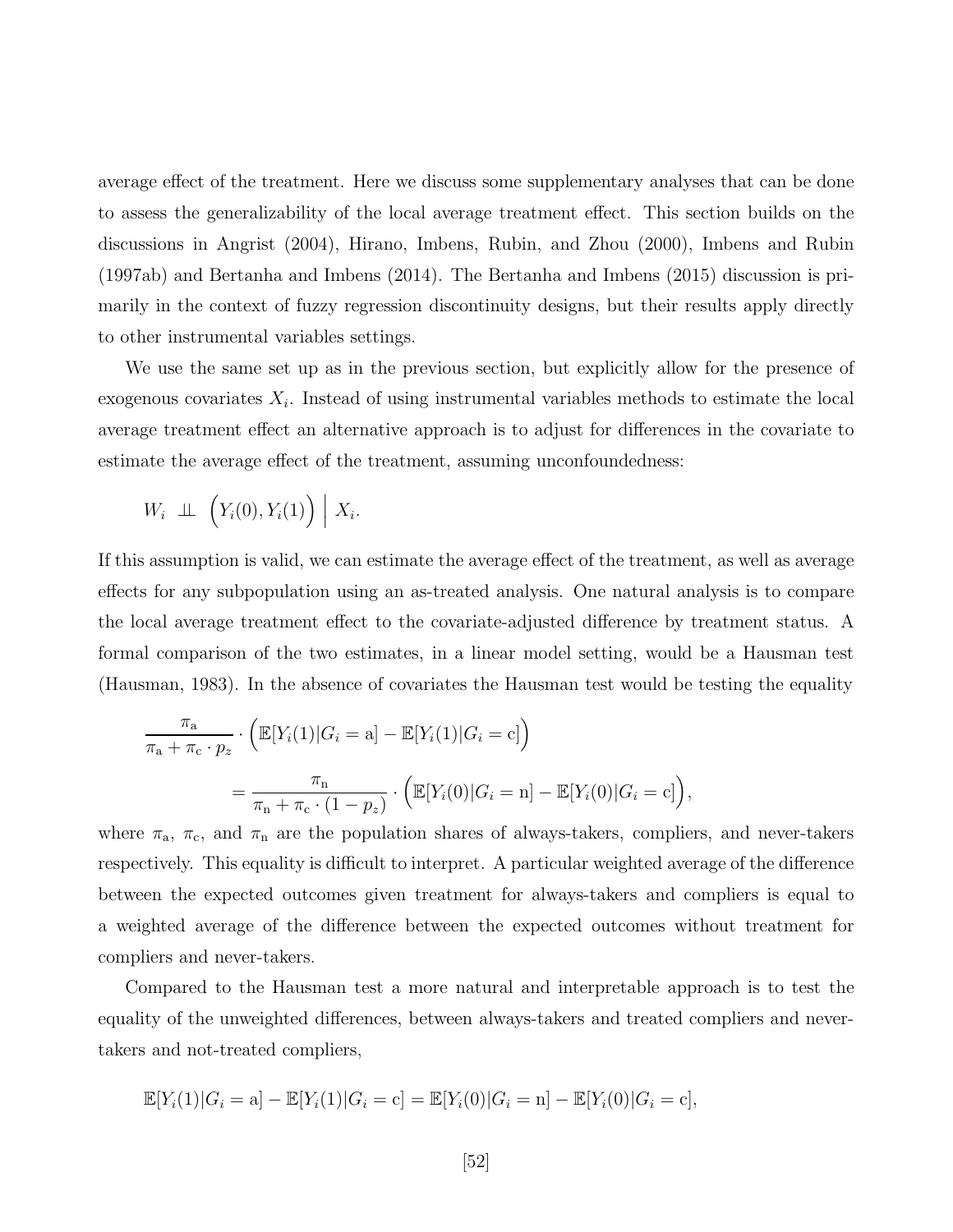average effect of the treatment. Here we discuss some supplementary analyses that can be done to assess the generalizability of the local average treatment effect. This section builds on the discussions in Angrist (2004), Hirano, Imbens, Rubin, and Zhou (2000), Imbens and Rubin (1997ab) and Bertanha and Imbens (2014). The Bertanha and Imbens (2015) discussion is primarily in the context of fuzzy regression discontinuity designs, but their results apply directly to other instrumental variables settings.

We use the same set up as in the previous section, but explicitly allow for the presence of exogenous covariates $X_i$. Instead of using instrumental variables methods to estimate the local average treatment effect an alternative approach is to adjust for differences in the covariate to estimate the average effect of the treatment, assuming unconfoundedness:

$$W_i \perp\!\!\!\perp \Big(Y_i(0), Y_i(1)\Big) \;\Big|\; X_i.$$

If this assumption is valid, we can estimate the average effect of the treatment, as well as average effects for any subpopulation using an as-treated analysis. One natural analysis is to compare the local average treatment effect to the covariate-adjusted difference by treatment status. A formal comparison of the two estimates, in a linear model setting, would be a Hausman test (Hausman, 1983). In the absence of covariates the Hausman test would be testing the equality

$$\frac{\pi_{\rm a}}{\pi_{\rm a} + \pi_{\rm c} \cdot p_z} \cdot \Big(\mathbb{E}[Y_i(1)|G_i = {\rm a}] - \mathbb{E}[Y_i(1)|G_i = {\rm c}]\Big)$$
$$= \frac{\pi_{\rm n}}{\pi_{\rm n} + \pi_{\rm c} \cdot (1 - p_z)} \cdot \Big(\mathbb{E}[Y_i(0)|G_i = {\rm n}] - \mathbb{E}[Y_i(0)|G_i = {\rm c}]\Big),$$

where $\pi_{\rm a}$, $\pi_{\rm c}$, and $\pi_{\rm n}$ are the population shares of always-takers, compliers, and never-takers respectively. This equality is difficult to interpret. A particular weighted average of the difference between the expected outcomes given treatment for always-takers and compliers is equal to a weighted average of the difference between the expected outcomes without treatment for compliers and never-takers.

Compared to the Hausman test a more natural and interpretable approach is to test the equality of the unweighted differences, between always-takers and treated compliers and never-takers and not-treated compliers,

$$\mathbb{E}[Y_i(1)|G_i = {\rm a}] - \mathbb{E}[Y_i(1)|G_i = {\rm c}] = \mathbb{E}[Y_i(0)|G_i = {\rm n}] - \mathbb{E}[Y_i(0)|G_i = {\rm c}],$$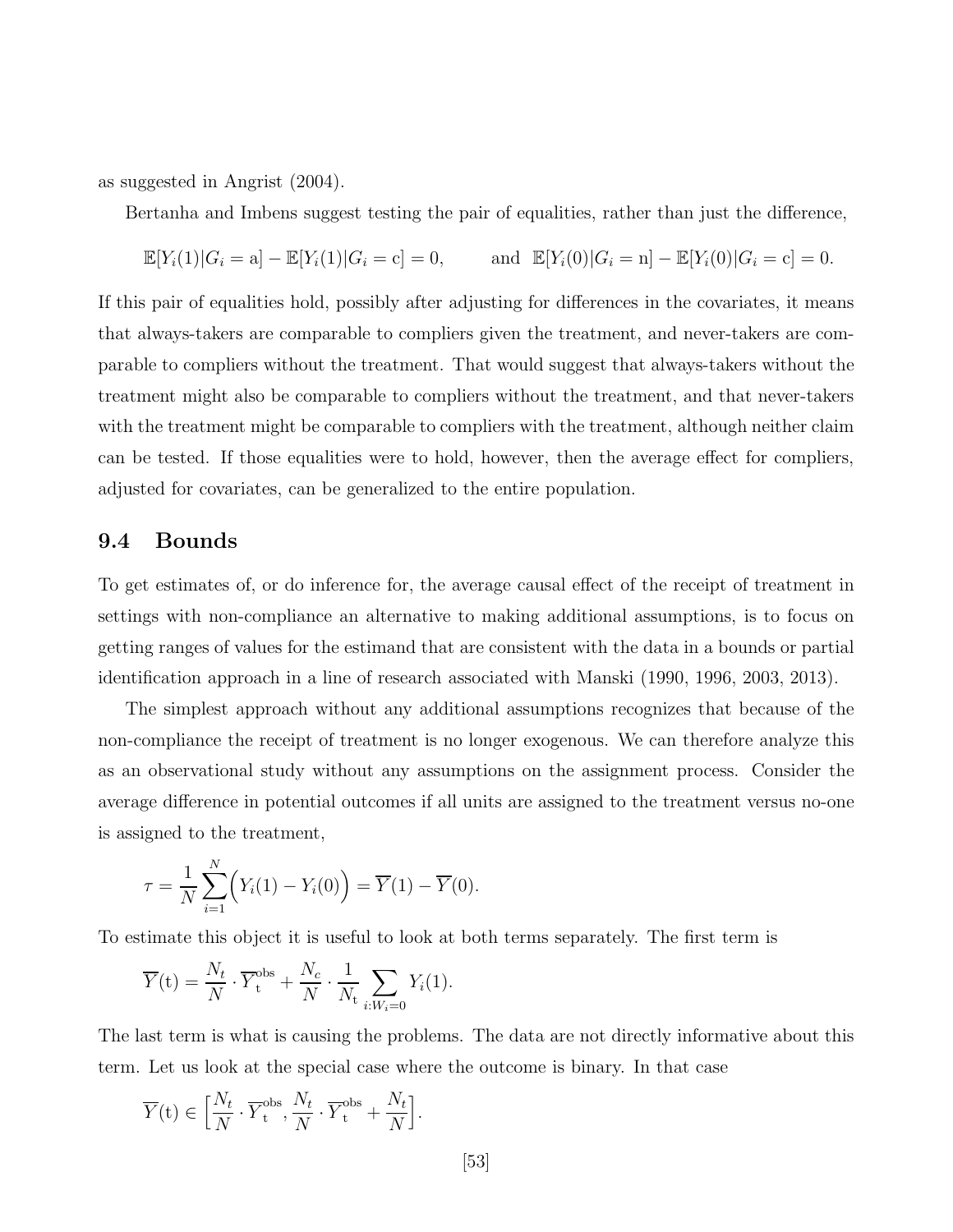as suggested in Angrist (2004).

Bertanha and Imbens suggest testing the pair of equalities, rather than just the difference,

$$\mathbb{E}[Y_i(1)|G_i = \text{a}] - \mathbb{E}[Y_i(1)|G_i = \text{c}] = 0, \qquad \text{and} \;\; \mathbb{E}[Y_i(0)|G_i = \text{n}] - \mathbb{E}[Y_i(0)|G_i = \text{c}] = 0.$$

If this pair of equalities hold, possibly after adjusting for differences in the covariates, it means that always-takers are comparable to compliers given the treatment, and never-takers are comparable to compliers without the treatment. That would suggest that always-takers without the treatment might also be comparable to compliers without the treatment, and that never-takers with the treatment might be comparable to compliers with the treatment, although neither claim can be tested. If those equalities were to hold, however, then the average effect for compliers, adjusted for covariates, can be generalized to the entire population.

## 9.4 Bounds

To get estimates of, or do inference for, the average causal effect of the receipt of treatment in settings with non-compliance an alternative to making additional assumptions, is to focus on getting ranges of values for the estimand that are consistent with the data in a bounds or partial identification approach in a line of research associated with Manski (1990, 1996, 2003, 2013).

The simplest approach without any additional assumptions recognizes that because of the non-compliance the receipt of treatment is no longer exogenous. We can therefore analyze this as an observational study without any assumptions on the assignment process. Consider the average difference in potential outcomes if all units are assigned to the treatment versus no-one is assigned to the treatment,

$$\tau = \frac{1}{N}\sum_{i=1}^{N}\Big(Y_i(1) - Y_i(0)\Big) = \overline{Y}(1) - \overline{Y}(0).$$

To estimate this object it is useful to look at both terms separately. The first term is

$$\overline{Y}(\text{t}) = \frac{N_t}{N} \cdot \overline{Y}_{\text{t}}^{\text{obs}} + \frac{N_c}{N} \cdot \frac{1}{N_{\text{t}}} \sum_{i:W_i=0} Y_i(1).$$

The last term is what is causing the problems. The data are not directly informative about this term. Let us look at the special case where the outcome is binary. In that case

$$\overline{Y}(\text{t}) \in \Big[\frac{N_t}{N} \cdot \overline{Y}_{\text{t}}^{\text{obs}}, \frac{N_t}{N} \cdot \overline{Y}_{\text{t}}^{\text{obs}} + \frac{N_t}{N}\Big].$$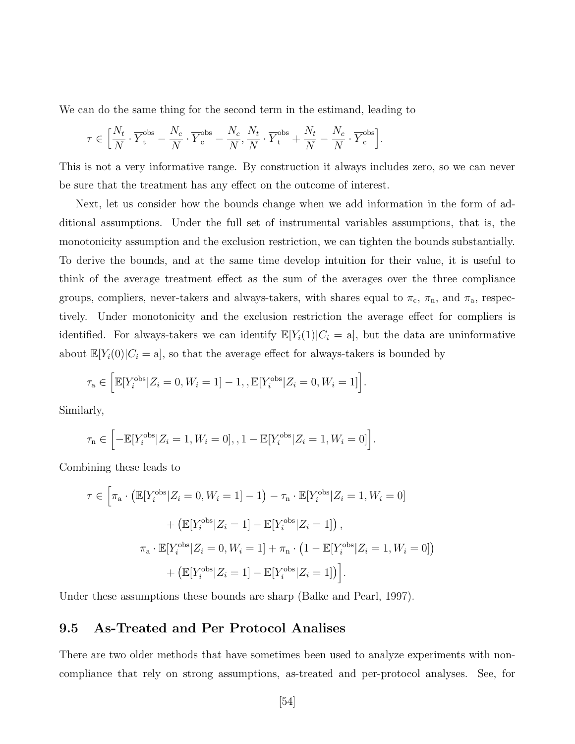We can do the same thing for the second term in the estimand, leading to

$$\tau \in \Big[\frac{N_t}{N} \cdot \overline{Y}_{\mathrm{t}}^{\mathrm{obs}} - \frac{N_c}{N} \cdot \overline{Y}_{\mathrm{c}}^{\mathrm{obs}} - \frac{N_c}{N}, \frac{N_t}{N} \cdot \overline{Y}_{\mathrm{t}}^{\mathrm{obs}} + \frac{N_t}{N} - \frac{N_c}{N} \cdot \overline{Y}_{\mathrm{c}}^{\mathrm{obs}}\Big].$$

This is not a very informative range. By construction it always includes zero, so we can never be sure that the treatment has any effect on the outcome of interest.

Next, let us consider how the bounds change when we add information in the form of additional assumptions. Under the full set of instrumental variables assumptions, that is, the monotonicity assumption and the exclusion restriction, we can tighten the bounds substantially. To derive the bounds, and at the same time develop intuition for their value, it is useful to think of the average treatment effect as the sum of the averages over the three compliance groups, compliers, never-takers and always-takers, with shares equal to $\pi_{\mathrm{c}}$, $\pi_{\mathrm{n}}$, and $\pi_{\mathrm{a}}$, respectively. Under monotonicity and the exclusion restriction the average effect for compliers is identified. For always-takers we can identify $\mathbb{E}[Y_i(1)|C_i = \mathrm{a}]$, but the data are uninformative about $\mathbb{E}[Y_i(0)|C_i = \mathrm{a}]$, so that the average effect for always-takers is bounded by

$$\tau_{\mathrm{a}} \in \Big[\mathbb{E}[Y_i^{\mathrm{obs}}|Z_i = 0, W_i = 1] - 1, , \mathbb{E}[Y_i^{\mathrm{obs}}|Z_i = 0, W_i = 1]\Big].$$

Similarly,

$$\tau_{\mathrm{n}} \in \Big[-\mathbb{E}[Y_i^{\mathrm{obs}}|Z_i = 1, W_i = 0], , 1 - \mathbb{E}[Y_i^{\mathrm{obs}}|Z_i = 1, W_i = 0]\Big].$$

Combining these leads to

$$\begin{aligned}
\tau \in \Big[\pi_{\mathrm{a}} \cdot \big(\mathbb{E}[Y_i^{\mathrm{obs}}|Z_i = 0, W_i = 1] - 1\big) - \tau_{\mathrm{n}} \cdot \mathbb{E}[Y_i^{\mathrm{obs}}|Z_i = 1, W_i = 0] \\
+ \big(\mathbb{E}[Y_i^{\mathrm{obs}}|Z_i = 1] - \mathbb{E}[Y_i^{\mathrm{obs}}|Z_i = 1]\big), \\
\pi_{\mathrm{a}} \cdot \mathbb{E}[Y_i^{\mathrm{obs}}|Z_i = 0, W_i = 1] + \pi_{\mathrm{n}} \cdot \big(1 - \mathbb{E}[Y_i^{\mathrm{obs}}|Z_i = 1, W_i = 0]\big) \\
+ \big(\mathbb{E}[Y_i^{\mathrm{obs}}|Z_i = 1] - \mathbb{E}[Y_i^{\mathrm{obs}}|Z_i = 1]\big)\Big].
\end{aligned}$$

Under these assumptions these bounds are sharp (Balke and Pearl, 1997).

## 9.5 As-Treated and Per Protocol Analises

There are two older methods that have sometimes been used to analyze experiments with non-compliance that rely on strong assumptions, as-treated and per-protocol analyses. See, for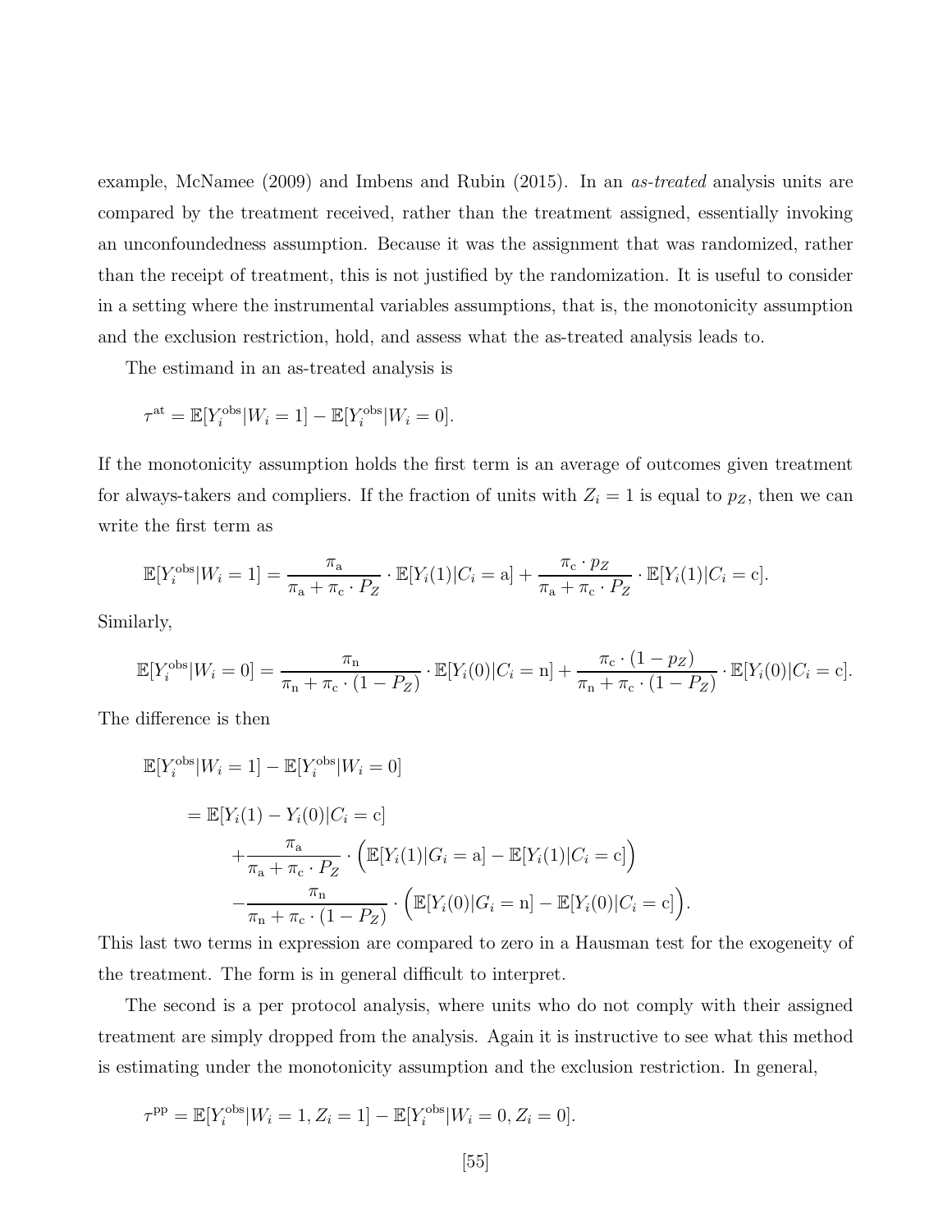example, McNamee (2009) and Imbens and Rubin (2015). In an *as-treated* analysis units are compared by the treatment received, rather than the treatment assigned, essentially invoking an unconfoundedness assumption. Because it was the assignment that was randomized, rather than the receipt of treatment, this is not justified by the randomization. It is useful to consider in a setting where the instrumental variables assumptions, that is, the monotonicity assumption and the exclusion restriction, hold, and assess what the as-treated analysis leads to.

The estimand in an as-treated analysis is

$$\tau^{\rm at} = \mathbb{E}[Y_i^{\rm obs}|W_i = 1] - \mathbb{E}[Y_i^{\rm obs}|W_i = 0].$$

If the monotonicity assumption holds the first term is an average of outcomes given treatment for always-takers and compliers. If the fraction of units with $Z_i = 1$ is equal to $p_Z$, then we can write the first term as

$$\mathbb{E}[Y_i^{\rm obs}|W_i = 1] = \frac{\pi_{\rm a}}{\pi_{\rm a} + \pi_{\rm c} \cdot P_Z} \cdot \mathbb{E}[Y_i(1)|C_i = {\rm a}] + \frac{\pi_{\rm c} \cdot p_Z}{\pi_{\rm a} + \pi_{\rm c} \cdot P_Z} \cdot \mathbb{E}[Y_i(1)|C_i = {\rm c}].$$

Similarly,

$$\mathbb{E}[Y_i^{\rm obs}|W_i = 0] = \frac{\pi_{\rm n}}{\pi_{\rm n} + \pi_{\rm c} \cdot (1 - P_Z)} \cdot \mathbb{E}[Y_i(0)|C_i = {\rm n}] + \frac{\pi_{\rm c} \cdot (1 - p_Z)}{\pi_{\rm n} + \pi_{\rm c} \cdot (1 - P_Z)} \cdot \mathbb{E}[Y_i(0)|C_i = {\rm c}].$$

The difference is then

$$\begin{aligned}
&\mathbb{E}[Y_i^{\rm obs}|W_i = 1] - \mathbb{E}[Y_i^{\rm obs}|W_i = 0] \\
&\quad = \mathbb{E}[Y_i(1) - Y_i(0)|C_i = {\rm c}] \\
&\qquad + \frac{\pi_{\rm a}}{\pi_{\rm a} + \pi_{\rm c} \cdot P_Z} \cdot \Big( \mathbb{E}[Y_i(1)|G_i = {\rm a}] - \mathbb{E}[Y_i(1)|C_i = {\rm c}] \Big) \\
&\qquad - \frac{\pi_{\rm n}}{\pi_{\rm n} + \pi_{\rm c} \cdot (1 - P_Z)} \cdot \Big( \mathbb{E}[Y_i(0)|G_i = {\rm n}] - \mathbb{E}[Y_i(0)|C_i = {\rm c}] \Big).
\end{aligned}$$

This last two terms in expression are compared to zero in a Hausman test for the exogeneity of the treatment. The form is in general difficult to interpret.

The second is a per protocol analysis, where units who do not comply with their assigned treatment are simply dropped from the analysis. Again it is instructive to see what this method is estimating under the monotonicity assumption and the exclusion restriction. In general,

$$\tau^{\rm pp} = \mathbb{E}[Y_i^{\rm obs}|W_i = 1, Z_i = 1] - \mathbb{E}[Y_i^{\rm obs}|W_i = 0, Z_i = 0].$$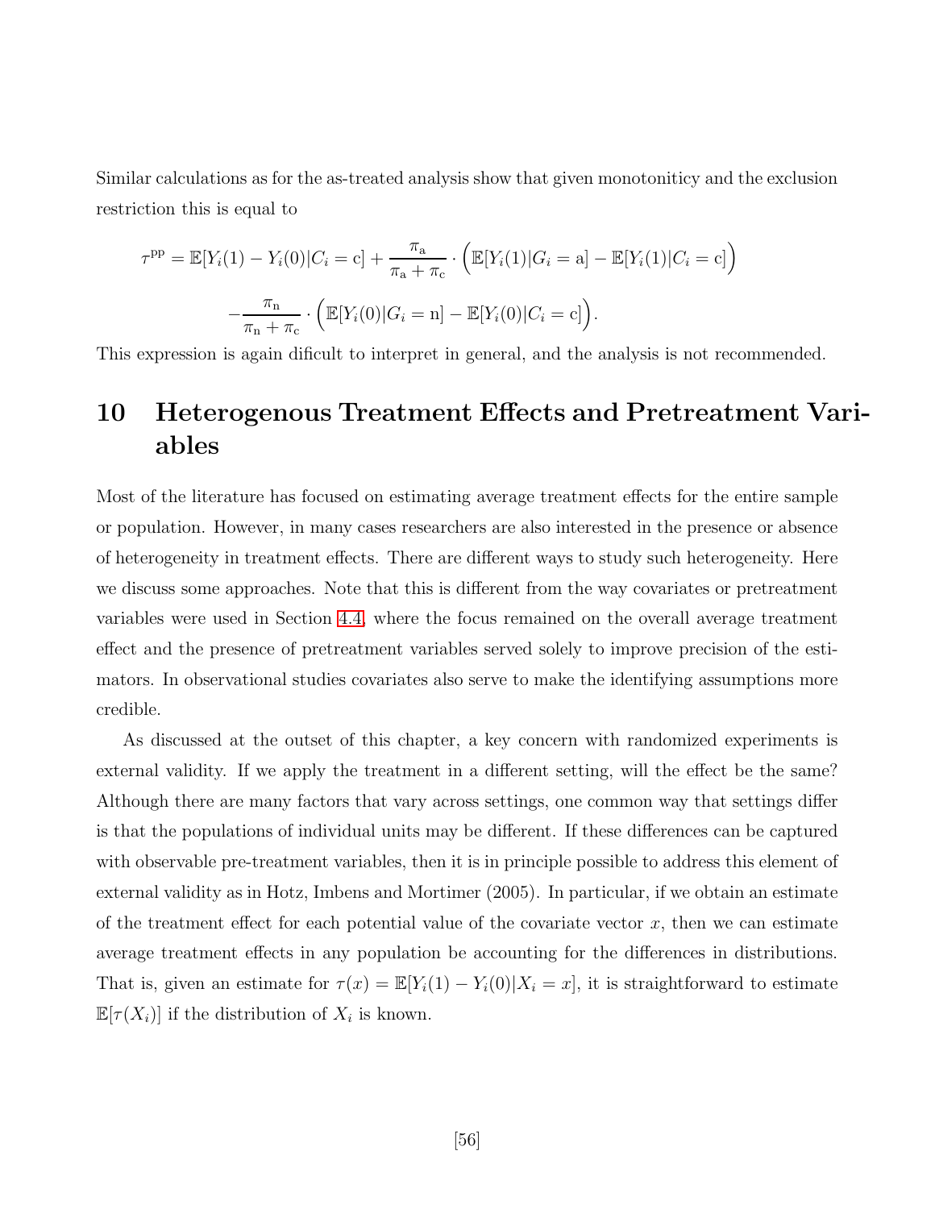Similar calculations as for the as-treated analysis show that given monotoniticy and the exclusion restriction this is equal to

$$\tau^{\text{pp}} = \mathbb{E}[Y_i(1) - Y_i(0)|C_i = \text{c}] + \frac{\pi_{\text{a}}}{\pi_{\text{a}} + \pi_{\text{c}}} \cdot \Big(\mathbb{E}[Y_i(1)|G_i = \text{a}] - \mathbb{E}[Y_i(1)|C_i = \text{c}]\Big)$$

$$-\frac{\pi_{\text{n}}}{\pi_{\text{n}} + \pi_{\text{c}}} \cdot \Big(\mathbb{E}[Y_i(0)|G_i = \text{n}] - \mathbb{E}[Y_i(0)|C_i = \text{c}]\Big).$$

This expression is again dificult to interpret in general, and the analysis is not recommended.

# 10 Heterogenous Treatment Effects and Pretreatment Variables

Most of the literature has focused on estimating average treatment effects for the entire sample or population. However, in many cases researchers are also interested in the presence or absence of heterogeneity in treatment effects. There are different ways to study such heterogeneity. Here we discuss some approaches. Note that this is different from the way covariates or pretreatment variables were used in Section 4.4, where the focus remained on the overall average treatment effect and the presence of pretreatment variables served solely to improve precision of the estimators. In observational studies covariates also serve to make the identifying assumptions more credible.

As discussed at the outset of this chapter, a key concern with randomized experiments is external validity. If we apply the treatment in a different setting, will the effect be the same? Although there are many factors that vary across settings, one common way that settings differ is that the populations of individual units may be different. If these differences can be captured with observable pre-treatment variables, then it is in principle possible to address this element of external validity as in Hotz, Imbens and Mortimer (2005). In particular, if we obtain an estimate of the treatment effect for each potential value of the covariate vector $x$, then we can estimate average treatment effects in any population be accounting for the differences in distributions. That is, given an estimate for $\tau(x) = \mathbb{E}[Y_i(1) - Y_i(0)|X_i = x]$, it is straightforward to estimate $\mathbb{E}[\tau(X_i)]$ if the distribution of $X_i$ is known.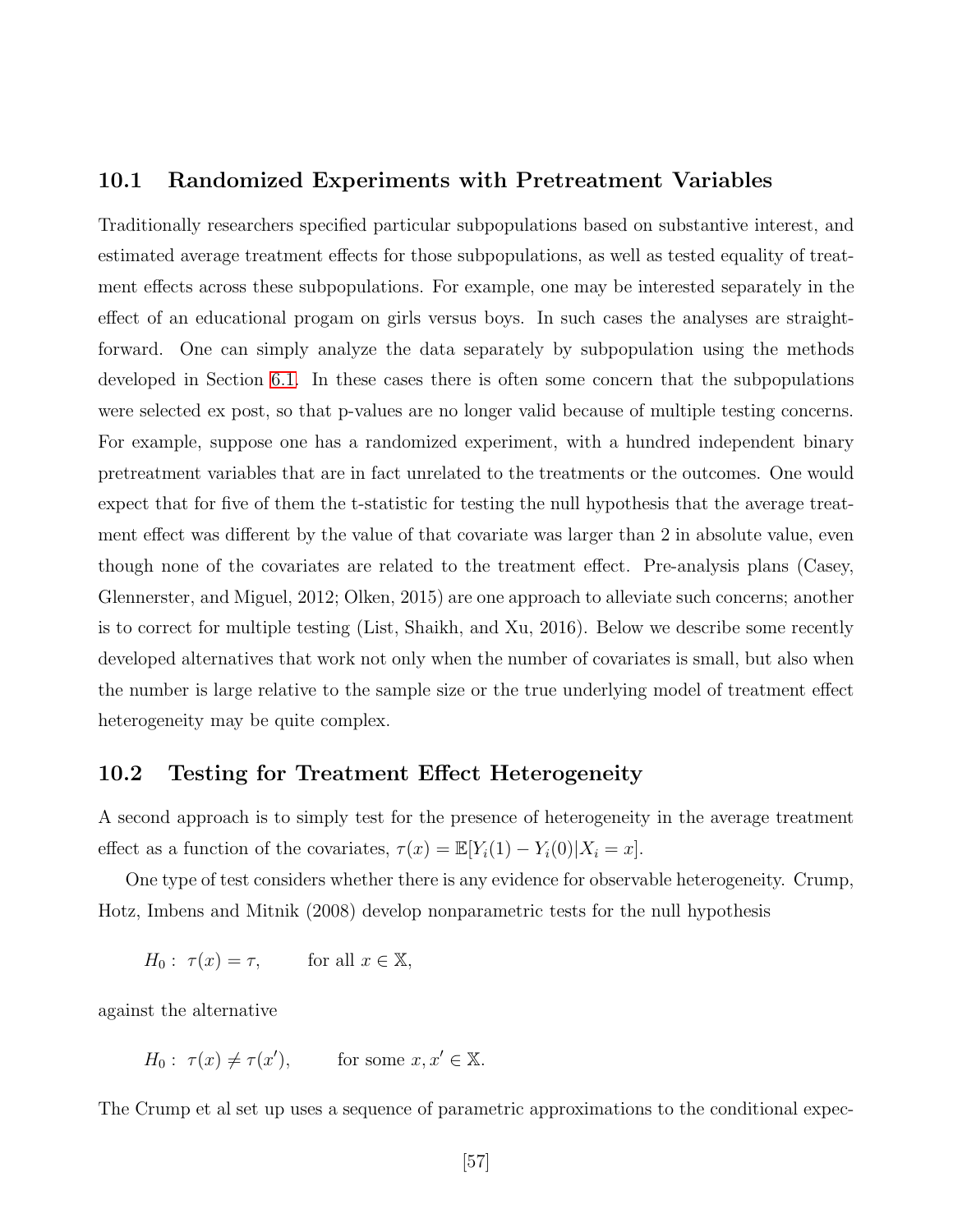## 10.1 Randomized Experiments with Pretreatment Variables

Traditionally researchers specified particular subpopulations based on substantive interest, and estimated average treatment effects for those subpopulations, as well as tested equality of treatment effects across these subpopulations. For example, one may be interested separately in the effect of an educational progam on girls versus boys. In such cases the analyses are straightforward. One can simply analyze the data separately by subpopulation using the methods developed in Section 6.1. In these cases there is often some concern that the subpopulations were selected ex post, so that p-values are no longer valid because of multiple testing concerns. For example, suppose one has a randomized experiment, with a hundred independent binary pretreatment variables that are in fact unrelated to the treatments or the outcomes. One would expect that for five of them the t-statistic for testing the null hypothesis that the average treatment effect was different by the value of that covariate was larger than 2 in absolute value, even though none of the covariates are related to the treatment effect. Pre-analysis plans (Casey, Glennerster, and Miguel, 2012; Olken, 2015) are one approach to alleviate such concerns; another is to correct for multiple testing (List, Shaikh, and Xu, 2016). Below we describe some recently developed alternatives that work not only when the number of covariates is small, but also when the number is large relative to the sample size or the true underlying model of treatment effect heterogeneity may be quite complex.

## 10.2 Testing for Treatment Effect Heterogeneity

A second approach is to simply test for the presence of heterogeneity in the average treatment effect as a function of the covariates, $\tau(x) = \mathbb{E}[Y_i(1) - Y_i(0)|X_i = x]$.

One type of test considers whether there is any evidence for observable heterogeneity. Crump, Hotz, Imbens and Mitnik (2008) develop nonparametric tests for the null hypothesis

$$H_0: \ \tau(x) = \tau, \qquad \text{for all } x \in \mathbb{X},$$

against the alternative

$$H_0: \ \tau(x) \neq \tau(x'), \qquad \text{for some } x, x' \in \mathbb{X}.$$

The Crump et al set up uses a sequence of parametric approximations to the conditional expec-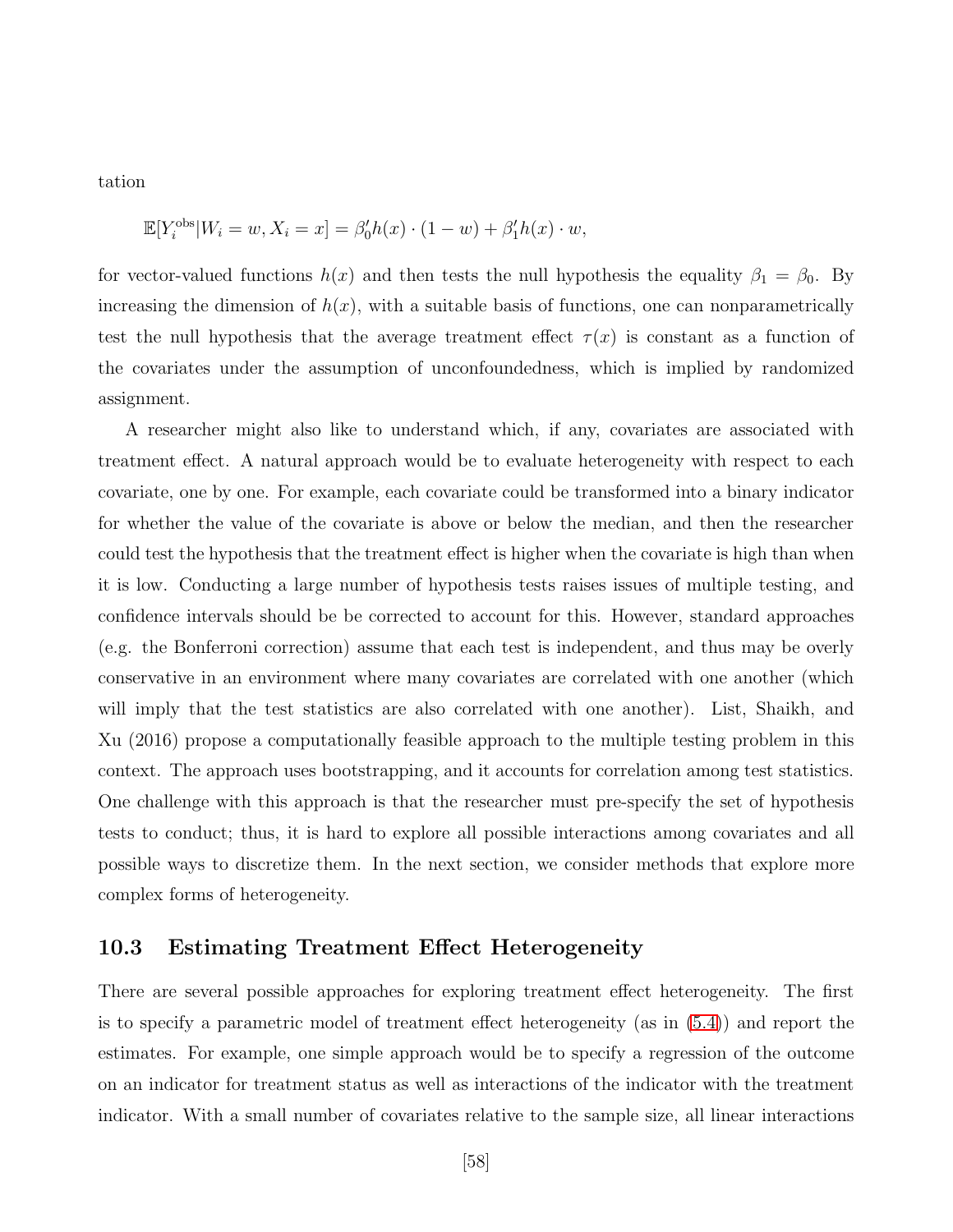tation

$$\mathbb{E}[Y_i^{\text{obs}}|W_i = w, X_i = x] = \beta_0' h(x) \cdot (1 - w) + \beta_1' h(x) \cdot w,$$

for vector-valued functions $h(x)$ and then tests the null hypothesis the equality $\beta_1 = \beta_0$. By increasing the dimension of $h(x)$, with a suitable basis of functions, one can nonparametrically test the null hypothesis that the average treatment effect $\tau(x)$ is constant as a function of the covariates under the assumption of unconfoundedness, which is implied by randomized assignment.

A researcher might also like to understand which, if any, covariates are associated with treatment effect. A natural approach would be to evaluate heterogeneity with respect to each covariate, one by one. For example, each covariate could be transformed into a binary indicator for whether the value of the covariate is above or below the median, and then the researcher could test the hypothesis that the treatment effect is higher when the covariate is high than when it is low. Conducting a large number of hypothesis tests raises issues of multiple testing, and confidence intervals should be be corrected to account for this. However, standard approaches (e.g. the Bonferroni correction) assume that each test is independent, and thus may be overly conservative in an environment where many covariates are correlated with one another (which will imply that the test statistics are also correlated with one another). List, Shaikh, and Xu (2016) propose a computationally feasible approach to the multiple testing problem in this context. The approach uses bootstrapping, and it accounts for correlation among test statistics. One challenge with this approach is that the researcher must pre-specify the set of hypothesis tests to conduct; thus, it is hard to explore all possible interactions among covariates and all possible ways to discretize them. In the next section, we consider methods that explore more complex forms of heterogeneity.

## 10.3 Estimating Treatment Effect Heterogeneity

There are several possible approaches for exploring treatment effect heterogeneity. The first is to specify a parametric model of treatment effect heterogeneity (as in (5.4)) and report the estimates. For example, one simple approach would be to specify a regression of the outcome on an indicator for treatment status as well as interactions of the indicator with the treatment indicator. With a small number of covariates relative to the sample size, all linear interactions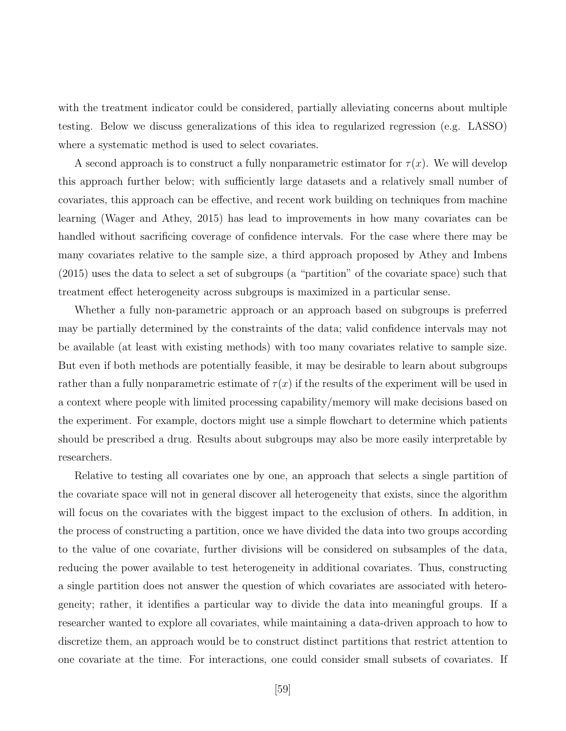with the treatment indicator could be considered, partially alleviating concerns about multiple testing. Below we discuss generalizations of this idea to regularized regression (e.g. LASSO) where a systematic method is used to select covariates.

A second approach is to construct a fully nonparametric estimator for $\tau(x)$. We will develop this approach further below; with sufficiently large datasets and a relatively small number of covariates, this approach can be effective, and recent work building on techniques from machine learning (Wager and Athey, 2015) has lead to improvements in how many covariates can be handled without sacrificing coverage of confidence intervals. For the case where there may be many covariates relative to the sample size, a third approach proposed by Athey and Imbens (2015) uses the data to select a set of subgroups (a "partition" of the covariate space) such that treatment effect heterogeneity across subgroups is maximized in a particular sense.

Whether a fully non-parametric approach or an approach based on subgroups is preferred may be partially determined by the constraints of the data; valid confidence intervals may not be available (at least with existing methods) with too many covariates relative to sample size. But even if both methods are potentially feasible, it may be desirable to learn about subgroups rather than a fully nonparametric estimate of $\tau(x)$ if the results of the experiment will be used in a context where people with limited processing capability/memory will make decisions based on the experiment. For example, doctors might use a simple flowchart to determine which patients should be prescribed a drug. Results about subgroups may also be more easily interpretable by researchers.

Relative to testing all covariates one by one, an approach that selects a single partition of the covariate space will not in general discover all heterogeneity that exists, since the algorithm will focus on the covariates with the biggest impact to the exclusion of others. In addition, in the process of constructing a partition, once we have divided the data into two groups according to the value of one covariate, further divisions will be considered on subsamples of the data, reducing the power available to test heterogeneity in additional covariates. Thus, constructing a single partition does not answer the question of which covariates are associated with heterogeneity; rather, it identifies a particular way to divide the data into meaningful groups. If a researcher wanted to explore all covariates, while maintaining a data-driven approach to how to discretize them, an approach would be to construct distinct partitions that restrict attention to one covariate at the time. For interactions, one could consider small subsets of covariates. If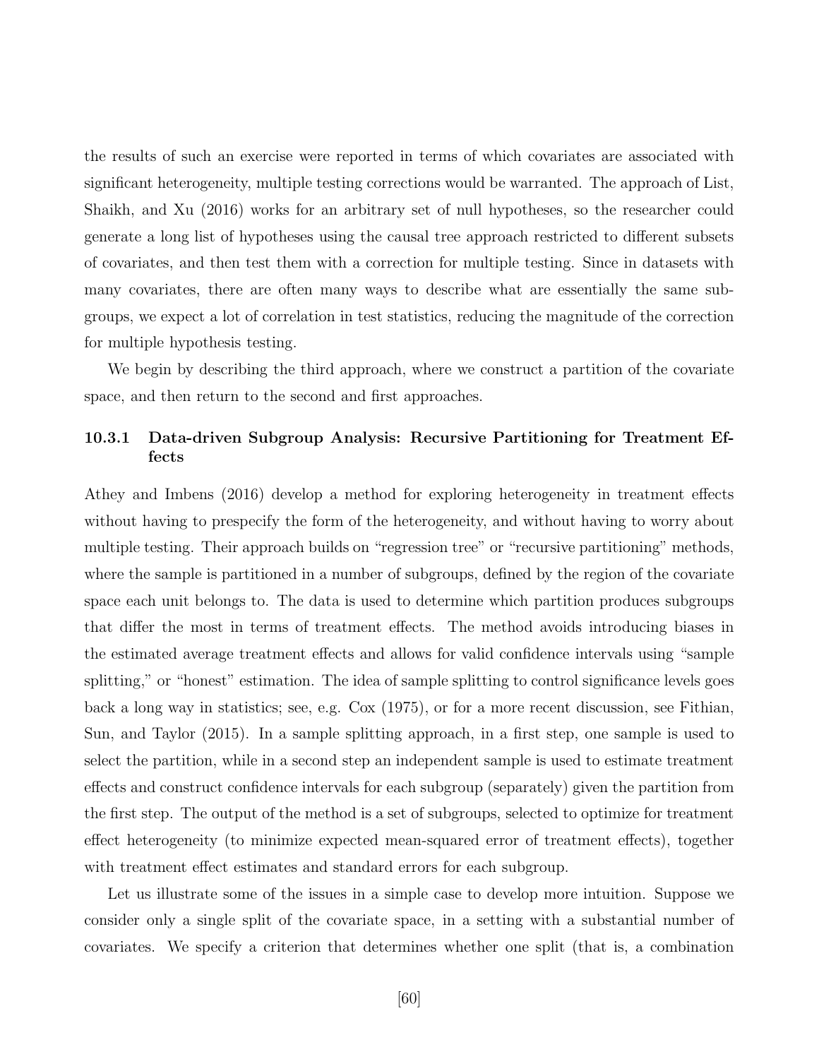the results of such an exercise were reported in terms of which covariates are associated with significant heterogeneity, multiple testing corrections would be warranted. The approach of List, Shaikh, and Xu (2016) works for an arbitrary set of null hypotheses, so the researcher could generate a long list of hypotheses using the causal tree approach restricted to different subsets of covariates, and then test them with a correction for multiple testing. Since in datasets with many covariates, there are often many ways to describe what are essentially the same subgroups, we expect a lot of correlation in test statistics, reducing the magnitude of the correction for multiple hypothesis testing.

We begin by describing the third approach, where we construct a partition of the covariate space, and then return to the second and first approaches.

### 10.3.1 Data-driven Subgroup Analysis: Recursive Partitioning for Treatment Effects

Athey and Imbens (2016) develop a method for exploring heterogeneity in treatment effects without having to prespecify the form of the heterogeneity, and without having to worry about multiple testing. Their approach builds on "regression tree" or "recursive partitioning" methods, where the sample is partitioned in a number of subgroups, defined by the region of the covariate space each unit belongs to. The data is used to determine which partition produces subgroups that differ the most in terms of treatment effects. The method avoids introducing biases in the estimated average treatment effects and allows for valid confidence intervals using "sample splitting," or "honest" estimation. The idea of sample splitting to control significance levels goes back a long way in statistics; see, e.g. Cox (1975), or for a more recent discussion, see Fithian, Sun, and Taylor (2015). In a sample splitting approach, in a first step, one sample is used to select the partition, while in a second step an independent sample is used to estimate treatment effects and construct confidence intervals for each subgroup (separately) given the partition from the first step. The output of the method is a set of subgroups, selected to optimize for treatment effect heterogeneity (to minimize expected mean-squared error of treatment effects), together with treatment effect estimates and standard errors for each subgroup.

Let us illustrate some of the issues in a simple case to develop more intuition. Suppose we consider only a single split of the covariate space, in a setting with a substantial number of covariates. We specify a criterion that determines whether one split (that is, a combination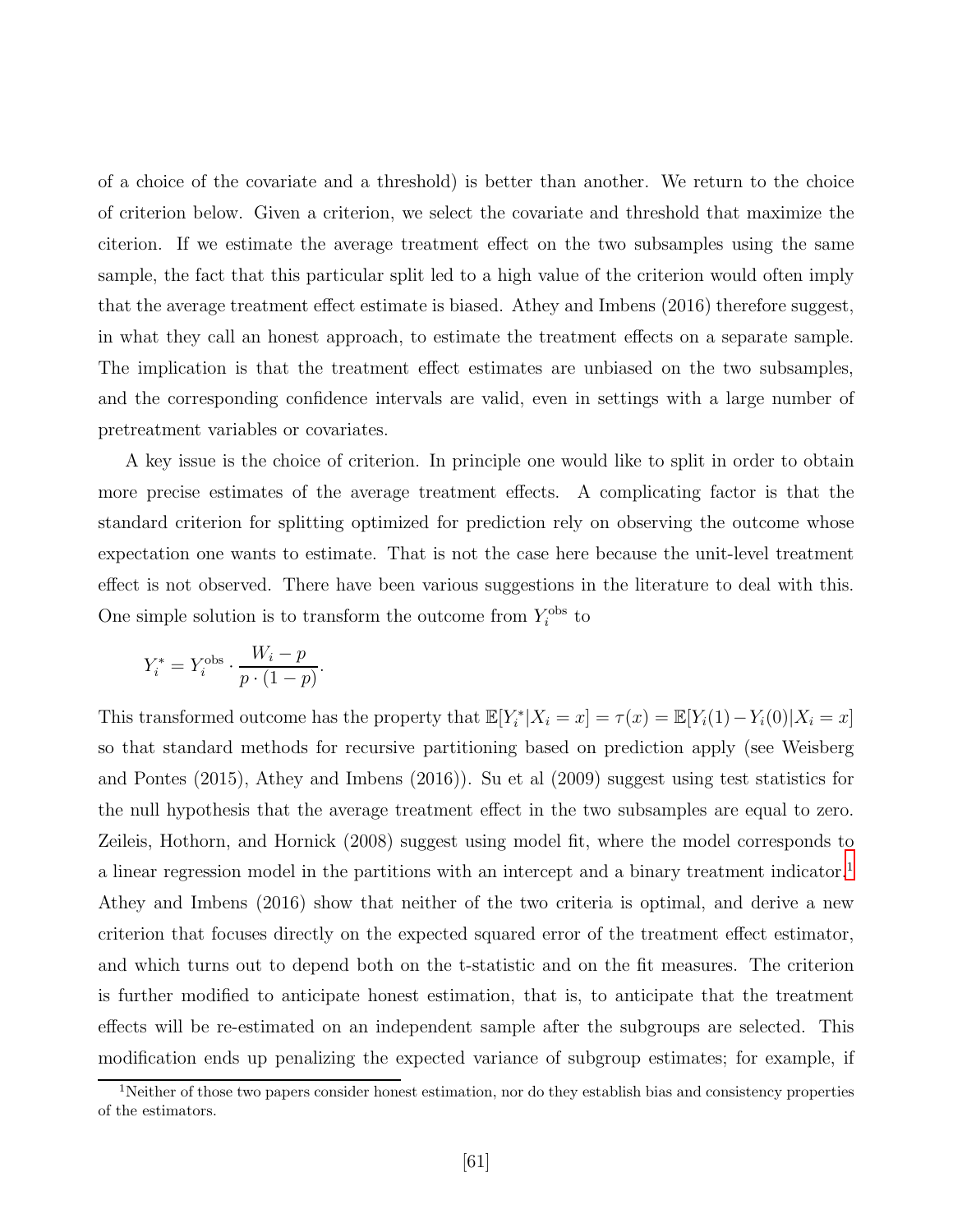of a choice of the covariate and a threshold) is better than another. We return to the choice of criterion below. Given a criterion, we select the covariate and threshold that maximize the citerion. If we estimate the average treatment effect on the two subsamples using the same sample, the fact that this particular split led to a high value of the criterion would often imply that the average treatment effect estimate is biased. Athey and Imbens (2016) therefore suggest, in what they call an honest approach, to estimate the treatment effects on a separate sample. The implication is that the treatment effect estimates are unbiased on the two subsamples, and the corresponding confidence intervals are valid, even in settings with a large number of pretreatment variables or covariates.

A key issue is the choice of criterion. In principle one would like to split in order to obtain more precise estimates of the average treatment effects. A complicating factor is that the standard criterion for splitting optimized for prediction rely on observing the outcome whose expectation one wants to estimate. That is not the case here because the unit-level treatment effect is not observed. There have been various suggestions in the literature to deal with this. One simple solution is to transform the outcome from $Y_i^{\text{obs}}$ to

$$Y_i^* = Y_i^{\text{obs}} \cdot \frac{W_i - p}{p \cdot (1-p)}.$$

This transformed outcome has the property that $\mathbb{E}[Y_i^*|X_i = x] = \tau(x) = \mathbb{E}[Y_i(1) - Y_i(0)|X_i = x]$ so that standard methods for recursive partitioning based on prediction apply (see Weisberg and Pontes (2015), Athey and Imbens (2016)). Su et al (2009) suggest using test statistics for the null hypothesis that the average treatment effect in the two subsamples are equal to zero. Zeileis, Hothorn, and Hornick (2008) suggest using model fit, where the model corresponds to a linear regression model in the partitions with an intercept and a binary treatment indicator.[1] Athey and Imbens (2016) show that neither of the two criteria is optimal, and derive a new criterion that focuses directly on the expected squared error of the treatment effect estimator, and which turns out to depend both on the t-statistic and on the fit measures. The criterion is further modified to anticipate honest estimation, that is, to anticipate that the treatment effects will be re-estimated on an independent sample after the subgroups are selected. This modification ends up penalizing the expected variance of subgroup estimates; for example, if

[1] Neither of those two papers consider honest estimation, nor do they establish bias and consistency properties of the estimators.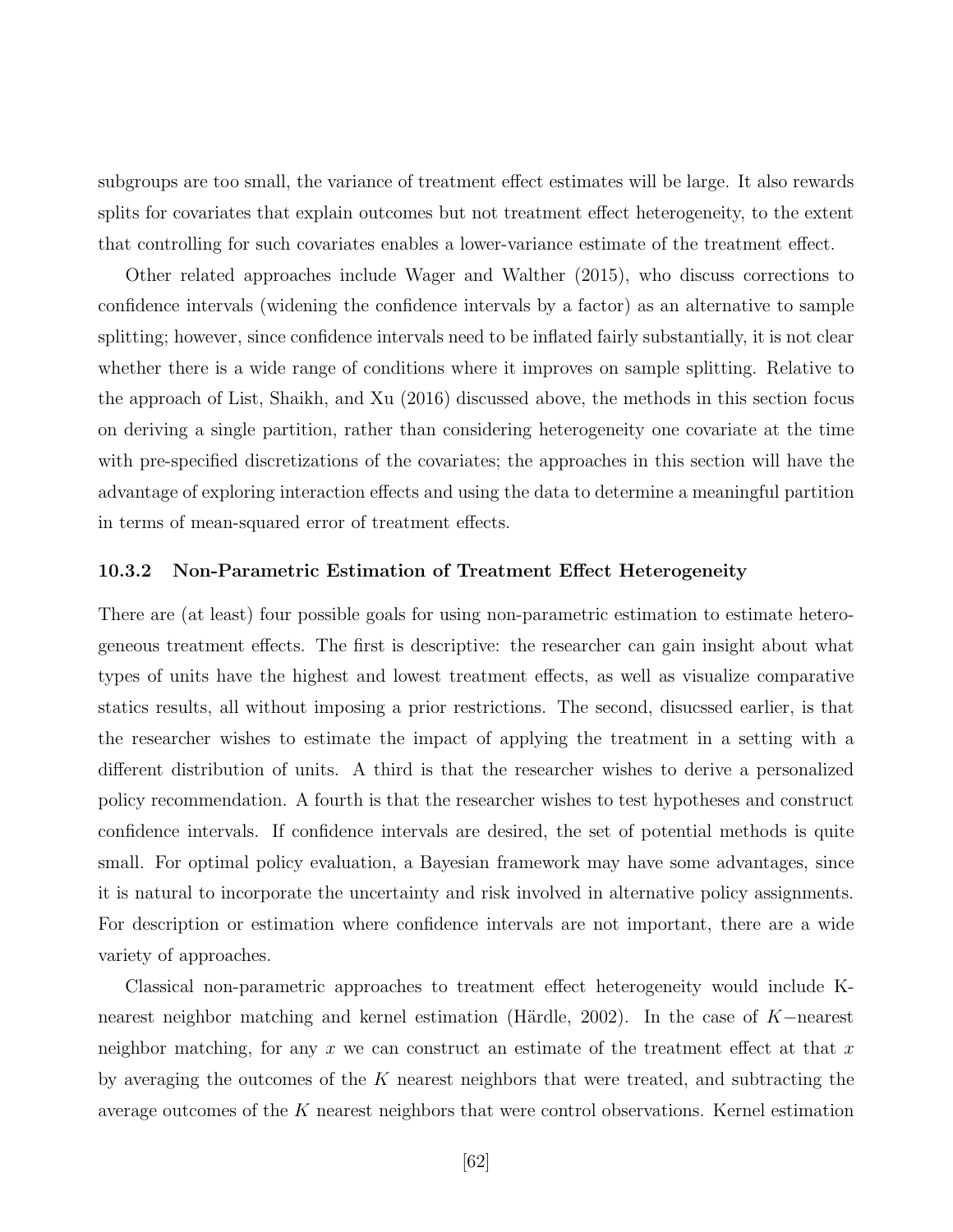subgroups are too small, the variance of treatment effect estimates will be large. It also rewards splits for covariates that explain outcomes but not treatment effect heterogeneity, to the extent that controlling for such covariates enables a lower-variance estimate of the treatment effect.

Other related approaches include Wager and Walther (2015), who discuss corrections to confidence intervals (widening the confidence intervals by a factor) as an alternative to sample splitting; however, since confidence intervals need to be inflated fairly substantially, it is not clear whether there is a wide range of conditions where it improves on sample splitting. Relative to the approach of List, Shaikh, and Xu (2016) discussed above, the methods in this section focus on deriving a single partition, rather than considering heterogeneity one covariate at the time with pre-specified discretizations of the covariates; the approaches in this section will have the advantage of exploring interaction effects and using the data to determine a meaningful partition in terms of mean-squared error of treatment effects.

### 10.3.2 Non-Parametric Estimation of Treatment Effect Heterogeneity

There are (at least) four possible goals for using non-parametric estimation to estimate heterogeneous treatment effects. The first is descriptive: the researcher can gain insight about what types of units have the highest and lowest treatment effects, as well as visualize comparative statics results, all without imposing a prior restrictions. The second, disucssed earlier, is that the researcher wishes to estimate the impact of applying the treatment in a setting with a different distribution of units. A third is that the researcher wishes to derive a personalized policy recommendation. A fourth is that the researcher wishes to test hypotheses and construct confidence intervals. If confidence intervals are desired, the set of potential methods is quite small. For optimal policy evaluation, a Bayesian framework may have some advantages, since it is natural to incorporate the uncertainty and risk involved in alternative policy assignments. For description or estimation where confidence intervals are not important, there are a wide variety of approaches.

Classical non-parametric approaches to treatment effect heterogeneity would include K-nearest neighbor matching and kernel estimation (Härdle, 2002). In the case of $K-$nearest neighbor matching, for any $x$ we can construct an estimate of the treatment effect at that $x$ by averaging the outcomes of the $K$ nearest neighbors that were treated, and subtracting the average outcomes of the $K$ nearest neighbors that were control observations. Kernel estimation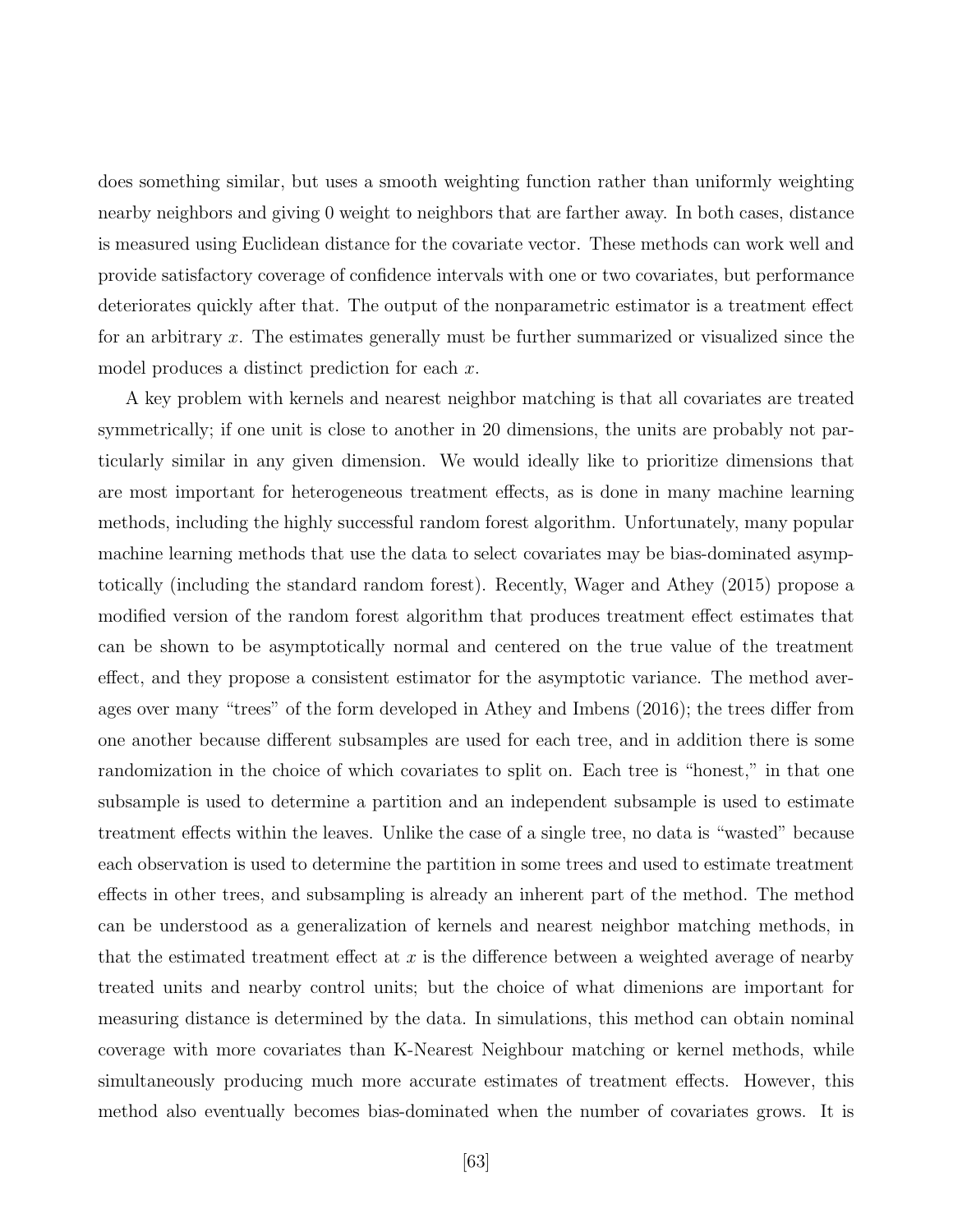does something similar, but uses a smooth weighting function rather than uniformly weighting nearby neighbors and giving 0 weight to neighbors that are farther away. In both cases, distance is measured using Euclidean distance for the covariate vector. These methods can work well and provide satisfactory coverage of confidence intervals with one or two covariates, but performance deteriorates quickly after that. The output of the nonparametric estimator is a treatment effect for an arbitrary $x$. The estimates generally must be further summarized or visualized since the model produces a distinct prediction for each $x$.

A key problem with kernels and nearest neighbor matching is that all covariates are treated symmetrically; if one unit is close to another in 20 dimensions, the units are probably not particularly similar in any given dimension. We would ideally like to prioritize dimensions that are most important for heterogeneous treatment effects, as is done in many machine learning methods, including the highly successful random forest algorithm. Unfortunately, many popular machine learning methods that use the data to select covariates may be bias-dominated asymptotically (including the standard random forest). Recently, Wager and Athey (2015) propose a modified version of the random forest algorithm that produces treatment effect estimates that can be shown to be asymptotically normal and centered on the true value of the treatment effect, and they propose a consistent estimator for the asymptotic variance. The method averages over many "trees" of the form developed in Athey and Imbens (2016); the trees differ from one another because different subsamples are used for each tree, and in addition there is some randomization in the choice of which covariates to split on. Each tree is "honest," in that one subsample is used to determine a partition and an independent subsample is used to estimate treatment effects within the leaves. Unlike the case of a single tree, no data is "wasted" because each observation is used to determine the partition in some trees and used to estimate treatment effects in other trees, and subsampling is already an inherent part of the method. The method can be understood as a generalization of kernels and nearest neighbor matching methods, in that the estimated treatment effect at $x$ is the difference between a weighted average of nearby treated units and nearby control units; but the choice of what dimenions are important for measuring distance is determined by the data. In simulations, this method can obtain nominal coverage with more covariates than K-Nearest Neighbour matching or kernel methods, while simultaneously producing much more accurate estimates of treatment effects. However, this method also eventually becomes bias-dominated when the number of covariates grows. It is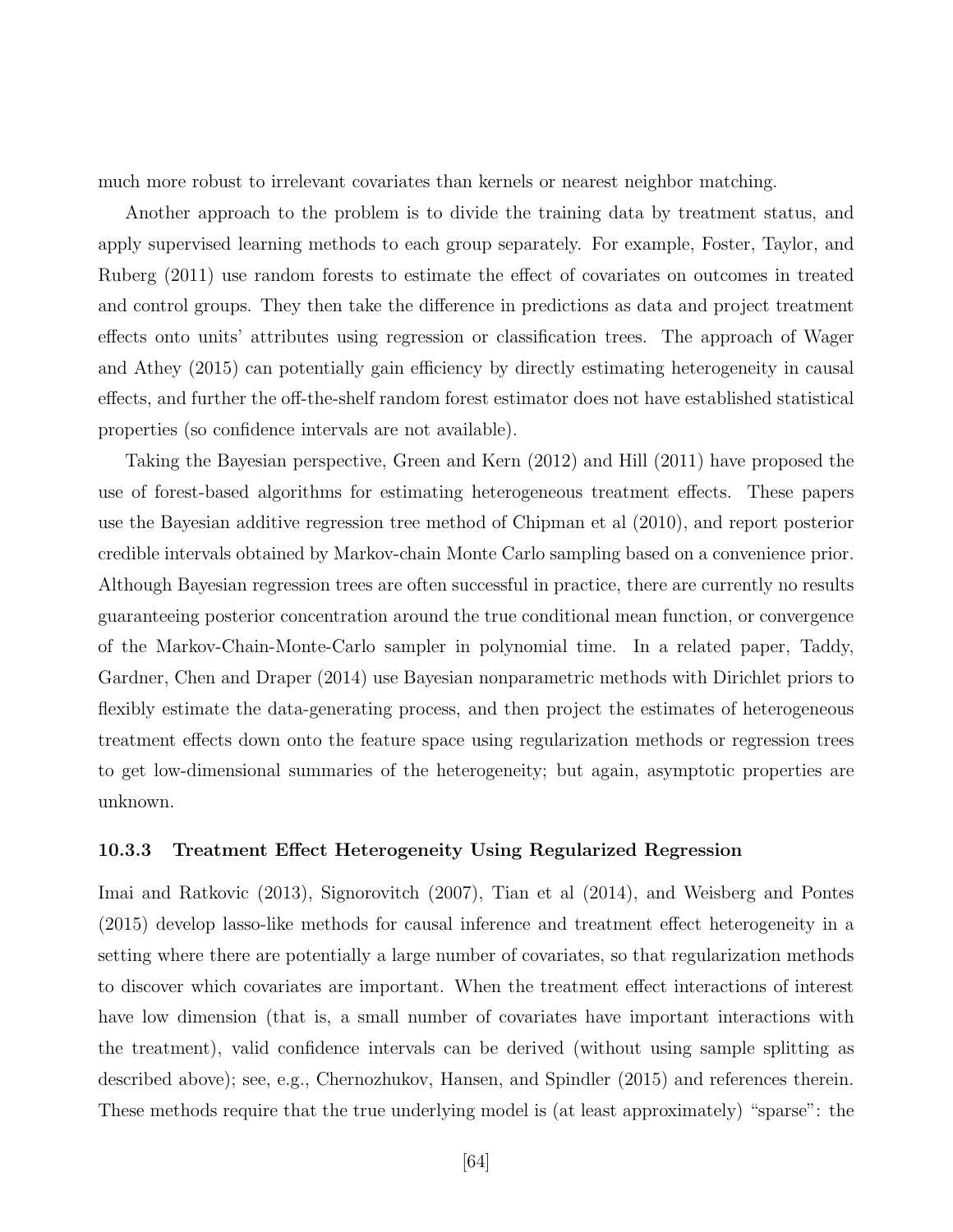much more robust to irrelevant covariates than kernels or nearest neighbor matching.

Another approach to the problem is to divide the training data by treatment status, and apply supervised learning methods to each group separately. For example, Foster, Taylor, and Ruberg (2011) use random forests to estimate the effect of covariates on outcomes in treated and control groups. They then take the difference in predictions as data and project treatment effects onto units' attributes using regression or classification trees. The approach of Wager and Athey (2015) can potentially gain efficiency by directly estimating heterogeneity in causal effects, and further the off-the-shelf random forest estimator does not have established statistical properties (so confidence intervals are not available).

Taking the Bayesian perspective, Green and Kern (2012) and Hill (2011) have proposed the use of forest-based algorithms for estimating heterogeneous treatment effects. These papers use the Bayesian additive regression tree method of Chipman et al (2010), and report posterior credible intervals obtained by Markov-chain Monte Carlo sampling based on a convenience prior. Although Bayesian regression trees are often successful in practice, there are currently no results guaranteeing posterior concentration around the true conditional mean function, or convergence of the Markov-Chain-Monte-Carlo sampler in polynomial time. In a related paper, Taddy, Gardner, Chen and Draper (2014) use Bayesian nonparametric methods with Dirichlet priors to flexibly estimate the data-generating process, and then project the estimates of heterogeneous treatment effects down onto the feature space using regularization methods or regression trees to get low-dimensional summaries of the heterogeneity; but again, asymptotic properties are unknown.

### 10.3.3 Treatment Effect Heterogeneity Using Regularized Regression

Imai and Ratkovic (2013), Signorovitch (2007), Tian et al (2014), and Weisberg and Pontes (2015) develop lasso-like methods for causal inference and treatment effect heterogeneity in a setting where there are potentially a large number of covariates, so that regularization methods to discover which covariates are important. When the treatment effect interactions of interest have low dimension (that is, a small number of covariates have important interactions with the treatment), valid confidence intervals can be derived (without using sample splitting as described above); see, e.g., Chernozhukov, Hansen, and Spindler (2015) and references therein. These methods require that the true underlying model is (at least approximately) "sparse": the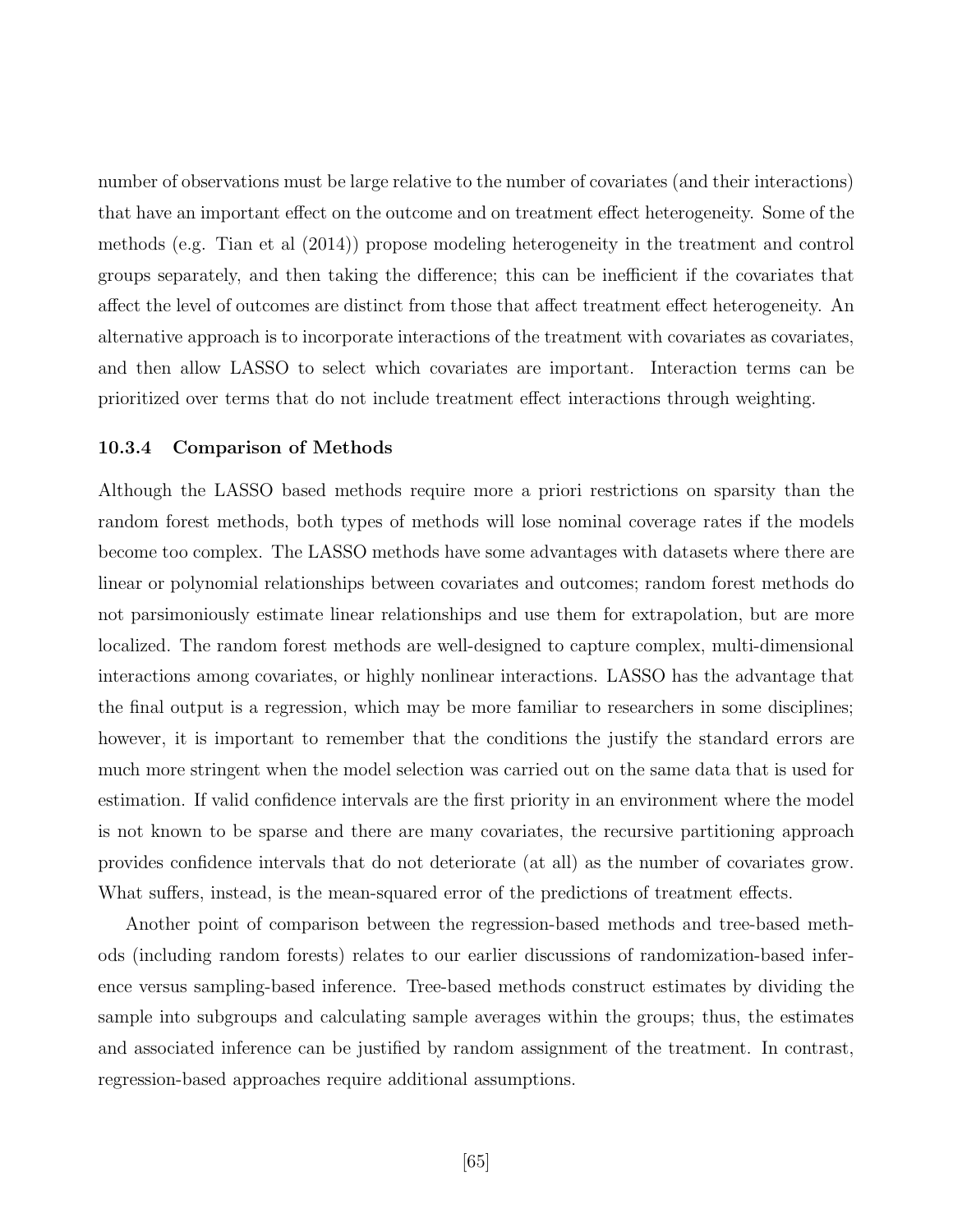number of observations must be large relative to the number of covariates (and their interactions) that have an important effect on the outcome and on treatment effect heterogeneity. Some of the methods (e.g. Tian et al (2014)) propose modeling heterogeneity in the treatment and control groups separately, and then taking the difference; this can be inefficient if the covariates that affect the level of outcomes are distinct from those that affect treatment effect heterogeneity. An alternative approach is to incorporate interactions of the treatment with covariates as covariates, and then allow LASSO to select which covariates are important. Interaction terms can be prioritized over terms that do not include treatment effect interactions through weighting.

### 10.3.4 Comparison of Methods

Although the LASSO based methods require more a priori restrictions on sparsity than the random forest methods, both types of methods will lose nominal coverage rates if the models become too complex. The LASSO methods have some advantages with datasets where there are linear or polynomial relationships between covariates and outcomes; random forest methods do not parsimoniously estimate linear relationships and use them for extrapolation, but are more localized. The random forest methods are well-designed to capture complex, multi-dimensional interactions among covariates, or highly nonlinear interactions. LASSO has the advantage that the final output is a regression, which may be more familiar to researchers in some disciplines; however, it is important to remember that the conditions the justify the standard errors are much more stringent when the model selection was carried out on the same data that is used for estimation. If valid confidence intervals are the first priority in an environment where the model is not known to be sparse and there are many covariates, the recursive partitioning approach provides confidence intervals that do not deteriorate (at all) as the number of covariates grow. What suffers, instead, is the mean-squared error of the predictions of treatment effects.

Another point of comparison between the regression-based methods and tree-based methods (including random forests) relates to our earlier discussions of randomization-based inference versus sampling-based inference. Tree-based methods construct estimates by dividing the sample into subgroups and calculating sample averages within the groups; thus, the estimates and associated inference can be justified by random assignment of the treatment. In contrast, regression-based approaches require additional assumptions.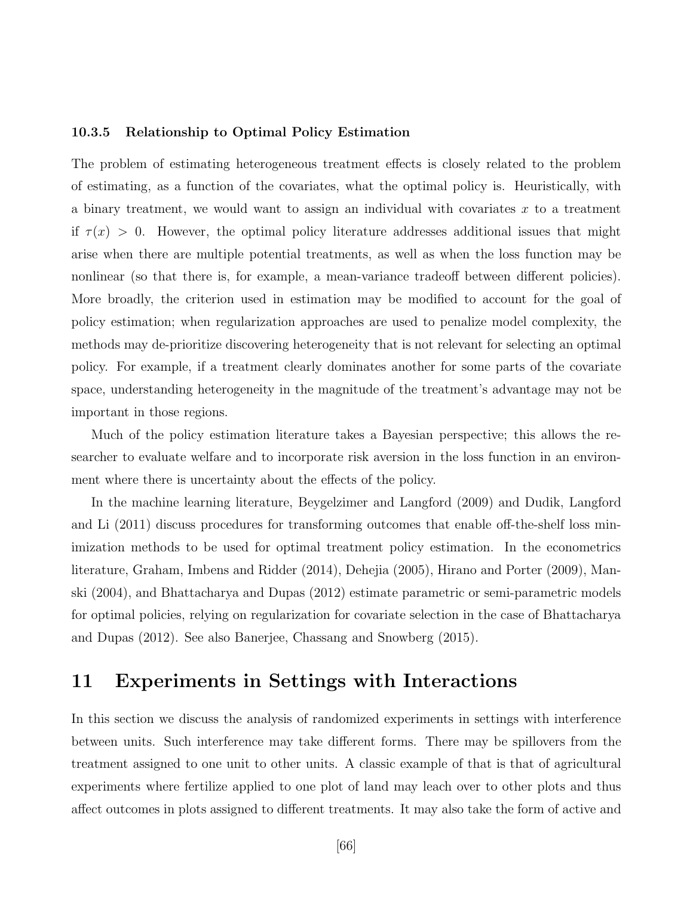### 10.3.5 Relationship to Optimal Policy Estimation

The problem of estimating heterogeneous treatment effects is closely related to the problem of estimating, as a function of the covariates, what the optimal policy is. Heuristically, with a binary treatment, we would want to assign an individual with covariates $x$ to a treatment if $\tau(x) > 0$. However, the optimal policy literature addresses additional issues that might arise when there are multiple potential treatments, as well as when the loss function may be nonlinear (so that there is, for example, a mean-variance tradeoff between different policies). More broadly, the criterion used in estimation may be modified to account for the goal of policy estimation; when regularization approaches are used to penalize model complexity, the methods may de-prioritize discovering heterogeneity that is not relevant for selecting an optimal policy. For example, if a treatment clearly dominates another for some parts of the covariate space, understanding heterogeneity in the magnitude of the treatment's advantage may not be important in those regions.

Much of the policy estimation literature takes a Bayesian perspective; this allows the researcher to evaluate welfare and to incorporate risk aversion in the loss function in an environment where there is uncertainty about the effects of the policy.

In the machine learning literature, Beygelzimer and Langford (2009) and Dudik, Langford and Li (2011) discuss procedures for transforming outcomes that enable off-the-shelf loss minimization methods to be used for optimal treatment policy estimation. In the econometrics literature, Graham, Imbens and Ridder (2014), Dehejia (2005), Hirano and Porter (2009), Manski (2004), and Bhattacharya and Dupas (2012) estimate parametric or semi-parametric models for optimal policies, relying on regularization for covariate selection in the case of Bhattacharya and Dupas (2012). See also Banerjee, Chassang and Snowberg (2015).

# 11 Experiments in Settings with Interactions

In this section we discuss the analysis of randomized experiments in settings with interference between units. Such interference may take different forms. There may be spillovers from the treatment assigned to one unit to other units. A classic example of that is that of agricultural experiments where fertilize applied to one plot of land may leach over to other plots and thus affect outcomes in plots assigned to different treatments. It may also take the form of active and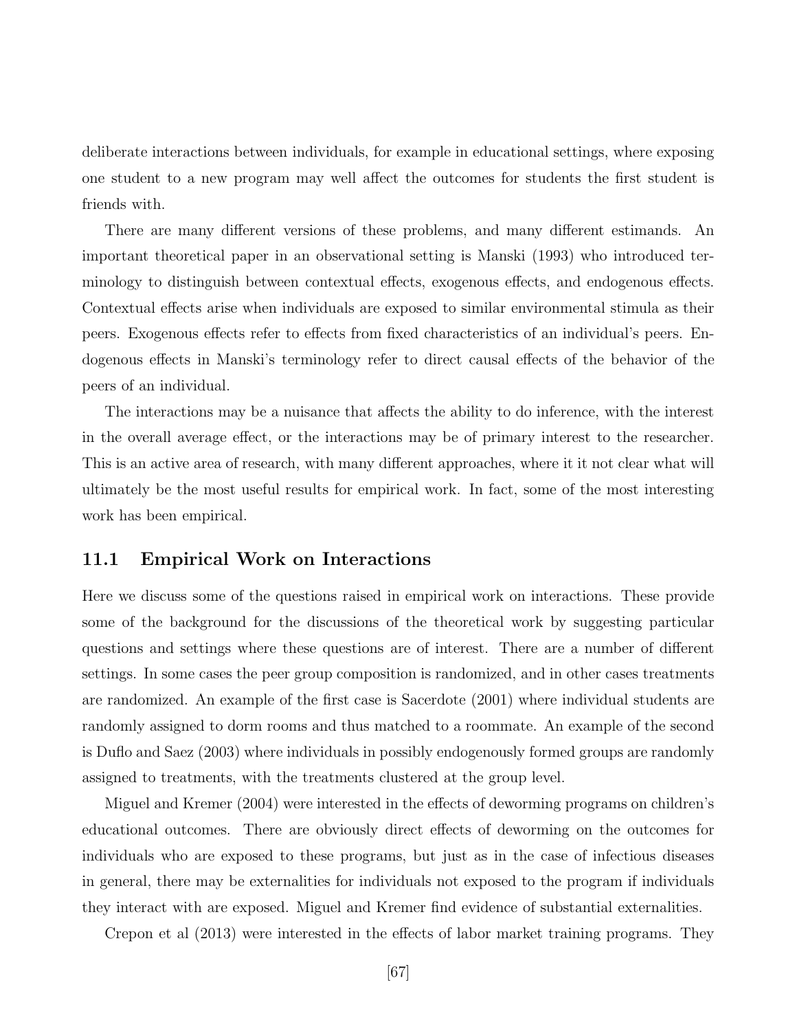deliberate interactions between individuals, for example in educational settings, where exposing one student to a new program may well affect the outcomes for students the first student is friends with.

There are many different versions of these problems, and many different estimands. An important theoretical paper in an observational setting is Manski (1993) who introduced terminology to distinguish between contextual effects, exogenous effects, and endogenous effects. Contextual effects arise when individuals are exposed to similar environmental stimula as their peers. Exogenous effects refer to effects from fixed characteristics of an individual's peers. Endogenous effects in Manski's terminology refer to direct causal effects of the behavior of the peers of an individual.

The interactions may be a nuisance that affects the ability to do inference, with the interest in the overall average effect, or the interactions may be of primary interest to the researcher. This is an active area of research, with many different approaches, where it it not clear what will ultimately be the most useful results for empirical work. In fact, some of the most interesting work has been empirical.

## 11.1 Empirical Work on Interactions

Here we discuss some of the questions raised in empirical work on interactions. These provide some of the background for the discussions of the theoretical work by suggesting particular questions and settings where these questions are of interest. There are a number of different settings. In some cases the peer group composition is randomized, and in other cases treatments are randomized. An example of the first case is Sacerdote (2001) where individual students are randomly assigned to dorm rooms and thus matched to a roommate. An example of the second is Duflo and Saez (2003) where individuals in possibly endogenously formed groups are randomly assigned to treatments, with the treatments clustered at the group level.

Miguel and Kremer (2004) were interested in the effects of deworming programs on children's educational outcomes. There are obviously direct effects of deworming on the outcomes for individuals who are exposed to these programs, but just as in the case of infectious diseases in general, there may be externalities for individuals not exposed to the program if individuals they interact with are exposed. Miguel and Kremer find evidence of substantial externalities.

Crepon et al (2013) were interested in the effects of labor market training programs. They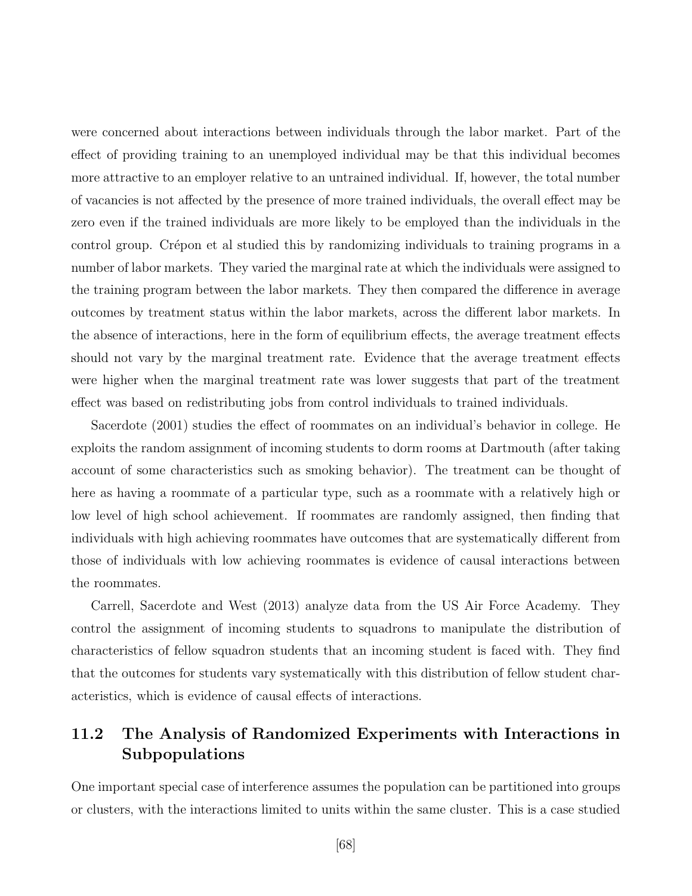were concerned about interactions between individuals through the labor market. Part of the effect of providing training to an unemployed individual may be that this individual becomes more attractive to an employer relative to an untrained individual. If, however, the total number of vacancies is not affected by the presence of more trained individuals, the overall effect may be zero even if the trained individuals are more likely to be employed than the individuals in the control group. Crépon et al studied this by randomizing individuals to training programs in a number of labor markets. They varied the marginal rate at which the individuals were assigned to the training program between the labor markets. They then compared the difference in average outcomes by treatment status within the labor markets, across the different labor markets. In the absence of interactions, here in the form of equilibrium effects, the average treatment effects should not vary by the marginal treatment rate. Evidence that the average treatment effects were higher when the marginal treatment rate was lower suggests that part of the treatment effect was based on redistributing jobs from control individuals to trained individuals.

Sacerdote (2001) studies the effect of roommates on an individual's behavior in college. He exploits the random assignment of incoming students to dorm rooms at Dartmouth (after taking account of some characteristics such as smoking behavior). The treatment can be thought of here as having a roommate of a particular type, such as a roommate with a relatively high or low level of high school achievement. If roommates are randomly assigned, then finding that individuals with high achieving roommates have outcomes that are systematically different from those of individuals with low achieving roommates is evidence of causal interactions between the roommates.

Carrell, Sacerdote and West (2013) analyze data from the US Air Force Academy. They control the assignment of incoming students to squadrons to manipulate the distribution of characteristics of fellow squadron students that an incoming student is faced with. They find that the outcomes for students vary systematically with this distribution of fellow student characteristics, which is evidence of causal effects of interactions.

## 11.2 The Analysis of Randomized Experiments with Interactions in Subpopulations

One important special case of interference assumes the population can be partitioned into groups or clusters, with the interactions limited to units within the same cluster. This is a case studied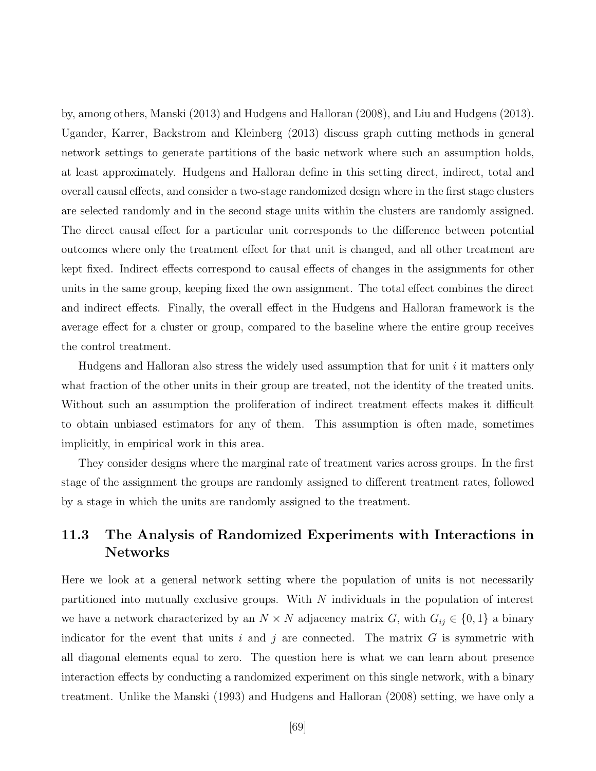by, among others, Manski (2013) and Hudgens and Halloran (2008), and Liu and Hudgens (2013). Ugander, Karrer, Backstrom and Kleinberg (2013) discuss graph cutting methods in general network settings to generate partitions of the basic network where such an assumption holds, at least approximately. Hudgens and Halloran define in this setting direct, indirect, total and overall causal effects, and consider a two-stage randomized design where in the first stage clusters are selected randomly and in the second stage units within the clusters are randomly assigned. The direct causal effect for a particular unit corresponds to the difference between potential outcomes where only the treatment effect for that unit is changed, and all other treatment are kept fixed. Indirect effects correspond to causal effects of changes in the assignments for other units in the same group, keeping fixed the own assignment. The total effect combines the direct and indirect effects. Finally, the overall effect in the Hudgens and Halloran framework is the average effect for a cluster or group, compared to the baseline where the entire group receives the control treatment.

Hudgens and Halloran also stress the widely used assumption that for unit $i$ it matters only what fraction of the other units in their group are treated, not the identity of the treated units. Without such an assumption the proliferation of indirect treatment effects makes it difficult to obtain unbiased estimators for any of them. This assumption is often made, sometimes implicitly, in empirical work in this area.

They consider designs where the marginal rate of treatment varies across groups. In the first stage of the assignment the groups are randomly assigned to different treatment rates, followed by a stage in which the units are randomly assigned to the treatment.

## 11.3 The Analysis of Randomized Experiments with Interactions in Networks

Here we look at a general network setting where the population of units is not necessarily partitioned into mutually exclusive groups. With $N$ individuals in the population of interest we have a network characterized by an $N \times N$ adjacency matrix $G$, with $G_{ij} \in \{0, 1\}$ a binary indicator for the event that units $i$ and $j$ are connected. The matrix $G$ is symmetric with all diagonal elements equal to zero. The question here is what we can learn about presence interaction effects by conducting a randomized experiment on this single network, with a binary treatment. Unlike the Manski (1993) and Hudgens and Halloran (2008) setting, we have only a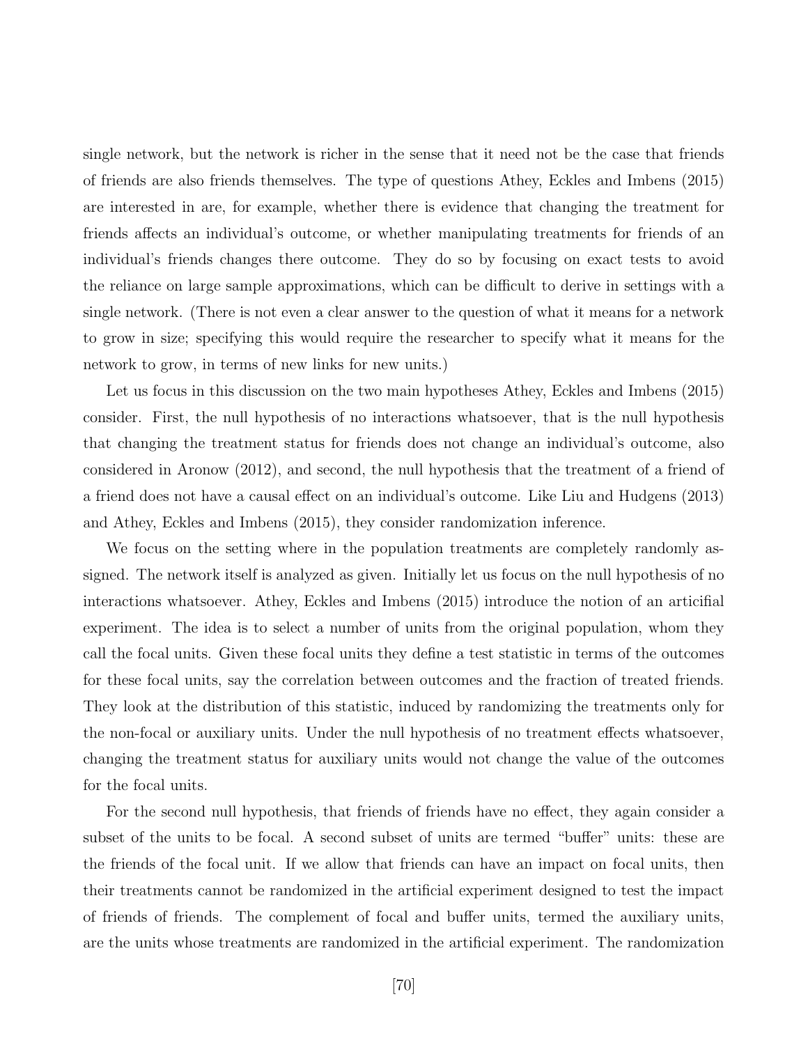single network, but the network is richer in the sense that it need not be the case that friends of friends are also friends themselves. The type of questions Athey, Eckles and Imbens (2015) are interested in are, for example, whether there is evidence that changing the treatment for friends affects an individual's outcome, or whether manipulating treatments for friends of an individual's friends changes there outcome. They do so by focusing on exact tests to avoid the reliance on large sample approximations, which can be difficult to derive in settings with a single network. (There is not even a clear answer to the question of what it means for a network to grow in size; specifying this would require the researcher to specify what it means for the network to grow, in terms of new links for new units.)

Let us focus in this discussion on the two main hypotheses Athey, Eckles and Imbens (2015) consider. First, the null hypothesis of no interactions whatsoever, that is the null hypothesis that changing the treatment status for friends does not change an individual's outcome, also considered in Aronow (2012), and second, the null hypothesis that the treatment of a friend of a friend does not have a causal effect on an individual's outcome. Like Liu and Hudgens (2013) and Athey, Eckles and Imbens (2015), they consider randomization inference.

We focus on the setting where in the population treatments are completely randomly assigned. The network itself is analyzed as given. Initially let us focus on the null hypothesis of no interactions whatsoever. Athey, Eckles and Imbens (2015) introduce the notion of an artificial experiment. The idea is to select a number of units from the original population, whom they call the focal units. Given these focal units they define a test statistic in terms of the outcomes for these focal units, say the correlation between outcomes and the fraction of treated friends. They look at the distribution of this statistic, induced by randomizing the treatments only for the non-focal or auxiliary units. Under the null hypothesis of no treatment effects whatsoever, changing the treatment status for auxiliary units would not change the value of the outcomes for the focal units.

For the second null hypothesis, that friends of friends have no effect, they again consider a subset of the units to be focal. A second subset of units are termed "buffer" units: these are the friends of the focal unit. If we allow that friends can have an impact on focal units, then their treatments cannot be randomized in the artificial experiment designed to test the impact of friends of friends. The complement of focal and buffer units, termed the auxiliary units, are the units whose treatments are randomized in the artificial experiment. The randomization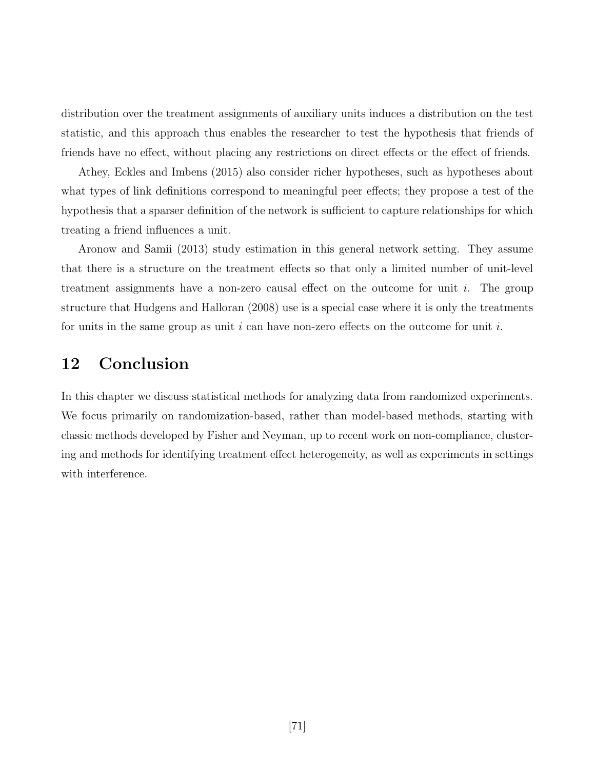distribution over the treatment assignments of auxiliary units induces a distribution on the test statistic, and this approach thus enables the researcher to test the hypothesis that friends of friends have no effect, without placing any restrictions on direct effects or the effect of friends.

Athey, Eckles and Imbens (2015) also consider richer hypotheses, such as hypotheses about what types of link definitions correspond to meaningful peer effects; they propose a test of the hypothesis that a sparser definition of the network is sufficient to capture relationships for which treating a friend influences a unit.

Aronow and Samii (2013) study estimation in this general network setting. They assume that there is a structure on the treatment effects so that only a limited number of unit-level treatment assignments have a non-zero causal effect on the outcome for unit $i$. The group structure that Hudgens and Halloran (2008) use is a special case where it is only the treatments for units in the same group as unit $i$ can have non-zero effects on the outcome for unit $i$.

# 12 Conclusion

In this chapter we discuss statistical methods for analyzing data from randomized experiments. We focus primarily on randomization-based, rather than model-based methods, starting with classic methods developed by Fisher and Neyman, up to recent work on non-compliance, clustering and methods for identifying treatment effect heterogeneity, as well as experiments in settings with interference.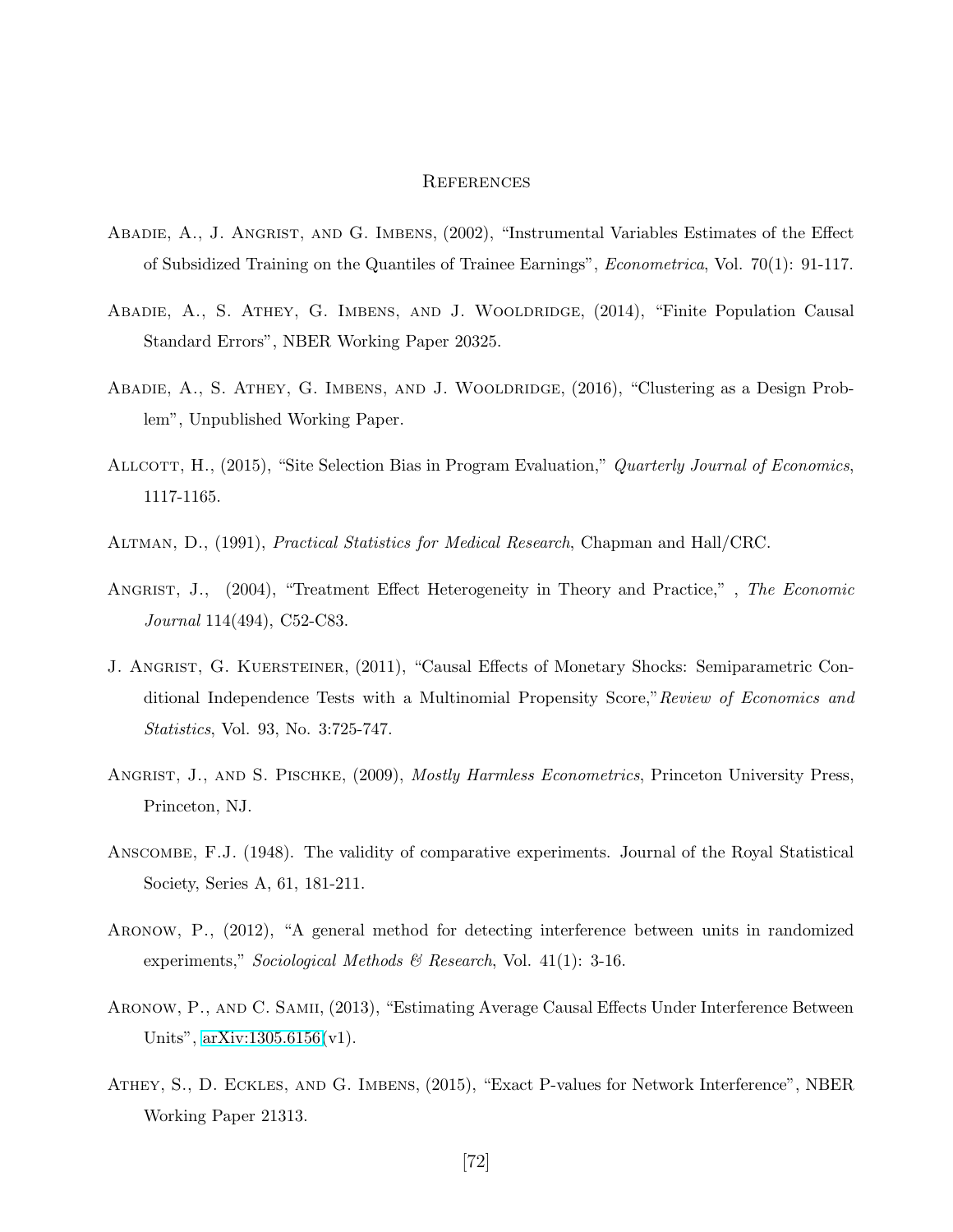# References

Abadie, A., J. Angrist, and G. Imbens, (2002), "Instrumental Variables Estimates of the Effect of Subsidized Training on the Quantiles of Trainee Earnings", *Econometrica*, Vol. 70(1): 91-117.

Abadie, A., S. Athey, G. Imbens, and J. Wooldridge, (2014), "Finite Population Causal Standard Errors", NBER Working Paper 20325.

Abadie, A., S. Athey, G. Imbens, and J. Wooldridge, (2016), "Clustering as a Design Problem", Unpublished Working Paper.

Allcott, H., (2015), "Site Selection Bias in Program Evaluation," *Quarterly Journal of Economics*, 1117-1165.

Altman, D., (1991), *Practical Statistics for Medical Research*, Chapman and Hall/CRC.

Angrist, J., (2004), "Treatment Effect Heterogeneity in Theory and Practice," , *The Economic Journal* 114(494), C52-C83.

J. Angrist, G. Kuersteiner, (2011), "Causal Effects of Monetary Shocks: Semiparametric Conditional Independence Tests with a Multinomial Propensity Score,"*Review of Economics and Statistics*, Vol. 93, No. 3:725-747.

Angrist, J., and S. Pischke, (2009), *Mostly Harmless Econometrics*, Princeton University Press, Princeton, NJ.

Anscombe, F.J. (1948). The validity of comparative experiments. Journal of the Royal Statistical Society, Series A, 61, 181-211.

Aronow, P., (2012), "A general method for detecting interference between units in randomized experiments," *Sociological Methods & Research*, Vol. 41(1): 3-16.

Aronow, P., and C. Samii, (2013), "Estimating Average Causal Effects Under Interference Between Units", arXiv:1305.6156(v1).

Athey, S., D. Eckles, and G. Imbens, (2015), "Exact P-values for Network Interference", NBER Working Paper 21313.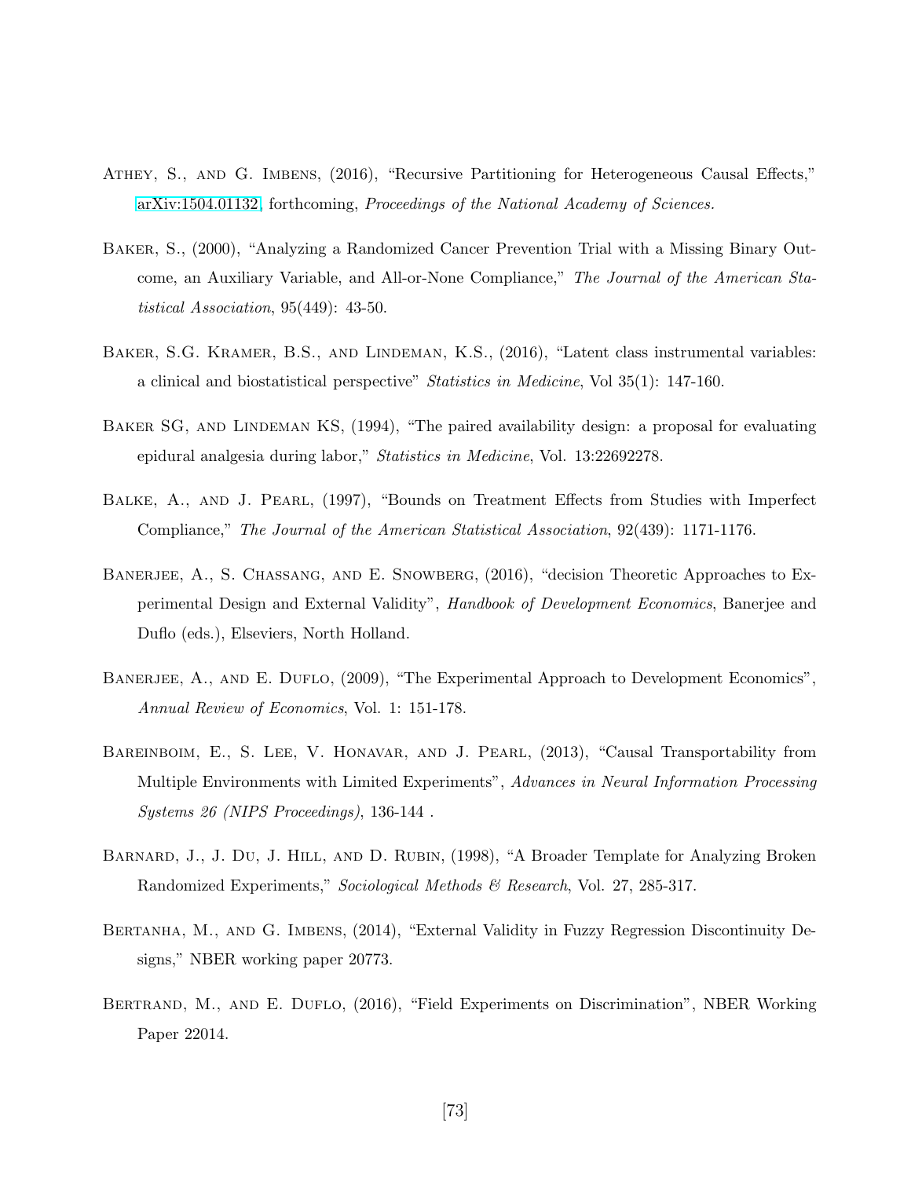Athey, S., and G. Imbens, (2016), "Recursive Partitioning for Heterogeneous Causal Effects," arXiv:1504.01132, forthcoming, *Proceedings of the National Academy of Sciences.*

Baker, S., (2000), "Analyzing a Randomized Cancer Prevention Trial with a Missing Binary Outcome, an Auxiliary Variable, and All-or-None Compliance," *The Journal of the American Statistical Association*, 95(449): 43-50.

Baker, S.G. Kramer, B.S., and Lindeman, K.S., (2016), "Latent class instrumental variables: a clinical and biostatistical perspective" *Statistics in Medicine*, Vol 35(1): 147-160.

Baker SG, and Lindeman KS, (1994), "The paired availability design: a proposal for evaluating epidural analgesia during labor," *Statistics in Medicine*, Vol. 13:22692278.

Balke, A., and J. Pearl, (1997), "Bounds on Treatment Effects from Studies with Imperfect Compliance," *The Journal of the American Statistical Association*, 92(439): 1171-1176.

Banerjee, A., S. Chassang, and E. Snowberg, (2016), "decision Theoretic Approaches to Experimental Design and External Validity", *Handbook of Development Economics*, Banerjee and Duflo (eds.), Elseviers, North Holland.

Banerjee, A., and E. Duflo, (2009), "The Experimental Approach to Development Economics", *Annual Review of Economics*, Vol. 1: 151-178.

Bareinboim, E., S. Lee, V. Honavar, and J. Pearl, (2013), "Causal Transportability from Multiple Environments with Limited Experiments", *Advances in Neural Information Processing Systems 26 (NIPS Proceedings)*, 136-144 .

Barnard, J., J. Du, J. Hill, and D. Rubin, (1998), "A Broader Template for Analyzing Broken Randomized Experiments," *Sociological Methods & Research*, Vol. 27, 285-317.

Bertanha, M., and G. Imbens, (2014), "External Validity in Fuzzy Regression Discontinuity Designs," NBER working paper 20773.

Bertrand, M., and E. Duflo, (2016), "Field Experiments on Discrimination", NBER Working Paper 22014.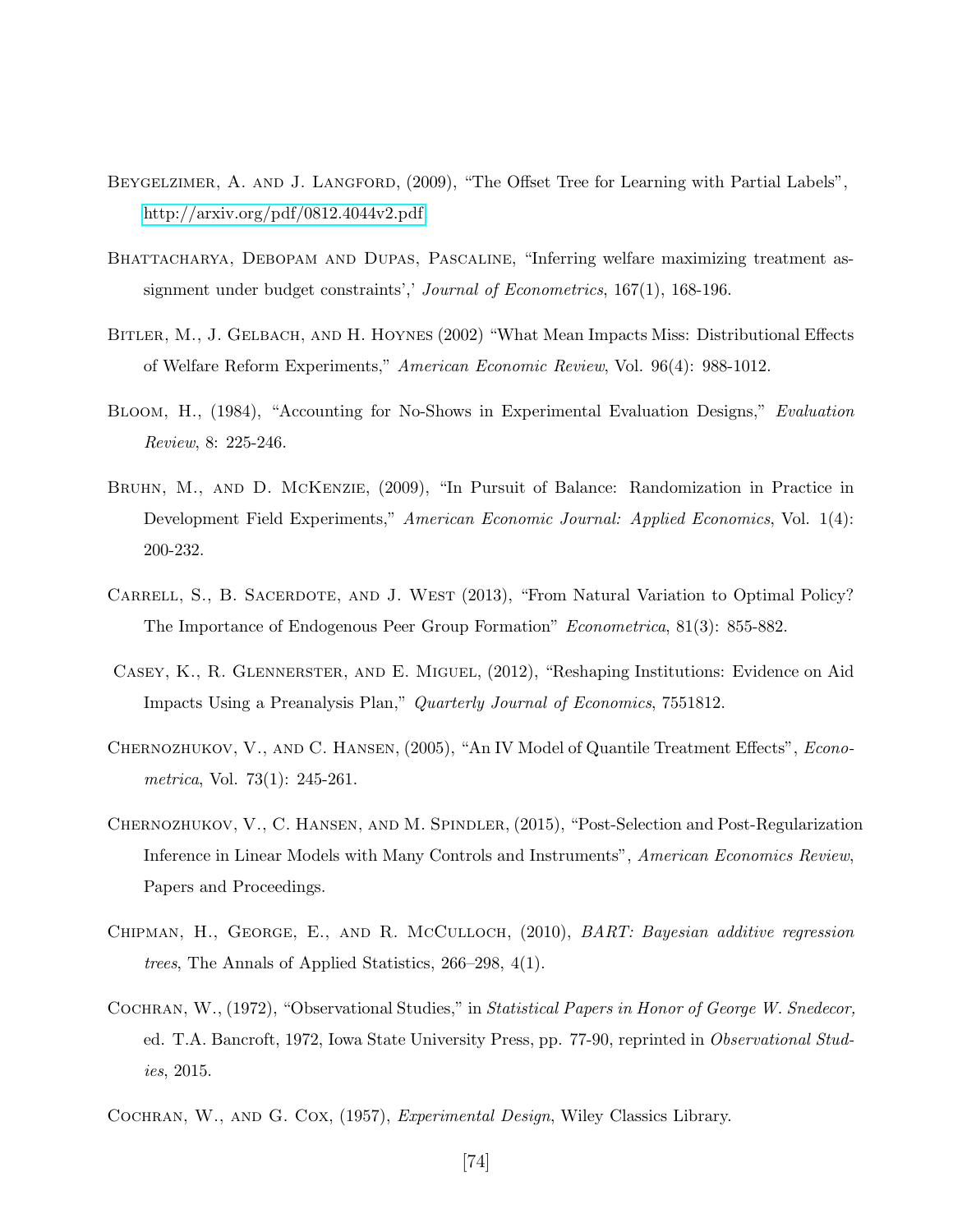Beygelzimer, A. and J. Langford, (2009), "The Offset Tree for Learning with Partial Labels", http://arxiv.org/pdf/0812.4044v2.pdf.

Bhattacharya, Debopam and Dupas, Pascaline, "Inferring welfare maximizing treatment assignment under budget constraints',' *Journal of Econometrics*, 167(1), 168-196.

Bitler, M., J. Gelbach, and H. Hoynes (2002) "What Mean Impacts Miss: Distributional Effects of Welfare Reform Experiments," *American Economic Review*, Vol. 96(4): 988-1012.

Bloom, H., (1984), "Accounting for No-Shows in Experimental Evaluation Designs," *Evaluation Review*, 8: 225-246.

Bruhn, M., and D. McKenzie, (2009), "In Pursuit of Balance: Randomization in Practice in Development Field Experiments," *American Economic Journal: Applied Economics*, Vol. 1(4): 200-232.

Carrell, S., B. Sacerdote, and J. West (2013), "From Natural Variation to Optimal Policy? The Importance of Endogenous Peer Group Formation" *Econometrica*, 81(3): 855-882.

Casey, K., R. Glennerster, and E. Miguel, (2012), "Reshaping Institutions: Evidence on Aid Impacts Using a Preanalysis Plan," *Quarterly Journal of Economics*, 7551812.

Chernozhukov, V., and C. Hansen, (2005), "An IV Model of Quantile Treatment Effects", *Econometrica*, Vol. 73(1): 245-261.

Chernozhukov, V., C. Hansen, and M. Spindler, (2015), "Post-Selection and Post-Regularization Inference in Linear Models with Many Controls and Instruments", *American Economics Review*, Papers and Proceedings.

Chipman, H., George, E., and R. McCulloch, (2010), *BART: Bayesian additive regression trees*, The Annals of Applied Statistics, 266–298, 4(1).

Cochran, W., (1972), "Observational Studies," in *Statistical Papers in Honor of George W. Snedecor,* ed. T.A. Bancroft, 1972, Iowa State University Press, pp. 77-90, reprinted in *Observational Studies*, 2015.

Cochran, W., and G. Cox, (1957), *Experimental Design*, Wiley Classics Library.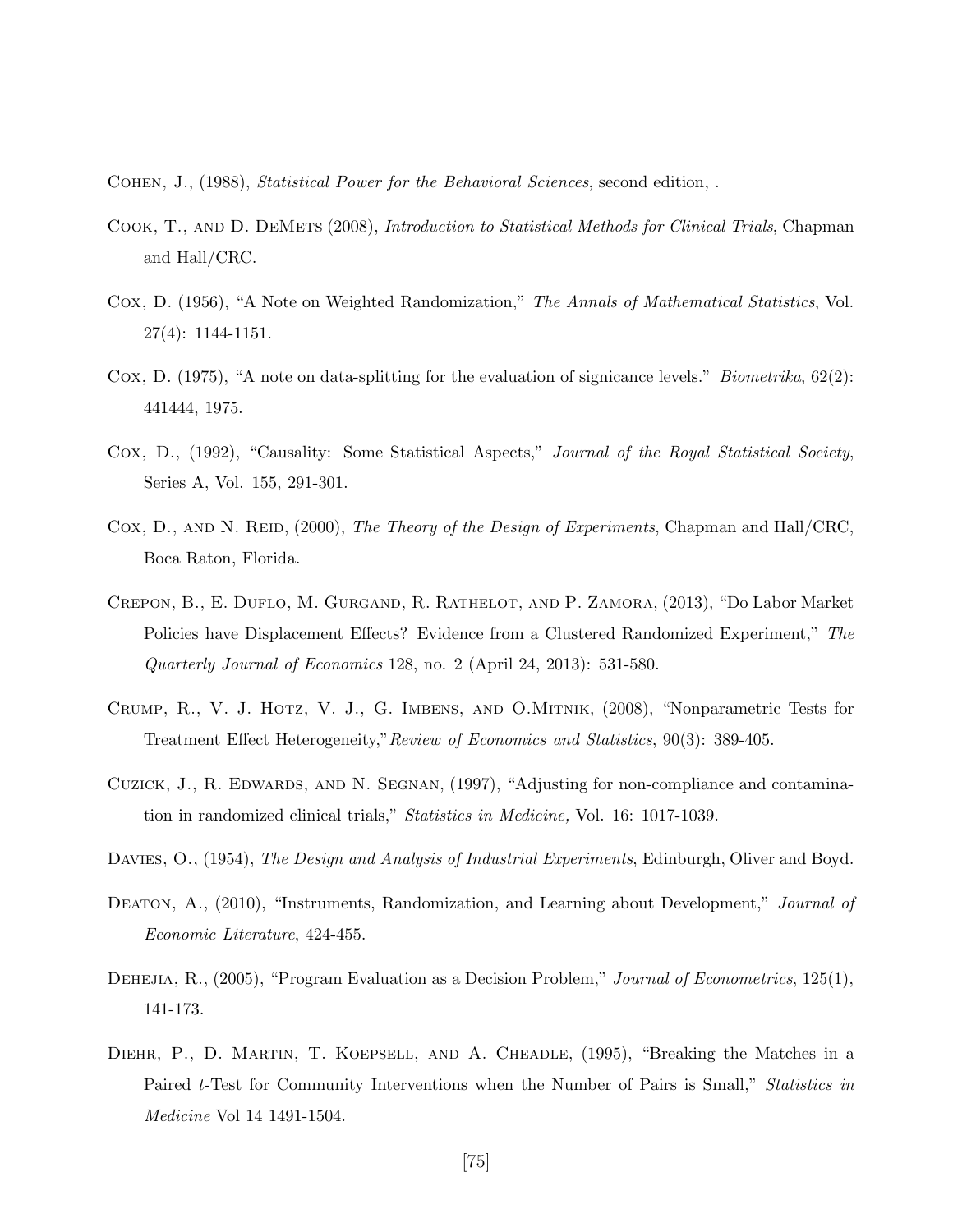Cohen, J., (1988), *Statistical Power for the Behavioral Sciences*, second edition, .

Cook, T., and D. DeMets (2008), *Introduction to Statistical Methods for Clinical Trials*, Chapman and Hall/CRC.

Cox, D. (1956), "A Note on Weighted Randomization," *The Annals of Mathematical Statistics*, Vol. 27(4): 1144-1151.

Cox, D. (1975), "A note on data-splitting for the evaluation of signicance levels." *Biometrika*, 62(2): 441444, 1975.

Cox, D., (1992), "Causality: Some Statistical Aspects," *Journal of the Royal Statistical Society*, Series A, Vol. 155, 291-301.

Cox, D., and N. Reid, (2000), *The Theory of the Design of Experiments*, Chapman and Hall/CRC, Boca Raton, Florida.

Crepon, B., E. Duflo, M. Gurgand, R. Rathelot, and P. Zamora, (2013), "Do Labor Market Policies have Displacement Effects? Evidence from a Clustered Randomized Experiment," *The Quarterly Journal of Economics* 128, no. 2 (April 24, 2013): 531-580.

Crump, R., V. J. Hotz, V. J., G. Imbens, and O.Mitnik, (2008), "Nonparametric Tests for Treatment Effect Heterogeneity,"*Review of Economics and Statistics*, 90(3): 389-405.

Cuzick, J., R. Edwards, and N. Segnan, (1997), "Adjusting for non-compliance and contamination in randomized clinical trials," *Statistics in Medicine,* Vol. 16: 1017-1039.

Davies, O., (1954), *The Design and Analysis of Industrial Experiments*, Edinburgh, Oliver and Boyd.

Deaton, A., (2010), "Instruments, Randomization, and Learning about Development," *Journal of Economic Literature*, 424-455.

Dehejia, R., (2005), "Program Evaluation as a Decision Problem," *Journal of Econometrics*, 125(1), 141-173.

Diehr, P., D. Martin, T. Koepsell, and A. Cheadle, (1995), "Breaking the Matches in a Paired $t$-Test for Community Interventions when the Number of Pairs is Small," *Statistics in Medicine* Vol 14 1491-1504.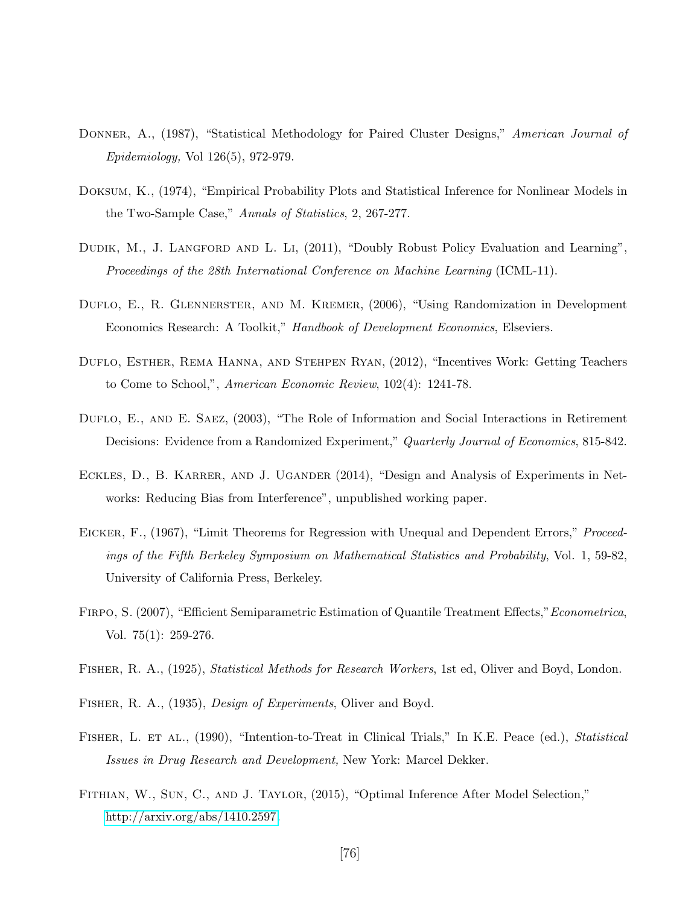Donner, A., (1987), "Statistical Methodology for Paired Cluster Designs," *American Journal of Epidemiology,* Vol 126(5), 972-979.

Doksum, K., (1974), "Empirical Probability Plots and Statistical Inference for Nonlinear Models in the Two-Sample Case," *Annals of Statistics*, 2, 267-277.

Dudik, M., J. Langford and L. Li, (2011), "Doubly Robust Policy Evaluation and Learning", *Proceedings of the 28th International Conference on Machine Learning* (ICML-11).

Duflo, E., R. Glennerster, and M. Kremer, (2006), "Using Randomization in Development Economics Research: A Toolkit," *Handbook of Development Economics*, Elseviers.

Duflo, Esther, Rema Hanna, and Stehpen Ryan, (2012), "Incentives Work: Getting Teachers to Come to School,", *American Economic Review*, 102(4): 1241-78.

Duflo, E., and E. Saez, (2003), "The Role of Information and Social Interactions in Retirement Decisions: Evidence from a Randomized Experiment," *Quarterly Journal of Economics*, 815-842.

Eckles, D., B. Karrer, and J. Ugander (2014), "Design and Analysis of Experiments in Networks: Reducing Bias from Interference", unpublished working paper.

Eicker, F., (1967), "Limit Theorems for Regression with Unequal and Dependent Errors," *Proceedings of the Fifth Berkeley Symposium on Mathematical Statistics and Probability*, Vol. 1, 59-82, University of California Press, Berkeley.

Firpo, S. (2007), "Efficient Semiparametric Estimation of Quantile Treatment Effects,"*Econometrica*, Vol. 75(1): 259-276.

Fisher, R. A., (1925), *Statistical Methods for Research Workers*, 1st ed, Oliver and Boyd, London.

Fisher, R. A., (1935), *Design of Experiments*, Oliver and Boyd.

Fisher, L. et al., (1990), "Intention-to-Treat in Clinical Trials," In K.E. Peace (ed.), *Statistical Issues in Drug Research and Development,* New York: Marcel Dekker.

Fithian, W., Sun, C., and J. Taylor, (2015), "Optimal Inference After Model Selection," http://arxiv.org/abs/1410.2597.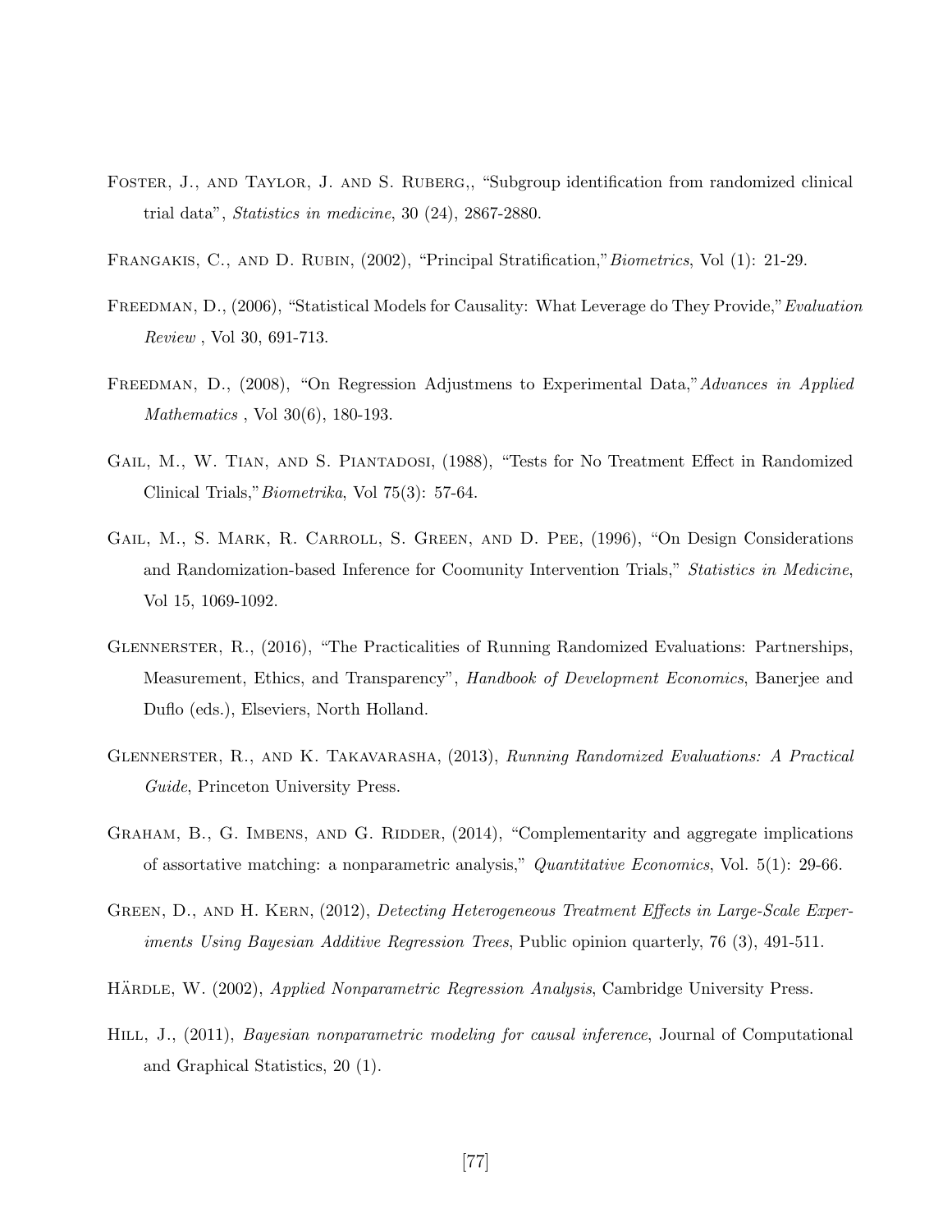Foster, J., and Taylor, J. and S. Ruberg,, "Subgroup identification from randomized clinical trial data", *Statistics in medicine*, 30 (24), 2867-2880.

Frangakis, C., and D. Rubin, (2002), "Principal Stratification,"*Biometrics*, Vol (1): 21-29.

Freedman, D., (2006), "Statistical Models for Causality: What Leverage do They Provide,"*Evaluation Review* , Vol 30, 691-713.

Freedman, D., (2008), "On Regression Adjustmens to Experimental Data,"*Advances in Applied Mathematics* , Vol 30(6), 180-193.

Gail, M., W. Tian, and S. Piantadosi, (1988), "Tests for No Treatment Effect in Randomized Clinical Trials,"*Biometrika*, Vol 75(3): 57-64.

Gail, M., S. Mark, R. Carroll, S. Green, and D. Pee, (1996), "On Design Considerations and Randomization-based Inference for Coomunity Intervention Trials," *Statistics in Medicine*, Vol 15, 1069-1092.

Glennerster, R., (2016), "The Practicalities of Running Randomized Evaluations: Partnerships, Measurement, Ethics, and Transparency", *Handbook of Development Economics*, Banerjee and Duflo (eds.), Elseviers, North Holland.

Glennerster, R., and K. Takavarasha, (2013), *Running Randomized Evaluations: A Practical Guide*, Princeton University Press.

Graham, B., G. Imbens, and G. Ridder, (2014), "Complementarity and aggregate implications of assortative matching: a nonparametric analysis," *Quantitative Economics*, Vol. 5(1): 29-66.

Green, D., and H. Kern, (2012), *Detecting Heterogeneous Treatment Effects in Large-Scale Experiments Using Bayesian Additive Regression Trees*, Public opinion quarterly, 76 (3), 491-511.

Hărdle, W. (2002), *Applied Nonparametric Regression Analysis*, Cambridge University Press.

Hill, J., (2011), *Bayesian nonparametric modeling for causal inference*, Journal of Computational and Graphical Statistics, 20 (1).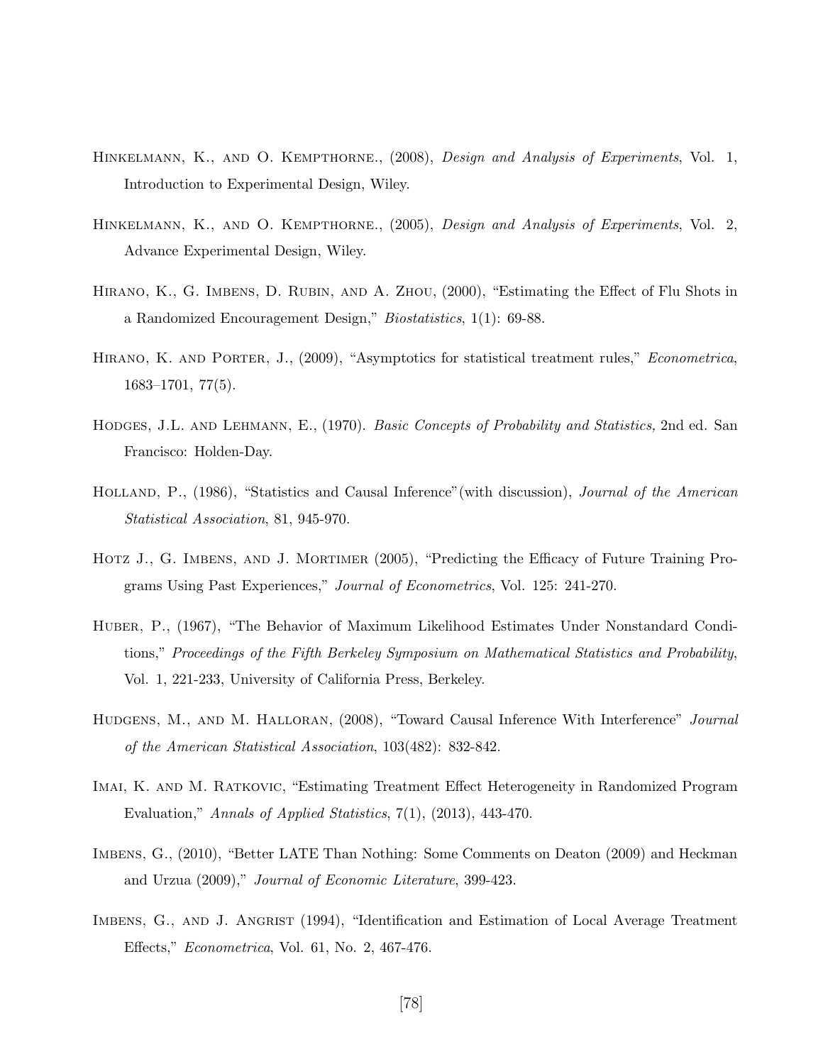Hinkelmann, K., and O. Kempthorne., (2008), *Design and Analysis of Experiments*, Vol. 1, Introduction to Experimental Design, Wiley.

Hinkelmann, K., and O. Kempthorne., (2005), *Design and Analysis of Experiments*, Vol. 2, Advance Experimental Design, Wiley.

Hirano, K., G. Imbens, D. Rubin, and A. Zhou, (2000), "Estimating the Effect of Flu Shots in a Randomized Encouragement Design," *Biostatistics*, 1(1): 69-88.

Hirano, K. and Porter, J., (2009), "Asymptotics for statistical treatment rules," *Econometrica*, 1683–1701, 77(5).

Hodges, J.L. and Lehmann, E., (1970). *Basic Concepts of Probability and Statistics,* 2nd ed. San Francisco: Holden-Day.

Holland, P., (1986), "Statistics and Causal Inference"(with discussion), *Journal of the American Statistical Association*, 81, 945-970.

Hotz J., G. Imbens, and J. Mortimer (2005), "Predicting the Efficacy of Future Training Programs Using Past Experiences," *Journal of Econometrics*, Vol. 125: 241-270.

Huber, P., (1967), "The Behavior of Maximum Likelihood Estimates Under Nonstandard Conditions," *Proceedings of the Fifth Berkeley Symposium on Mathematical Statistics and Probability*, Vol. 1, 221-233, University of California Press, Berkeley.

Hudgens, M., and M. Halloran, (2008), "Toward Causal Inference With Interference" *Journal of the American Statistical Association*, 103(482): 832-842.

Imai, K. and M. Ratkovic, "Estimating Treatment Effect Heterogeneity in Randomized Program Evaluation," *Annals of Applied Statistics*, 7(1), (2013), 443-470.

Imbens, G., (2010), "Better LATE Than Nothing: Some Comments on Deaton (2009) and Heckman and Urzua (2009)," *Journal of Economic Literature*, 399-423.

Imbens, G., and J. Angrist (1994), "Identification and Estimation of Local Average Treatment Effects," *Econometrica*, Vol. 61, No. 2, 467-476.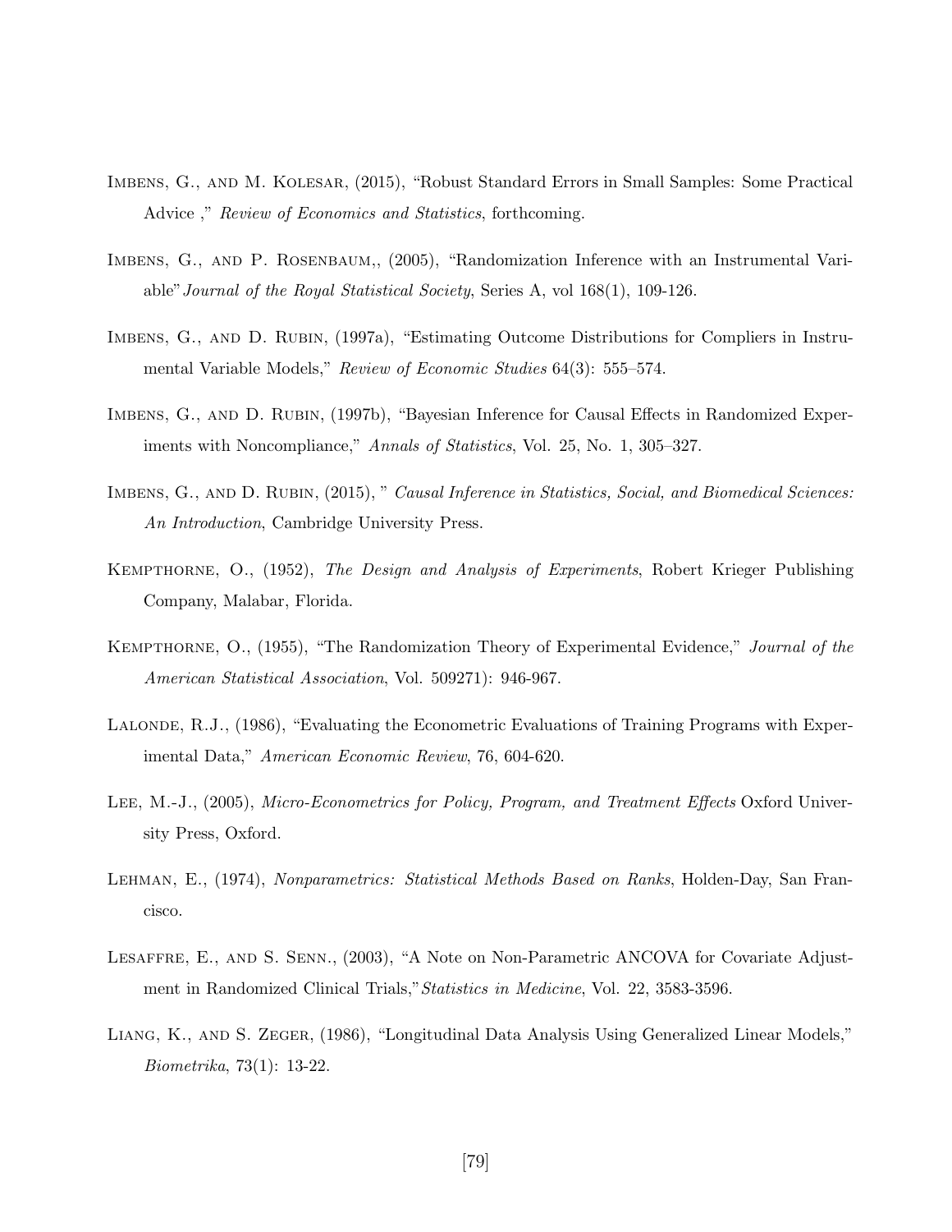Imbens, G., and M. Kolesar, (2015), "Robust Standard Errors in Small Samples: Some Practical Advice ," *Review of Economics and Statistics*, forthcoming.

Imbens, G., and P. Rosenbaum,, (2005), "Randomization Inference with an Instrumental Variable" *Journal of the Royal Statistical Society*, Series A, vol 168(1), 109-126.

Imbens, G., and D. Rubin, (1997a), "Estimating Outcome Distributions for Compliers in Instrumental Variable Models," *Review of Economic Studies* 64(3): 555–574.

Imbens, G., and D. Rubin, (1997b), "Bayesian Inference for Causal Effects in Randomized Experiments with Noncompliance," *Annals of Statistics*, Vol. 25, No. 1, 305–327.

Imbens, G., and D. Rubin, (2015), " *Causal Inference in Statistics, Social, and Biomedical Sciences: An Introduction*, Cambridge University Press.

Kempthorne, O., (1952), *The Design and Analysis of Experiments*, Robert Krieger Publishing Company, Malabar, Florida.

Kempthorne, O., (1955), "The Randomization Theory of Experimental Evidence," *Journal of the American Statistical Association*, Vol. 509271): 946-967.

Lalonde, R.J., (1986), "Evaluating the Econometric Evaluations of Training Programs with Experimental Data," *American Economic Review*, 76, 604-620.

Lee, M.-J., (2005), *Micro-Econometrics for Policy, Program, and Treatment Effects* Oxford University Press, Oxford.

Lehman, E., (1974), *Nonparametrics: Statistical Methods Based on Ranks*, Holden-Day, San Francisco.

Lesaffre, E., and S. Senn., (2003), "A Note on Non-Parametric ANCOVA for Covariate Adjustment in Randomized Clinical Trials," *Statistics in Medicine*, Vol. 22, 3583-3596.

Liang, K., and S. Zeger, (1986), "Longitudinal Data Analysis Using Generalized Linear Models," *Biometrika*, 73(1): 13-22.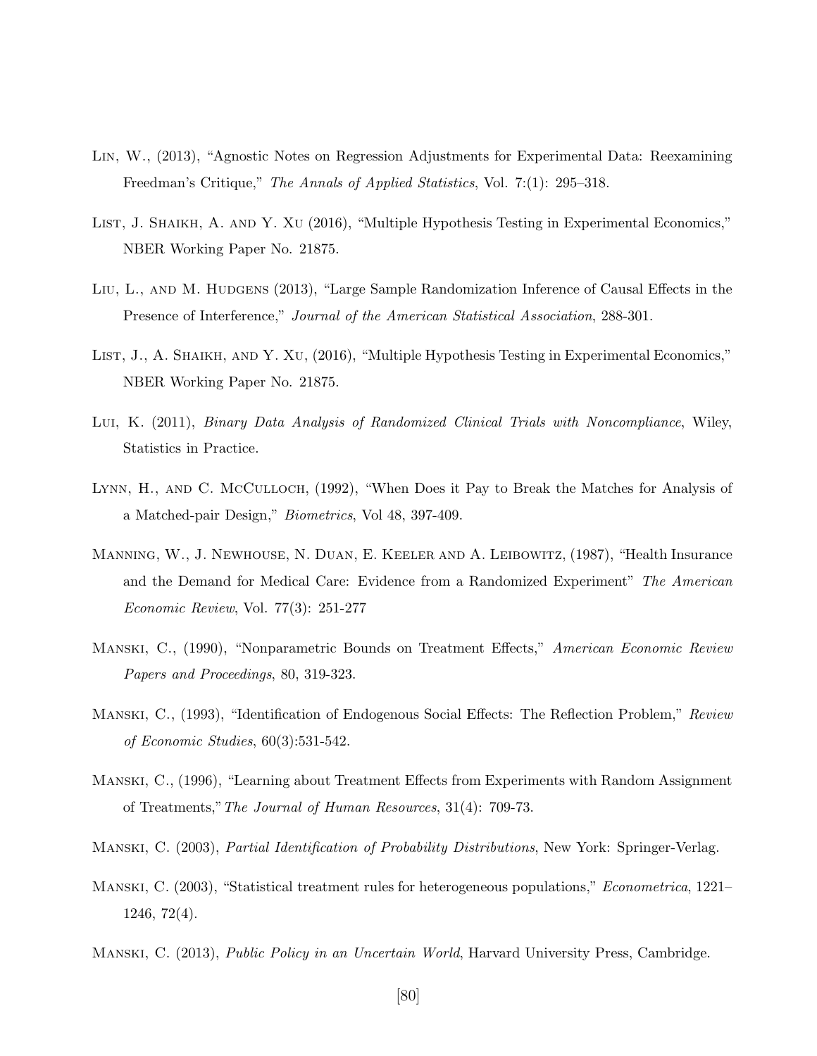Lin, W., (2013), "Agnostic Notes on Regression Adjustments for Experimental Data: Reexamining Freedman's Critique," *The Annals of Applied Statistics*, Vol. 7:(1): 295–318.

List, J. Shaikh, A. and Y. Xu (2016), "Multiple Hypothesis Testing in Experimental Economics," NBER Working Paper No. 21875.

Liu, L., and M. Hudgens (2013), "Large Sample Randomization Inference of Causal Effects in the Presence of Interference," *Journal of the American Statistical Association*, 288-301.

List, J., A. Shaikh, and Y. Xu, (2016), "Multiple Hypothesis Testing in Experimental Economics," NBER Working Paper No. 21875.

Lui, K. (2011), *Binary Data Analysis of Randomized Clinical Trials with Noncompliance*, Wiley, Statistics in Practice.

Lynn, H., and C. McCulloch, (1992), "When Does it Pay to Break the Matches for Analysis of a Matched-pair Design," *Biometrics*, Vol 48, 397-409.

Manning, W., J. Newhouse, N. Duan, E. Keeler and A. Leibowitz, (1987), "Health Insurance and the Demand for Medical Care: Evidence from a Randomized Experiment" *The American Economic Review*, Vol. 77(3): 251-277

Manski, C., (1990), "Nonparametric Bounds on Treatment Effects," *American Economic Review Papers and Proceedings*, 80, 319-323.

Manski, C., (1993), "Identification of Endogenous Social Effects: The Reflection Problem," *Review of Economic Studies*, 60(3):531-542.

Manski, C., (1996), "Learning about Treatment Effects from Experiments with Random Assignment of Treatments," *The Journal of Human Resources*, 31(4): 709-73.

Manski, C. (2003), *Partial Identification of Probability Distributions*, New York: Springer-Verlag.

Manski, C. (2003), "Statistical treatment rules for heterogeneous populations," *Econometrica*, 1221–1246, 72(4).

Manski, C. (2013), *Public Policy in an Uncertain World*, Harvard University Press, Cambridge.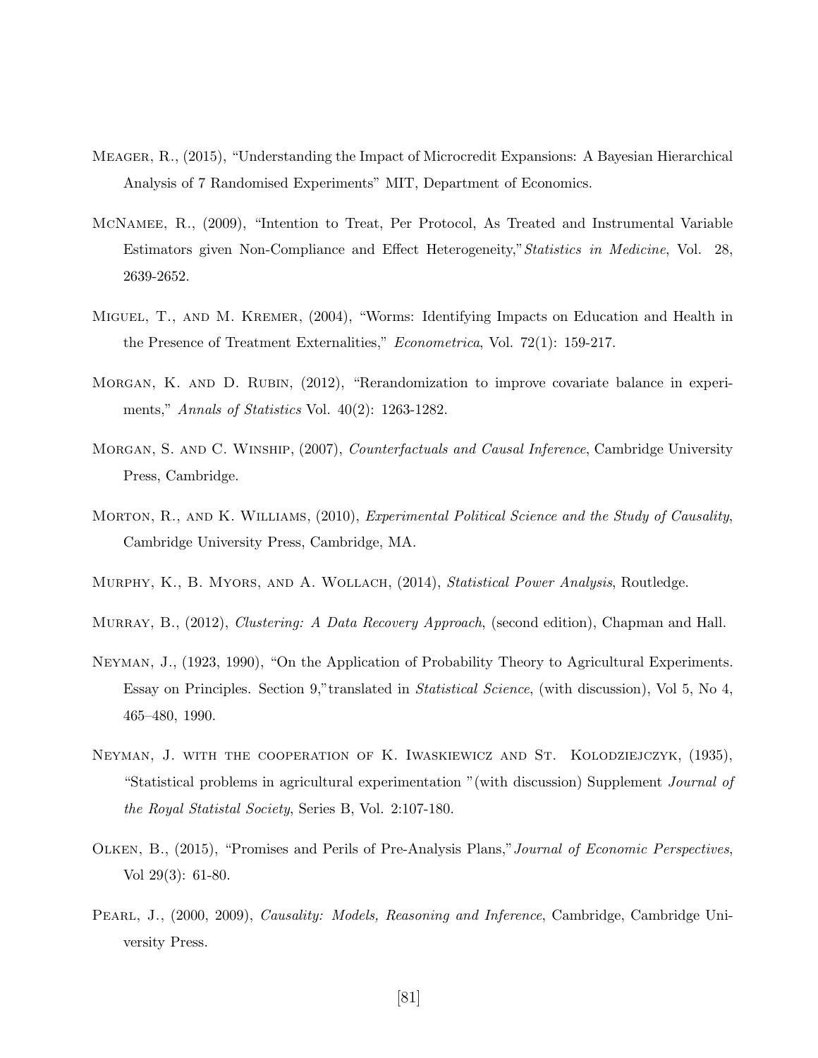Meager, R., (2015), "Understanding the Impact of Microcredit Expansions: A Bayesian Hierarchical Analysis of 7 Randomised Experiments" MIT, Department of Economics.

McNamee, R., (2009), "Intention to Treat, Per Protocol, As Treated and Instrumental Variable Estimators given Non-Compliance and Effect Heterogeneity,"*Statistics in Medicine*, Vol. 28, 2639-2652.

Miguel, T., and M. Kremer, (2004), "Worms: Identifying Impacts on Education and Health in the Presence of Treatment Externalities," *Econometrica*, Vol. 72(1): 159-217.

Morgan, K. and D. Rubin, (2012), "Rerandomization to improve covariate balance in experiments," *Annals of Statistics* Vol. 40(2): 1263-1282.

Morgan, S. and C. Winship, (2007), *Counterfactuals and Causal Inference*, Cambridge University Press, Cambridge.

Morton, R., and K. Williams, (2010), *Experimental Political Science and the Study of Causality*, Cambridge University Press, Cambridge, MA.

Murphy, K., B. Myors, and A. Wollach, (2014), *Statistical Power Analysis*, Routledge.

Murray, B., (2012), *Clustering: A Data Recovery Approach*, (second edition), Chapman and Hall.

Neyman, J., (1923, 1990), "On the Application of Probability Theory to Agricultural Experiments. Essay on Principles. Section 9,"translated in *Statistical Science*, (with discussion), Vol 5, No 4, 465–480, 1990.

Neyman, J. with the cooperation of K. Iwaskiewicz and St. Kolodziejczyk, (1935), "Statistical problems in agricultural experimentation "(with discussion) Supplement *Journal of the Royal Statistal Society*, Series B, Vol. 2:107-180.

Olken, B., (2015), "Promises and Perils of Pre-Analysis Plans,"*Journal of Economic Perspectives*, Vol 29(3): 61-80.

Pearl, J., (2000, 2009), *Causality: Models, Reasoning and Inference*, Cambridge, Cambridge University Press.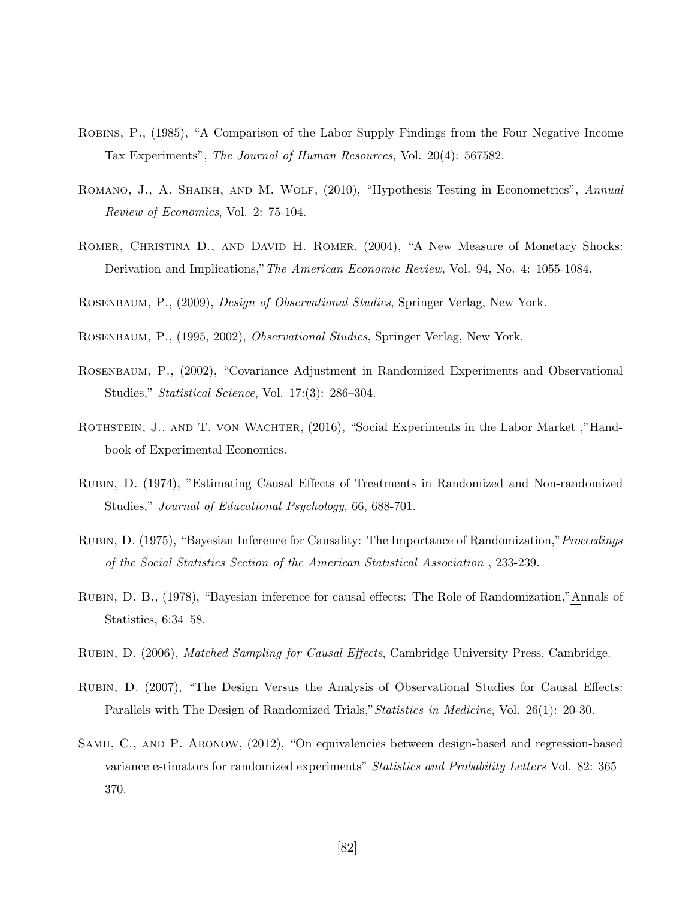Robins, P., (1985), "A Comparison of the Labor Supply Findings from the Four Negative Income Tax Experiments", *The Journal of Human Resources*, Vol. 20(4): 567582.

Romano, J., A. Shaikh, and M. Wolf, (2010), "Hypothesis Testing in Econometrics", *Annual Review of Economics*, Vol. 2: 75-104.

Romer, Christina D., and David H. Romer, (2004), "A New Measure of Monetary Shocks: Derivation and Implications," *The American Economic Review*, Vol. 94, No. 4: 1055-1084.

Rosenbaum, P., (2009), *Design of Observational Studies*, Springer Verlag, New York.

Rosenbaum, P., (1995, 2002), *Observational Studies*, Springer Verlag, New York.

Rosenbaum, P., (2002), "Covariance Adjustment in Randomized Experiments and Observational Studies," *Statistical Science*, Vol. 17:(3): 286–304.

Rothstein, J., and T. von Wachter, (2016), "Social Experiments in the Labor Market ,"Handbook of Experimental Economics.

Rubin, D. (1974), "Estimating Causal Effects of Treatments in Randomized and Non-randomized Studies," *Journal of Educational Psychology*, 66, 688-701.

Rubin, D. (1975), "Bayesian Inference for Causality: The Importance of Randomization," *Proceedings of the Social Statistics Section of the American Statistical Association* , 233-239.

Rubin, D. B., (1978), "Bayesian inference for causal effects: The Role of Randomization," Annals of Statistics, 6:34–58.

Rubin, D. (2006), *Matched Sampling for Causal Effects*, Cambridge University Press, Cambridge.

Rubin, D. (2007), "The Design Versus the Analysis of Observational Studies for Causal Effects: Parallels with The Design of Randomized Trials," *Statistics in Medicine*, Vol. 26(1): 20-30.

Samii, C., and P. Aronow, (2012), "On equivalencies between design-based and regression-based variance estimators for randomized experiments" *Statistics and Probability Letters* Vol. 82: 365–370.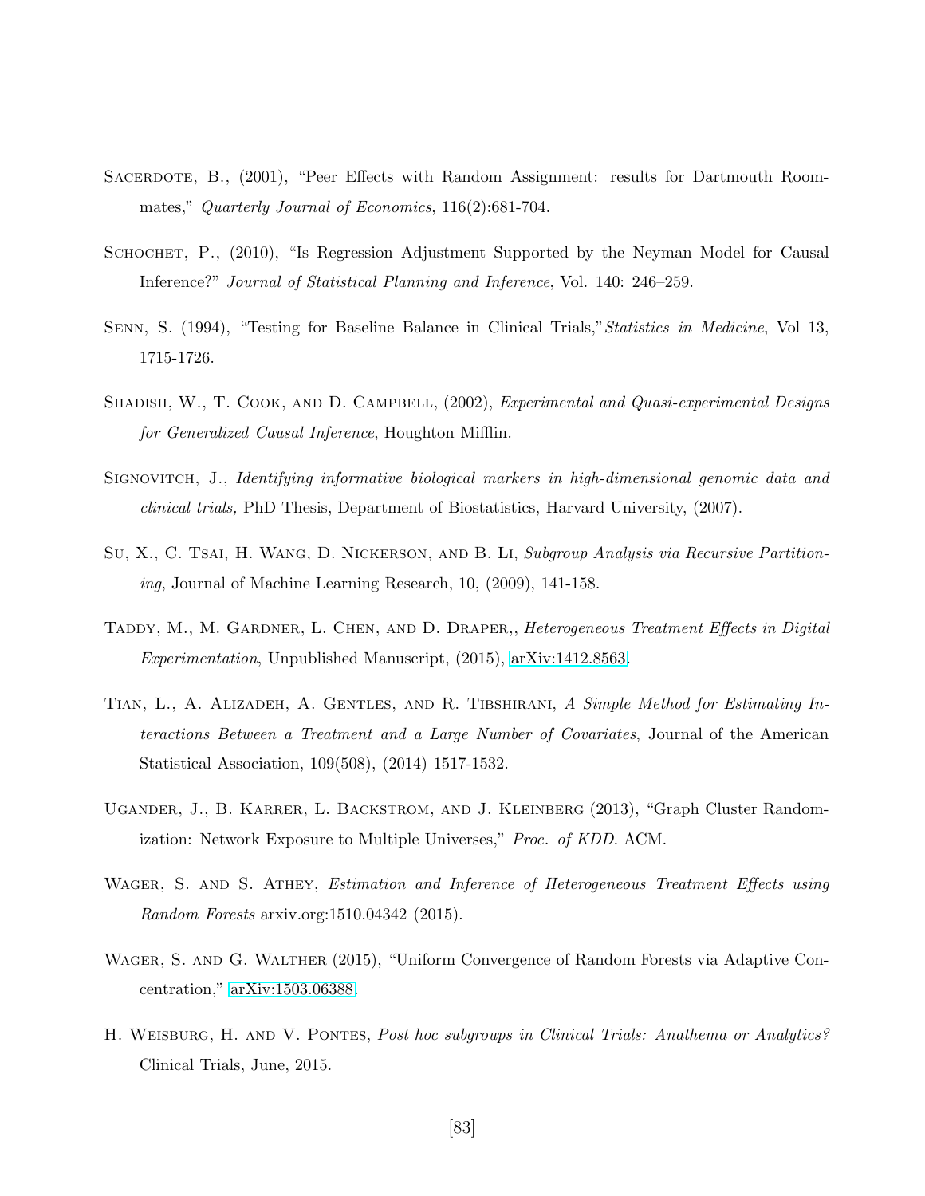Sacerdote, B., (2001), "Peer Effects with Random Assignment: results for Dartmouth Roommates," *Quarterly Journal of Economics*, 116(2):681-704.

Schochet, P., (2010), "Is Regression Adjustment Supported by the Neyman Model for Causal Inference?" *Journal of Statistical Planning and Inference*, Vol. 140: 246–259.

Senn, S. (1994), "Testing for Baseline Balance in Clinical Trials,"*Statistics in Medicine*, Vol 13, 1715-1726.

Shadish, W., T. Cook, and D. Campbell, (2002), *Experimental and Quasi-experimental Designs for Generalized Causal Inference*, Houghton Mifflin.

Signovitch, J., *Identifying informative biological markers in high-dimensional genomic data and clinical trials,* PhD Thesis, Department of Biostatistics, Harvard University, (2007).

Su, X., C. Tsai, H. Wang, D. Nickerson, and B. Li, *Subgroup Analysis via Recursive Partitioning*, Journal of Machine Learning Research, 10, (2009), 141-158.

Taddy, M., M. Gardner, L. Chen, and D. Draper,, *Heterogeneous Treatment Effects in Digital Experimentation*, Unpublished Manuscript, (2015), arXiv:1412.8563.

Tian, L., A. Alizadeh, A. Gentles, and R. Tibshirani, *A Simple Method for Estimating Interactions Between a Treatment and a Large Number of Covariates*, Journal of the American Statistical Association, 109(508), (2014) 1517-1532.

Ugander, J., B. Karrer, L. Backstrom, and J. Kleinberg (2013), "Graph Cluster Randomization: Network Exposure to Multiple Universes," *Proc. of KDD.* ACM.

Wager, S. and S. Athey, *Estimation and Inference of Heterogeneous Treatment Effects using Random Forests* arxiv.org:1510.04342 (2015).

Wager, S. and G. Walther (2015), "Uniform Convergence of Random Forests via Adaptive Concentration," arXiv:1503.06388.

H. Weisburg, H. and V. Pontes, *Post hoc subgroups in Clinical Trials: Anathema or Analytics?* Clinical Trials, June, 2015.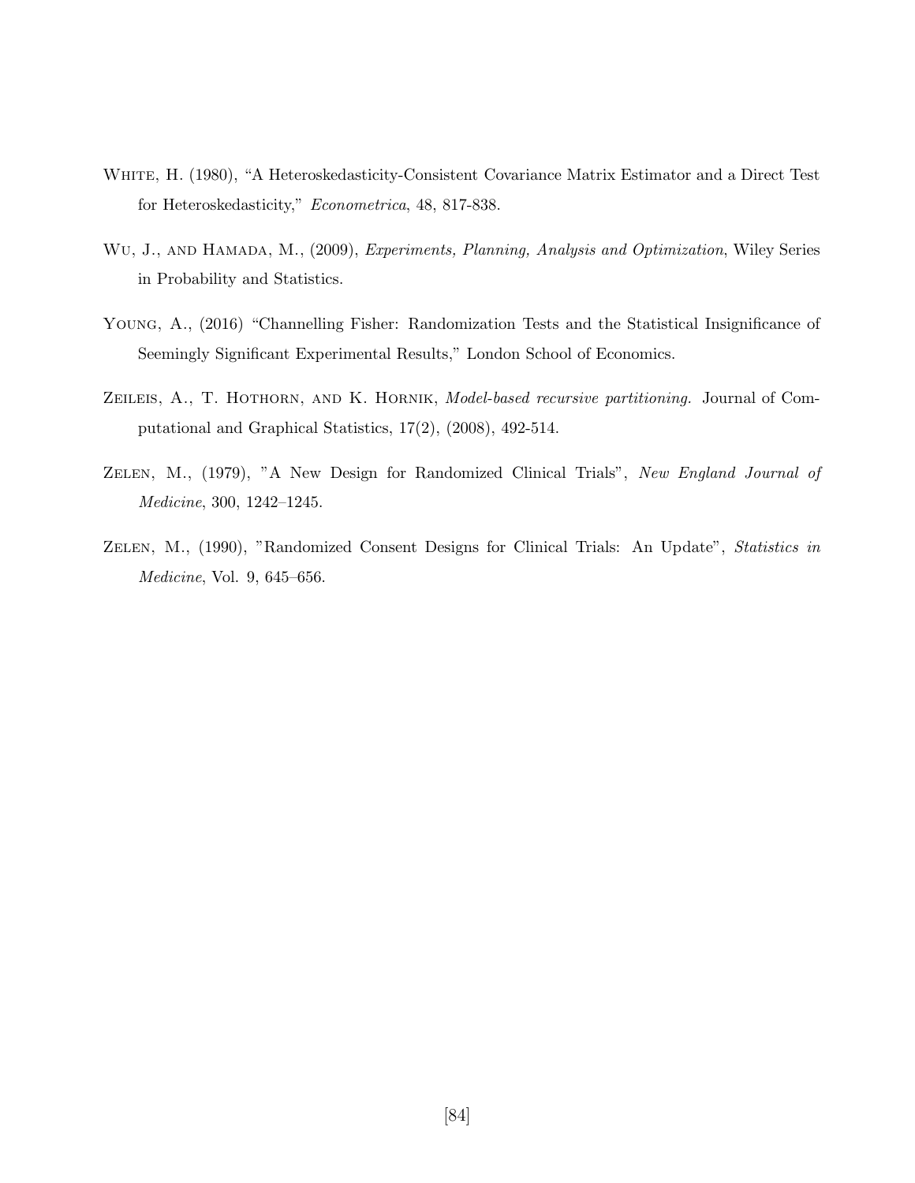White, H. (1980), "A Heteroskedasticity-Consistent Covariance Matrix Estimator and a Direct Test for Heteroskedasticity," *Econometrica*, 48, 817-838.

Wu, J., and Hamada, M., (2009), *Experiments, Planning, Analysis and Optimization*, Wiley Series in Probability and Statistics.

Young, A., (2016) "Channelling Fisher: Randomization Tests and the Statistical Insignificance of Seemingly Significant Experimental Results," London School of Economics.

Zeileis, A., T. Hothorn, and K. Hornik, *Model-based recursive partitioning.* Journal of Computational and Graphical Statistics, 17(2), (2008), 492-514.

Zelen, M., (1979), "A New Design for Randomized Clinical Trials", *New England Journal of Medicine*, 300, 1242–1245.

Zelen, M., (1990), "Randomized Consent Designs for Clinical Trials: An Update", *Statistics in Medicine*, Vol. 9, 645–656.